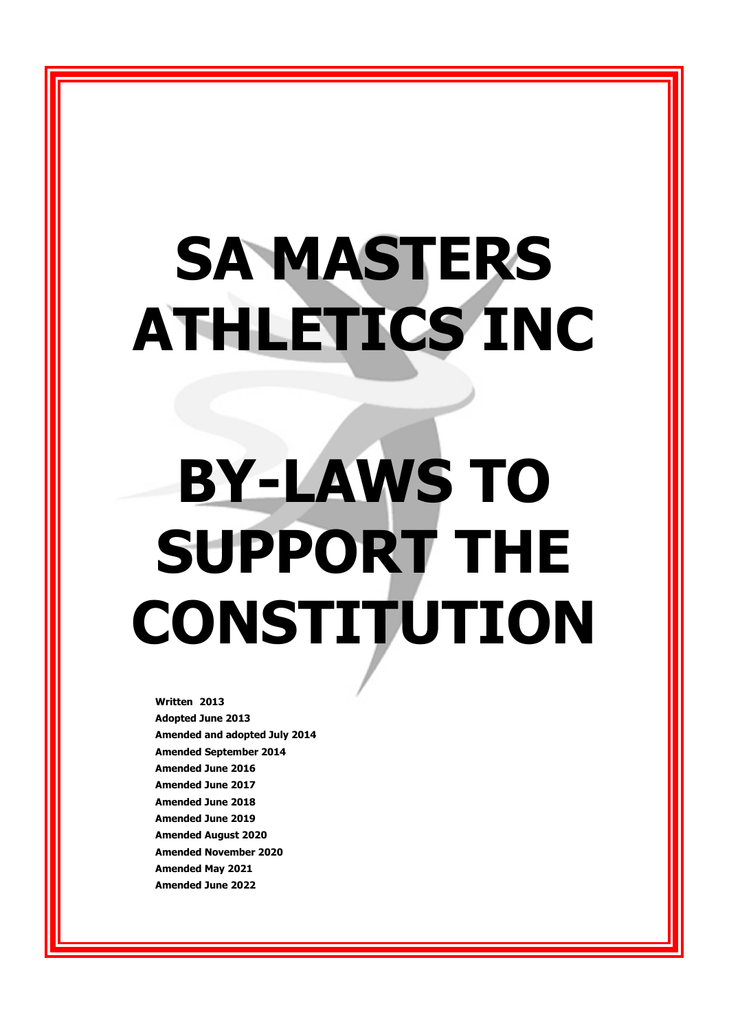# SA MASTERS ATHLETICS INC

# BY-LAWS TO SUPPORT THE CONSTITUTION

**Written 2013**
**Adopted June 2013**
**Amended and adopted July 2014**
**Amended September 2014**
**Amended June 2016**
**Amended June 2017**
**Amended June 2018**
**Amended June 2019**
**Amended August 2020**
**Amended November 2020**
**Amended May 2021**
**Amended June 2022**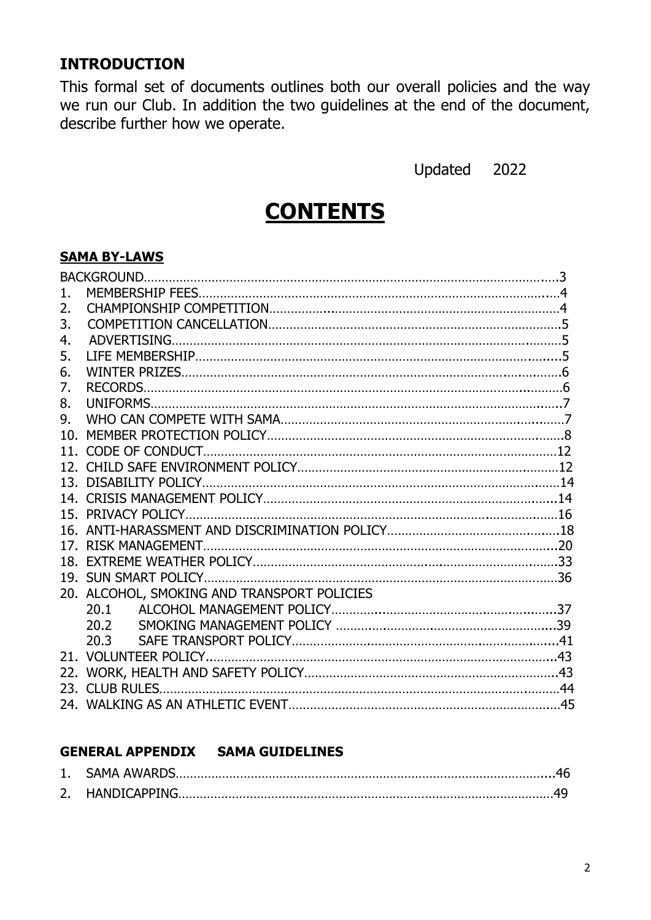## INTRODUCTION

This formal set of documents outlines both our overall policies and the way we run our Club. In addition the two guidelines at the end of the document, describe further how we operate.

Updated 2022

# CONTENTS

### SAMA BY-LAWS

| | | |
|---|---|---|
| | BACKGROUND | 3 |
| 1. | MEMBERSHIP FEES | 4 |
| 2. | CHAMPIONSHIP COMPETITION | 4 |
| 3. | COMPETITION CANCELLATION | 5 |
| 4. | ADVERTISING | 5 |
| 5. | LIFE MEMBERSHIP | 5 |
| 6. | WINTER PRIZES | 6 |
| 7. | RECORDS | 6 |
| 8. | UNIFORMS | 7 |
| 9. | WHO CAN COMPETE WITH SAMA | 7 |
| 10. | MEMBER PROTECTION POLICY | 8 |
| 11. | CODE OF CONDUCT | 12 |
| 12. | CHILD SAFE ENVIRONMENT POLICY | 12 |
| 13. | DISABILITY POLICY | 14 |
| 14. | CRISIS MANAGEMENT POLICY | 14 |
| 15. | PRIVACY POLICY | 16 |
| 16. | ANTI-HARASSMENT AND DISCRIMINATION POLICY | 18 |
| 17. | RISK MANAGEMENT | 20 |
| 18. | EXTREME WEATHER POLICY | 33 |
| 19. | SUN SMART POLICY | 36 |
| 20. | ALCOHOL, SMOKING AND TRANSPORT POLICIES | |
| | 20.1 ALCOHOL MANAGEMENT POLICY | 37 |
| | 20.2 SMOKING MANAGEMENT POLICY | 39 |
| | 20.3 SAFE TRANSPORT POLICY | 41 |
| 21. | VOLUNTEER POLICY | 43 |
| 22. | WORK, HEALTH AND SAFETY POLICY | 43 |
| 23. | CLUB RULES | 44 |
| 24. | WALKING AS AN ATHLETIC EVENT | 45 |

### GENERAL APPENDIX SAMA GUIDELINES

| | | |
|---|---|---|
| 1. | SAMA AWARDS | 46 |
| 2. | HANDICAPPING | 49 |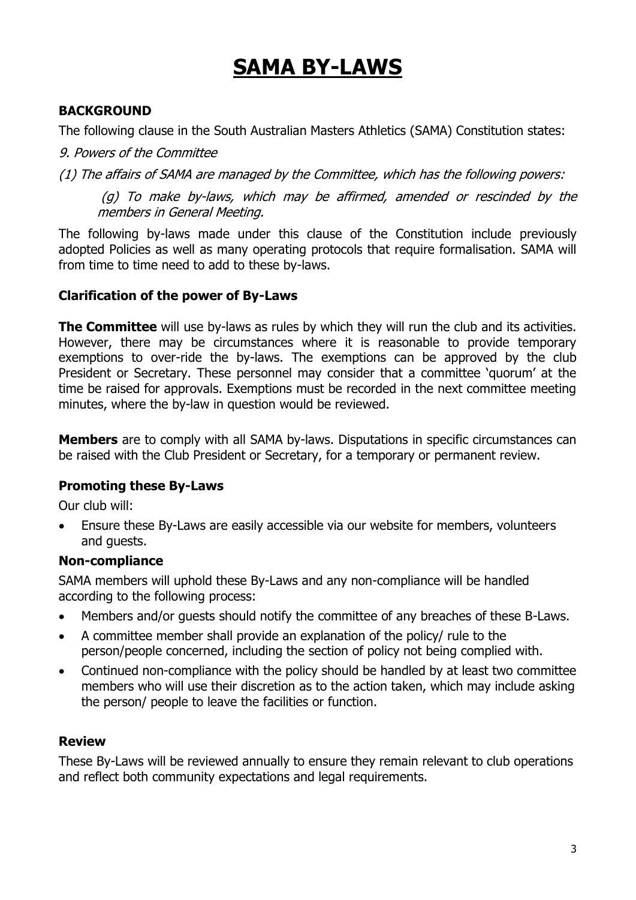# SAMA BY-LAWS

### BACKGROUND

The following clause in the South Australian Masters Athletics (SAMA) Constitution states:

*9. Powers of the Committee*

*(1) The affairs of SAMA are managed by the Committee, which has the following powers:*

> *(g) To make by-laws, which may be affirmed, amended or rescinded by the members in General Meeting.*

The following by-laws made under this clause of the Constitution include previously adopted Policies as well as many operating protocols that require formalisation. SAMA will from time to time need to add to these by-laws.

### Clarification of the power of By-Laws

**The Committee** will use by-laws as rules by which they will run the club and its activities. However, there may be circumstances where it is reasonable to provide temporary exemptions to over-ride the by-laws. The exemptions can be approved by the club President or Secretary. These personnel may consider that a committee 'quorum' at the time be raised for approvals. Exemptions must be recorded in the next committee meeting minutes, where the by-law in question would be reviewed.

**Members** are to comply with all SAMA by-laws. Disputations in specific circumstances can be raised with the Club President or Secretary, for a temporary or permanent review.

### Promoting these By-Laws

Our club will:

- Ensure these By-Laws are easily accessible via our website for members, volunteers and guests.

### Non-compliance

SAMA members will uphold these By-Laws and any non-compliance will be handled according to the following process:

- Members and/or guests should notify the committee of any breaches of these B-Laws.
- A committee member shall provide an explanation of the policy/ rule to the person/people concerned, including the section of policy not being complied with.
- Continued non-compliance with the policy should be handled by at least two committee members who will use their discretion as to the action taken, which may include asking the person/ people to leave the facilities or function.

### Review

These By-Laws will be reviewed annually to ensure they remain relevant to club operations and reflect both community expectations and legal requirements.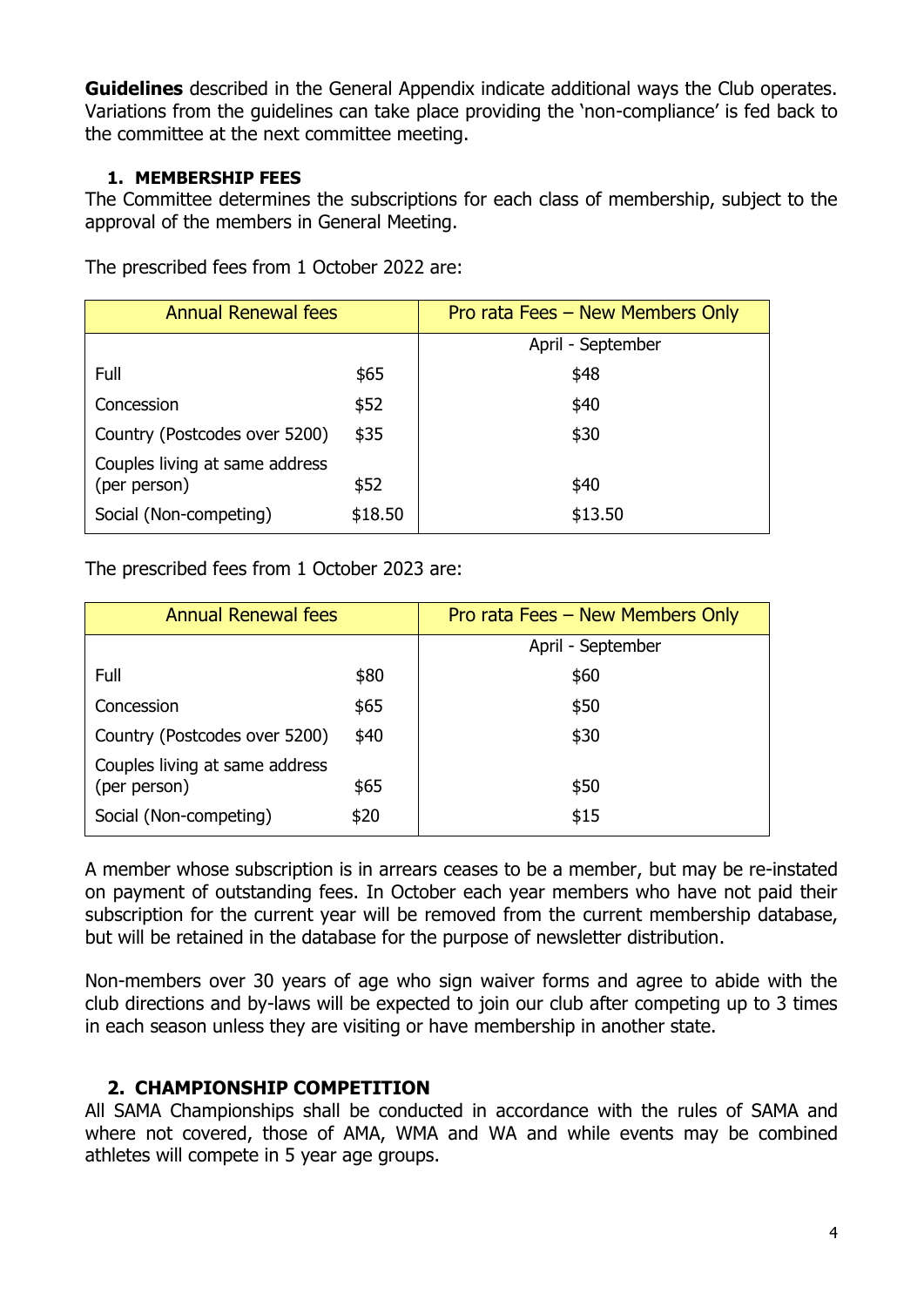**Guidelines** described in the General Appendix indicate additional ways the Club operates. Variations from the guidelines can take place providing the 'non-compliance' is fed back to the committee at the next committee meeting.

## 1. MEMBERSHIP FEES

The Committee determines the subscriptions for each class of membership, subject to the approval of the members in General Meeting.

The prescribed fees from 1 October 2022 are:

| Annual Renewal fees | | Pro rata Fees – New Members Only |
|---|---|---|
| | | April - September |
| Full | $65 | $48 |
| Concession | $52 | $40 |
| Country (Postcodes over 5200) | $35 | $30 |
| Couples living at same address (per person) | $52 | $40 |
| Social (Non-competing) | $18.50 | $13.50 |

The prescribed fees from 1 October 2023 are:

| Annual Renewal fees | | Pro rata Fees – New Members Only |
|---|---|---|
| | | April - September |
| Full | $80 | $60 |
| Concession | $65 | $50 |
| Country (Postcodes over 5200) | $40 | $30 |
| Couples living at same address (per person) | $65 | $50 |
| Social (Non-competing) | $20 | $15 |

A member whose subscription is in arrears ceases to be a member, but may be re-instated on payment of outstanding fees. In October each year members who have not paid their subscription for the current year will be removed from the current membership database, but will be retained in the database for the purpose of newsletter distribution.

Non-members over 30 years of age who sign waiver forms and agree to abide with the club directions and by-laws will be expected to join our club after competing up to 3 times in each season unless they are visiting or have membership in another state.

## 2. CHAMPIONSHIP COMPETITION

All SAMA Championships shall be conducted in accordance with the rules of SAMA and where not covered, those of AMA, WMA and WA and while events may be combined athletes will compete in 5 year age groups.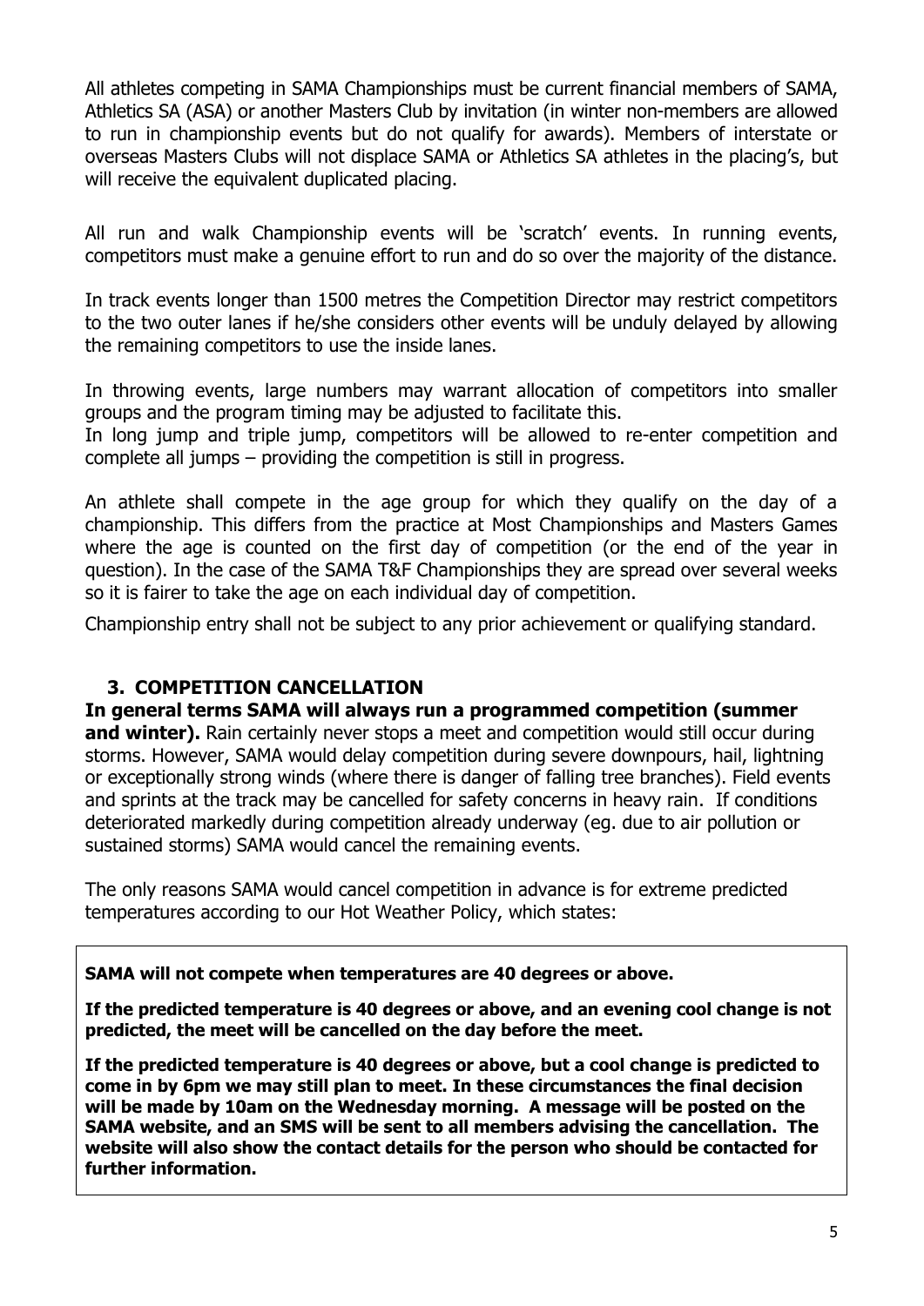All athletes competing in SAMA Championships must be current financial members of SAMA, Athletics SA (ASA) or another Masters Club by invitation (in winter non-members are allowed to run in championship events but do not qualify for awards). Members of interstate or overseas Masters Clubs will not displace SAMA or Athletics SA athletes in the placing's, but will receive the equivalent duplicated placing.

All run and walk Championship events will be 'scratch' events. In running events, competitors must make a genuine effort to run and do so over the majority of the distance.

In track events longer than 1500 metres the Competition Director may restrict competitors to the two outer lanes if he/she considers other events will be unduly delayed by allowing the remaining competitors to use the inside lanes.

In throwing events, large numbers may warrant allocation of competitors into smaller groups and the program timing may be adjusted to facilitate this.
In long jump and triple jump, competitors will be allowed to re-enter competition and complete all jumps – providing the competition is still in progress.

An athlete shall compete in the age group for which they qualify on the day of a championship. This differs from the practice at Most Championships and Masters Games where the age is counted on the first day of competition (or the end of the year in question). In the case of the SAMA T&F Championships they are spread over several weeks so it is fairer to take the age on each individual day of competition.

Championship entry shall not be subject to any prior achievement or qualifying standard.

## 3. COMPETITION CANCELLATION

**In general terms SAMA will always run a programmed competition (summer and winter).** Rain certainly never stops a meet and competition would still occur during storms. However, SAMA would delay competition during severe downpours, hail, lightning or exceptionally strong winds (where there is danger of falling tree branches). Field events and sprints at the track may be cancelled for safety concerns in heavy rain. If conditions deteriorated markedly during competition already underway (eg. due to air pollution or sustained storms) SAMA would cancel the remaining events.

The only reasons SAMA would cancel competition in advance is for extreme predicted temperatures according to our Hot Weather Policy, which states:

**SAMA will not compete when temperatures are 40 degrees or above.**

**If the predicted temperature is 40 degrees or above, and an evening cool change is not predicted, the meet will be cancelled on the day before the meet.**

**If the predicted temperature is 40 degrees or above, but a cool change is predicted to come in by 6pm we may still plan to meet. In these circumstances the final decision will be made by 10am on the Wednesday morning. A message will be posted on the SAMA website, and an SMS will be sent to all members advising the cancellation. The website will also show the contact details for the person who should be contacted for further information.**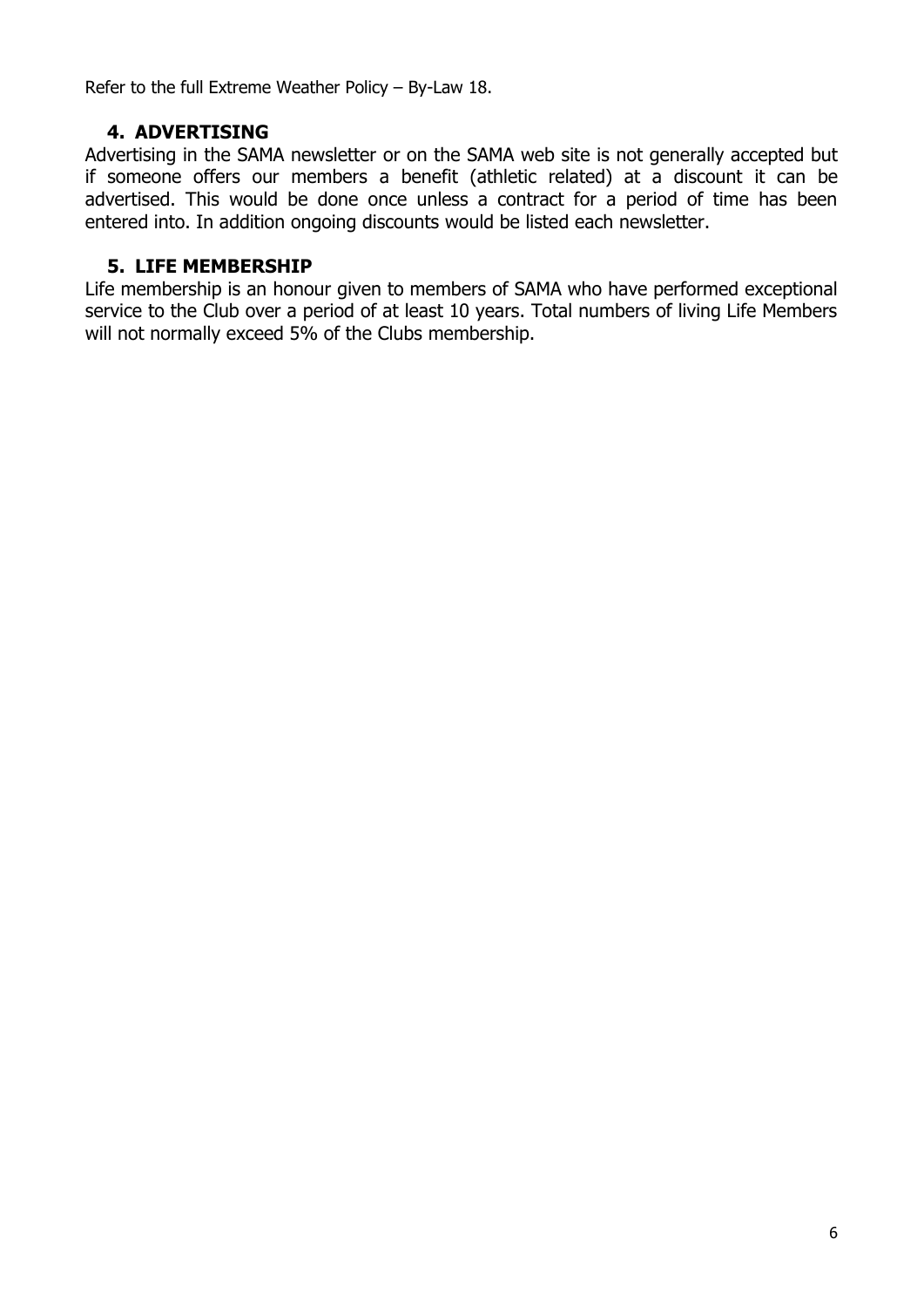Refer to the full Extreme Weather Policy – By-Law 18.

## 4. ADVERTISING

Advertising in the SAMA newsletter or on the SAMA web site is not generally accepted but if someone offers our members a benefit (athletic related) at a discount it can be advertised. This would be done once unless a contract for a period of time has been entered into. In addition ongoing discounts would be listed each newsletter.

## 5. LIFE MEMBERSHIP

Life membership is an honour given to members of SAMA who have performed exceptional service to the Club over a period of at least 10 years. Total numbers of living Life Members will not normally exceed 5% of the Clubs membership.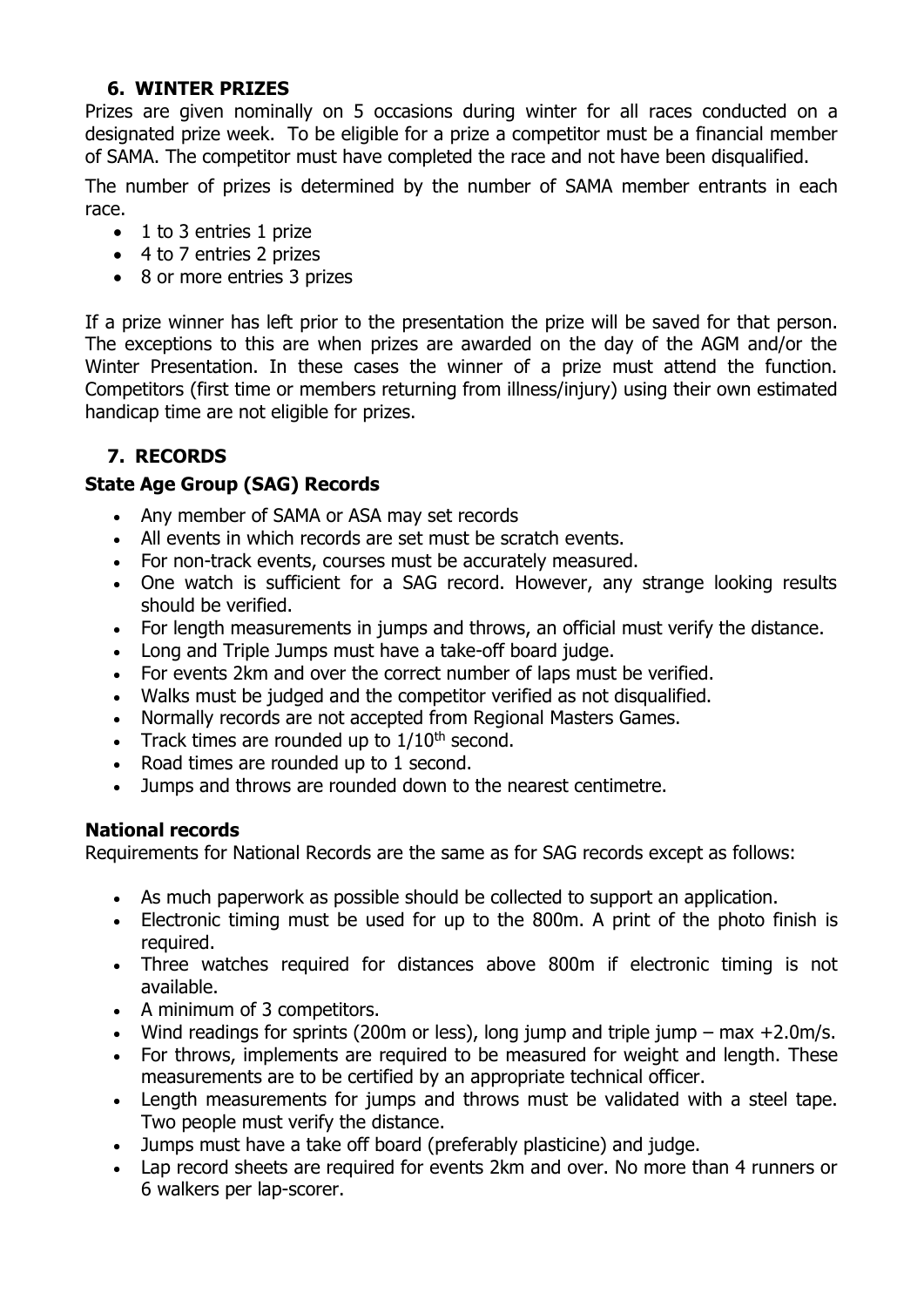## 6. WINTER PRIZES

Prizes are given nominally on 5 occasions during winter for all races conducted on a designated prize week. To be eligible for a prize a competitor must be a financial member of SAMA. The competitor must have completed the race and not have been disqualified.

The number of prizes is determined by the number of SAMA member entrants in each race.

- 1 to 3 entries 1 prize
- 4 to 7 entries 2 prizes
- 8 or more entries 3 prizes

If a prize winner has left prior to the presentation the prize will be saved for that person. The exceptions to this are when prizes are awarded on the day of the AGM and/or the Winter Presentation. In these cases the winner of a prize must attend the function. Competitors (first time or members returning from illness/injury) using their own estimated handicap time are not eligible for prizes.

## 7. RECORDS

### State Age Group (SAG) Records

- Any member of SAMA or ASA may set records
- All events in which records are set must be scratch events.
- For non-track events, courses must be accurately measured.
- One watch is sufficient for a SAG record. However, any strange looking results should be verified.
- For length measurements in jumps and throws, an official must verify the distance.
- Long and Triple Jumps must have a take-off board judge.
- For events 2km and over the correct number of laps must be verified.
- Walks must be judged and the competitor verified as not disqualified.
- Normally records are not accepted from Regional Masters Games.
- Track times are rounded up to 1/10th second.
- Road times are rounded up to 1 second.
- Jumps and throws are rounded down to the nearest centimetre.

### National records

Requirements for National Records are the same as for SAG records except as follows:

- As much paperwork as possible should be collected to support an application.
- Electronic timing must be used for up to the 800m. A print of the photo finish is required.
- Three watches required for distances above 800m if electronic timing is not available.
- A minimum of 3 competitors.
- Wind readings for sprints (200m or less), long jump and triple jump – max +2.0m/s.
- For throws, implements are required to be measured for weight and length. These measurements are to be certified by an appropriate technical officer.
- Length measurements for jumps and throws must be validated with a steel tape. Two people must verify the distance.
- Jumps must have a take off board (preferably plasticine) and judge.
- Lap record sheets are required for events 2km and over. No more than 4 runners or 6 walkers per lap-scorer.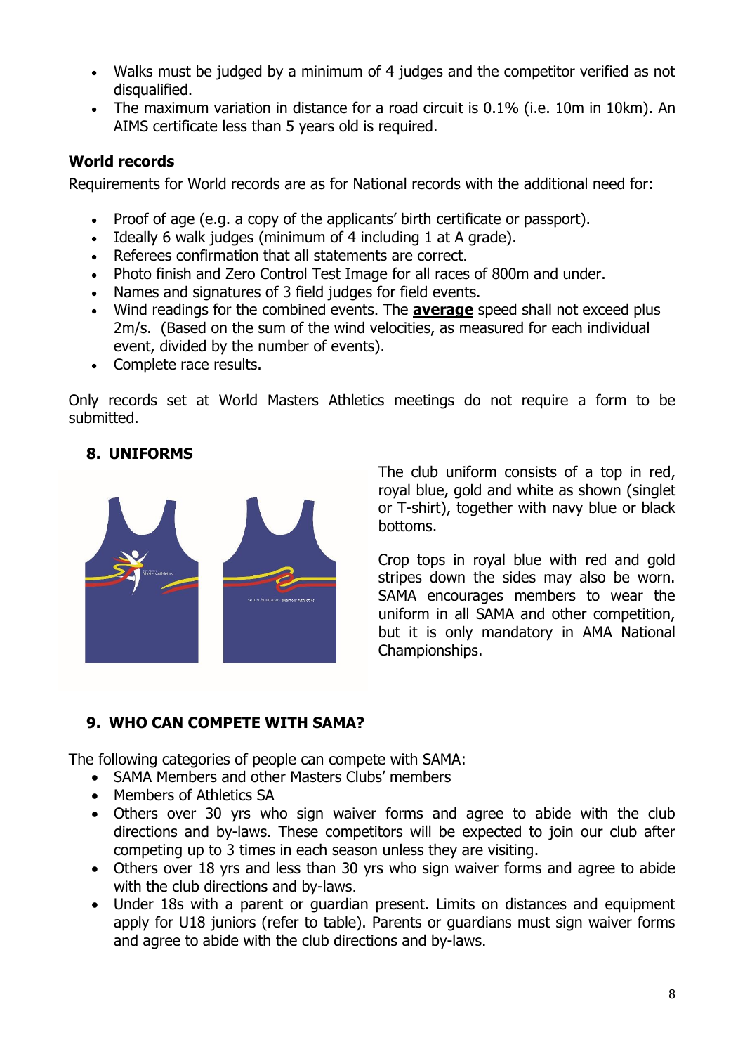- Walks must be judged by a minimum of 4 judges and the competitor verified as not disqualified.
- The maximum variation in distance for a road circuit is 0.1% (i.e. 10m in 10km). An AIMS certificate less than 5 years old is required.

**World records**

Requirements for World records are as for National records with the additional need for:

- Proof of age (e.g. a copy of the applicants' birth certificate or passport).
- Ideally 6 walk judges (minimum of 4 including 1 at A grade).
- Referees confirmation that all statements are correct.
- Photo finish and Zero Control Test Image for all races of 800m and under.
- Names and signatures of 3 field judges for field events.
- Wind readings for the combined events. The **average** speed shall not exceed plus 2m/s. (Based on the sum of the wind velocities, as measured for each individual event, divided by the number of events).
- Complete race results.

Only records set at World Masters Athletics meetings do not require a form to be submitted.

## 8. UNIFORMS

The club uniform consists of a top in red, royal blue, gold and white as shown (singlet or T-shirt), together with navy blue or black bottoms.

Crop tops in royal blue with red and gold stripes down the sides may also be worn. SAMA encourages members to wear the uniform in all SAMA and other competition, but it is only mandatory in AMA National Championships.

## 9. WHO CAN COMPETE WITH SAMA?

The following categories of people can compete with SAMA:

- SAMA Members and other Masters Clubs' members
- Members of Athletics SA
- Others over 30 yrs who sign waiver forms and agree to abide with the club directions and by-laws. These competitors will be expected to join our club after competing up to 3 times in each season unless they are visiting.
- Others over 18 yrs and less than 30 yrs who sign waiver forms and agree to abide with the club directions and by-laws.
- Under 18s with a parent or guardian present. Limits on distances and equipment apply for U18 juniors (refer to table). Parents or guardians must sign waiver forms and agree to abide with the club directions and by-laws.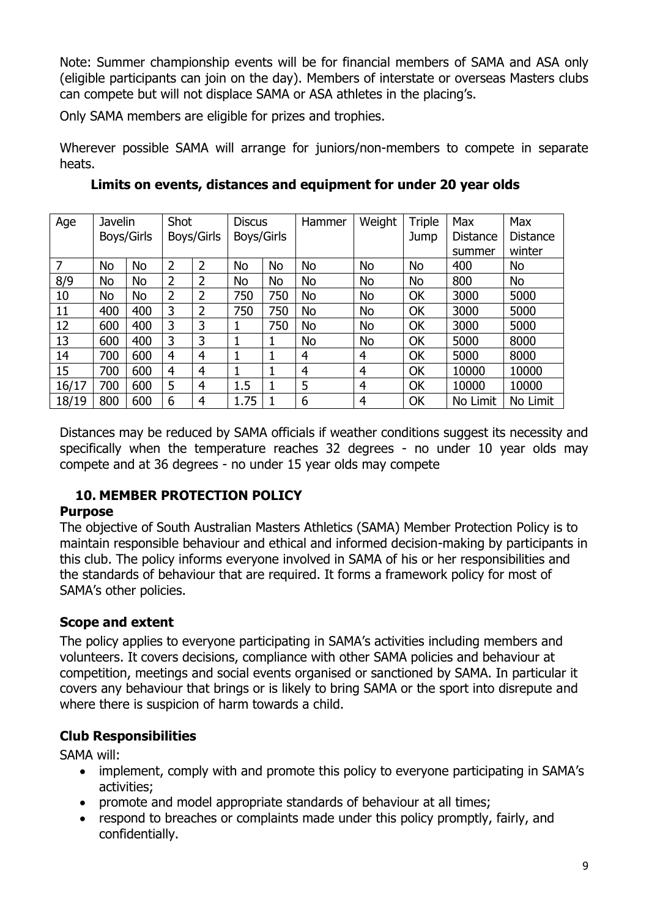Note: Summer championship events will be for financial members of SAMA and ASA only (eligible participants can join on the day). Members of interstate or overseas Masters clubs can compete but will not displace SAMA or ASA athletes in the placing's.

Only SAMA members are eligible for prizes and trophies.

Wherever possible SAMA will arrange for juniors/non-members to compete in separate heats.

**Limits on events, distances and equipment for under 20 year olds**

| Age | Javelin Boys/Girls | | Shot Boys/Girls | | Discus Boys/Girls | | Hammer | Weight | Triple Jump | Max Distance summer | Max Distance winter |
|---|---|---|---|---|---|---|---|---|---|---|---|
| 7 | No | No | 2 | 2 | No | No | No | No | No | 400 | No |
| 8/9 | No | No | 2 | 2 | No | No | No | No | No | 800 | No |
| 10 | No | No | 2 | 2 | 750 | 750 | No | No | OK | 3000 | 5000 |
| 11 | 400 | 400 | 3 | 2 | 750 | 750 | No | No | OK | 3000 | 5000 |
| 12 | 600 | 400 | 3 | 3 | 1 | 750 | No | No | OK | 3000 | 5000 |
| 13 | 600 | 400 | 3 | 3 | 1 | 1 | No | No | OK | 5000 | 8000 |
| 14 | 700 | 600 | 4 | 4 | 1 | 1 | 4 | 4 | OK | 5000 | 8000 |
| 15 | 700 | 600 | 4 | 4 | 1 | 1 | 4 | 4 | OK | 10000 | 10000 |
| 16/17 | 700 | 600 | 5 | 4 | 1.5 | 1 | 5 | 4 | OK | 10000 | 10000 |
| 18/19 | 800 | 600 | 6 | 4 | 1.75 | 1 | 6 | 4 | OK | No Limit | No Limit |

Distances may be reduced by SAMA officials if weather conditions suggest its necessity and specifically when the temperature reaches 32 degrees - no under 10 year olds may compete and at 36 degrees - no under 15 year olds may compete

## 10. MEMBER PROTECTION POLICY

### Purpose

The objective of South Australian Masters Athletics (SAMA) Member Protection Policy is to maintain responsible behaviour and ethical and informed decision-making by participants in this club. The policy informs everyone involved in SAMA of his or her responsibilities and the standards of behaviour that are required. It forms a framework policy for most of SAMA's other policies.

### Scope and extent

The policy applies to everyone participating in SAMA's activities including members and volunteers. It covers decisions, compliance with other SAMA policies and behaviour at competition, meetings and social events organised or sanctioned by SAMA. In particular it covers any behaviour that brings or is likely to bring SAMA or the sport into disrepute and where there is suspicion of harm towards a child.

### Club Responsibilities

SAMA will:

- implement, comply with and promote this policy to everyone participating in SAMA's activities;
- promote and model appropriate standards of behaviour at all times;
- respond to breaches or complaints made under this policy promptly, fairly, and confidentially.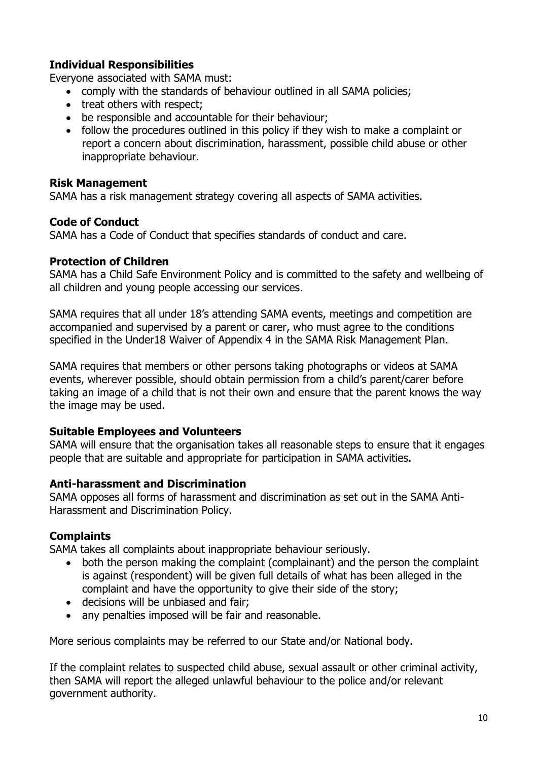**Individual Responsibilities**

Everyone associated with SAMA must:

- comply with the standards of behaviour outlined in all SAMA policies;
- treat others with respect;
- be responsible and accountable for their behaviour;
- follow the procedures outlined in this policy if they wish to make a complaint or report a concern about discrimination, harassment, possible child abuse or other inappropriate behaviour.

**Risk Management**

SAMA has a risk management strategy covering all aspects of SAMA activities.

**Code of Conduct**

SAMA has a Code of Conduct that specifies standards of conduct and care.

**Protection of Children**

SAMA has a Child Safe Environment Policy and is committed to the safety and wellbeing of all children and young people accessing our services.

SAMA requires that all under 18's attending SAMA events, meetings and competition are accompanied and supervised by a parent or carer, who must agree to the conditions specified in the Under18 Waiver of Appendix 4 in the SAMA Risk Management Plan.

SAMA requires that members or other persons taking photographs or videos at SAMA events, wherever possible, should obtain permission from a child's parent/carer before taking an image of a child that is not their own and ensure that the parent knows the way the image may be used.

**Suitable Employees and Volunteers**

SAMA will ensure that the organisation takes all reasonable steps to ensure that it engages people that are suitable and appropriate for participation in SAMA activities.

**Anti-harassment and Discrimination**

SAMA opposes all forms of harassment and discrimination as set out in the SAMA Anti-Harassment and Discrimination Policy.

**Complaints**

SAMA takes all complaints about inappropriate behaviour seriously.

- both the person making the complaint (complainant) and the person the complaint is against (respondent) will be given full details of what has been alleged in the complaint and have the opportunity to give their side of the story;
- decisions will be unbiased and fair;
- any penalties imposed will be fair and reasonable.

More serious complaints may be referred to our State and/or National body.

If the complaint relates to suspected child abuse, sexual assault or other criminal activity, then SAMA will report the alleged unlawful behaviour to the police and/or relevant government authority.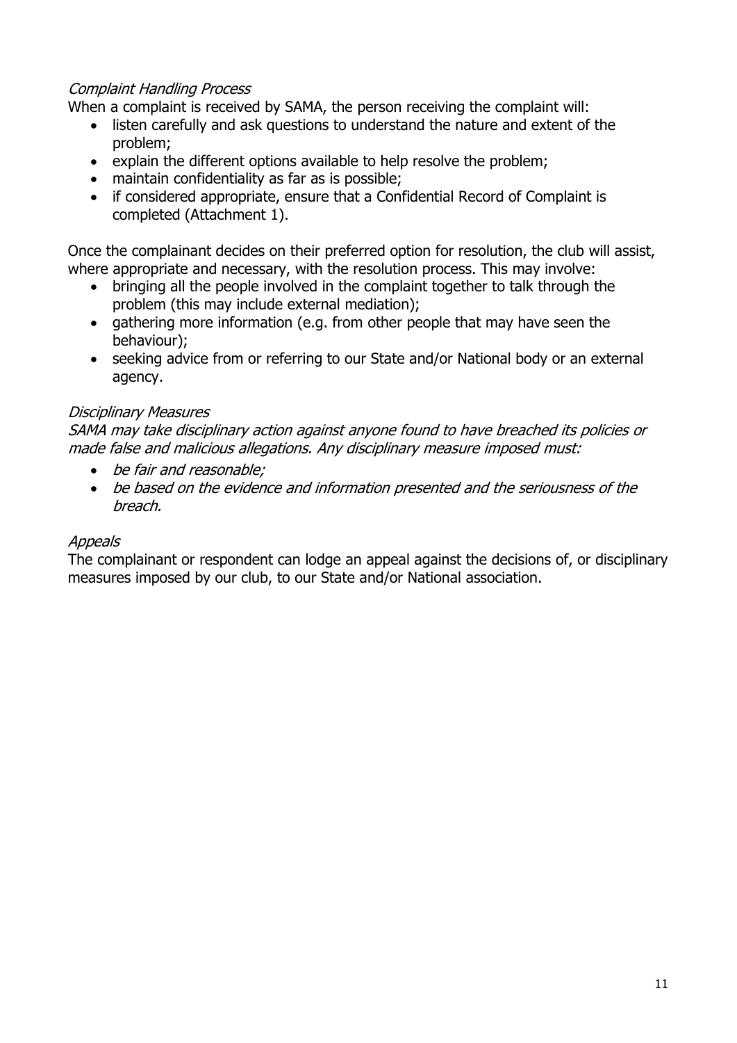*Complaint Handling Process*

When a complaint is received by SAMA, the person receiving the complaint will:

- listen carefully and ask questions to understand the nature and extent of the problem;
- explain the different options available to help resolve the problem;
- maintain confidentiality as far as is possible;
- if considered appropriate, ensure that a Confidential Record of Complaint is completed (Attachment 1).

Once the complainant decides on their preferred option for resolution, the club will assist, where appropriate and necessary, with the resolution process. This may involve:

- bringing all the people involved in the complaint together to talk through the problem (this may include external mediation);
- gathering more information (e.g. from other people that may have seen the behaviour);
- seeking advice from or referring to our State and/or National body or an external agency.

*Disciplinary Measures*

*SAMA may take disciplinary action against anyone found to have breached its policies or made false and malicious allegations. Any disciplinary measure imposed must:*

- *be fair and reasonable;*
- *be based on the evidence and information presented and the seriousness of the breach.*

*Appeals*

The complainant or respondent can lodge an appeal against the decisions of, or disciplinary measures imposed by our club, to our State and/or National association.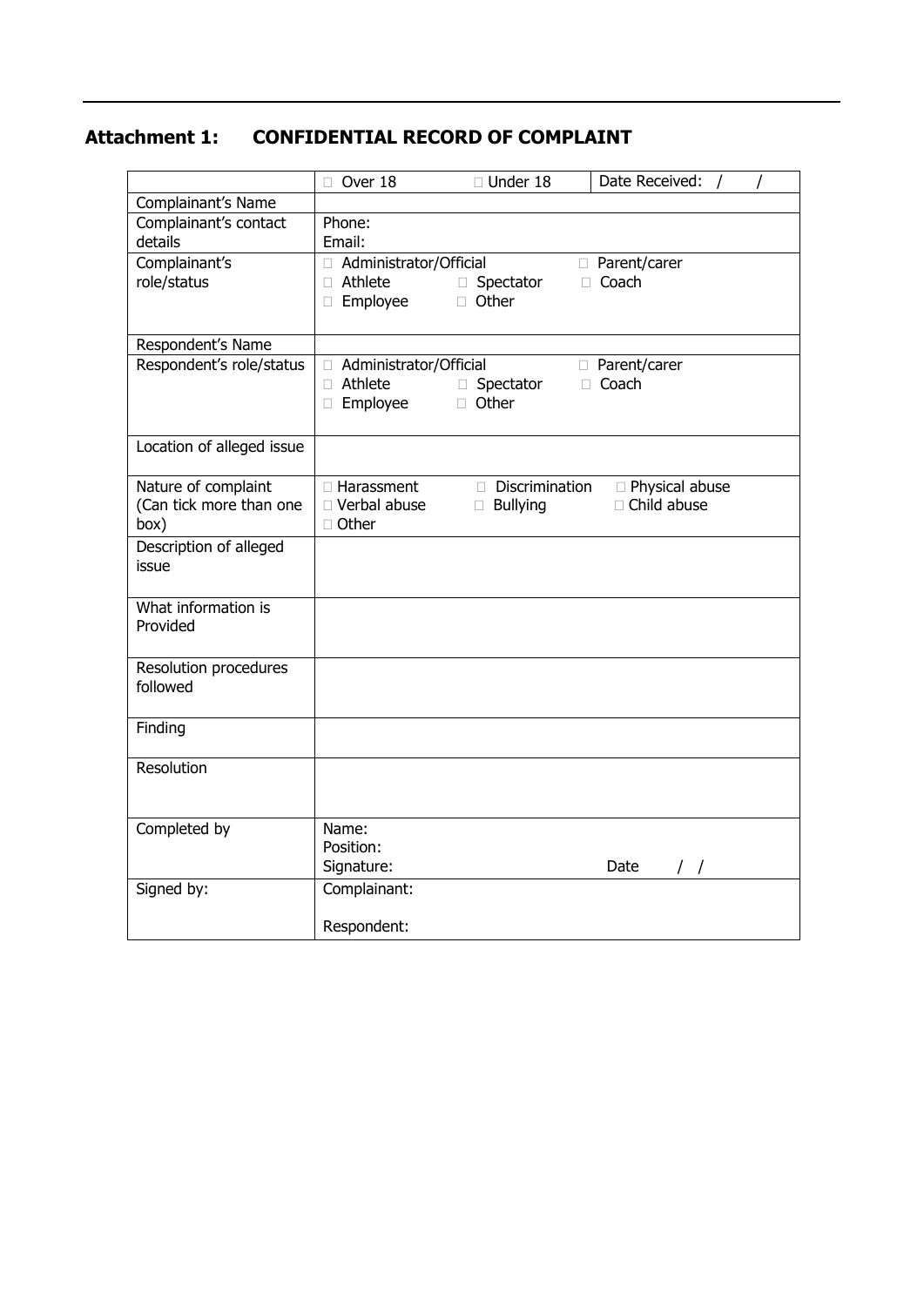## Attachment 1: CONFIDENTIAL RECORD OF COMPLAINT

| | □ Over 18 □ Under 18 | Date Received: / / |
|---|---|---|
| Complainant's Name | | |
| Complainant's contact details | Phone:<br>Email: | |
| Complainant's role/status | □ Administrator/Official □ Parent/carer<br>□ Athlete □ Spectator □ Coach<br>□ Employee □ Other | |
| Respondent's Name | | |
| Respondent's role/status | □ Administrator/Official □ Parent/carer<br>□ Athlete □ Spectator □ Coach<br>□ Employee □ Other | |
| Location of alleged issue | | |
| Nature of complaint (Can tick more than one box) | □ Harassment □ Discrimination □ Physical abuse<br>□ Verbal abuse □ Bullying □ Child abuse<br>□ Other | |
| Description of alleged issue | | |
| What information is Provided | | |
| Resolution procedures followed | | |
| Finding | | |
| Resolution | | |
| Completed by | Name:<br>Position:<br>Signature: Date / / | |
| Signed by: | Complainant:<br><br>Respondent: | |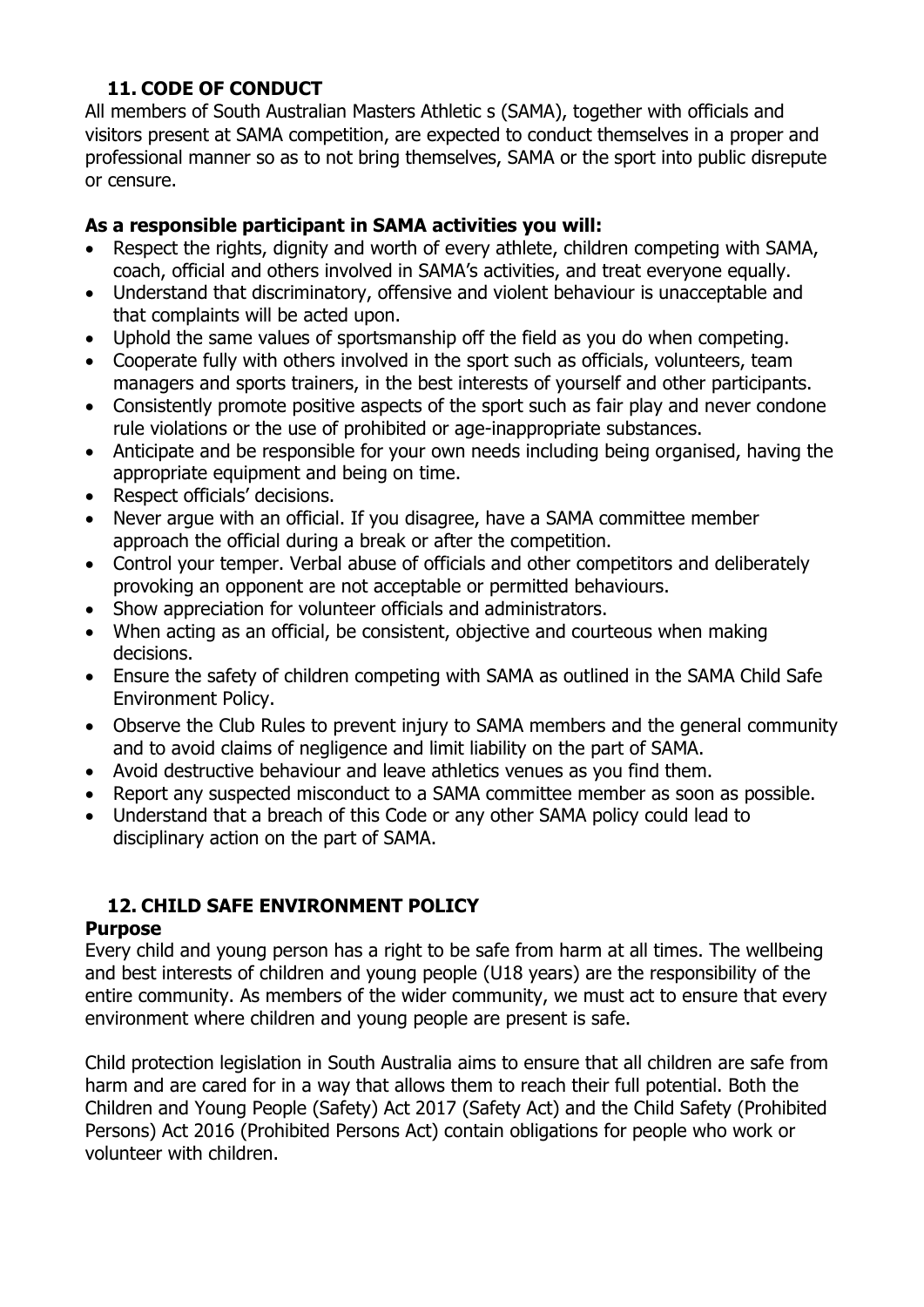## 11. CODE OF CONDUCT

All members of South Australian Masters Athletic s (SAMA), together with officials and visitors present at SAMA competition, are expected to conduct themselves in a proper and professional manner so as to not bring themselves, SAMA or the sport into public disrepute or censure.

**As a responsible participant in SAMA activities you will:**

- Respect the rights, dignity and worth of every athlete, children competing with SAMA, coach, official and others involved in SAMA's activities, and treat everyone equally.
- Understand that discriminatory, offensive and violent behaviour is unacceptable and that complaints will be acted upon.
- Uphold the same values of sportsmanship off the field as you do when competing.
- Cooperate fully with others involved in the sport such as officials, volunteers, team managers and sports trainers, in the best interests of yourself and other participants.
- Consistently promote positive aspects of the sport such as fair play and never condone rule violations or the use of prohibited or age-inappropriate substances.
- Anticipate and be responsible for your own needs including being organised, having the appropriate equipment and being on time.
- Respect officials' decisions.
- Never argue with an official. If you disagree, have a SAMA committee member approach the official during a break or after the competition.
- Control your temper. Verbal abuse of officials and other competitors and deliberately provoking an opponent are not acceptable or permitted behaviours.
- Show appreciation for volunteer officials and administrators.
- When acting as an official, be consistent, objective and courteous when making decisions.
- Ensure the safety of children competing with SAMA as outlined in the SAMA Child Safe Environment Policy.
- Observe the Club Rules to prevent injury to SAMA members and the general community and to avoid claims of negligence and limit liability on the part of SAMA.
- Avoid destructive behaviour and leave athletics venues as you find them.
- Report any suspected misconduct to a SAMA committee member as soon as possible.
- Understand that a breach of this Code or any other SAMA policy could lead to disciplinary action on the part of SAMA.

## 12. CHILD SAFE ENVIRONMENT POLICY

### Purpose

Every child and young person has a right to be safe from harm at all times. The wellbeing and best interests of children and young people (U18 years) are the responsibility of the entire community. As members of the wider community, we must act to ensure that every environment where children and young people are present is safe.

Child protection legislation in South Australia aims to ensure that all children are safe from harm and are cared for in a way that allows them to reach their full potential. Both the Children and Young People (Safety) Act 2017 (Safety Act) and the Child Safety (Prohibited Persons) Act 2016 (Prohibited Persons Act) contain obligations for people who work or volunteer with children.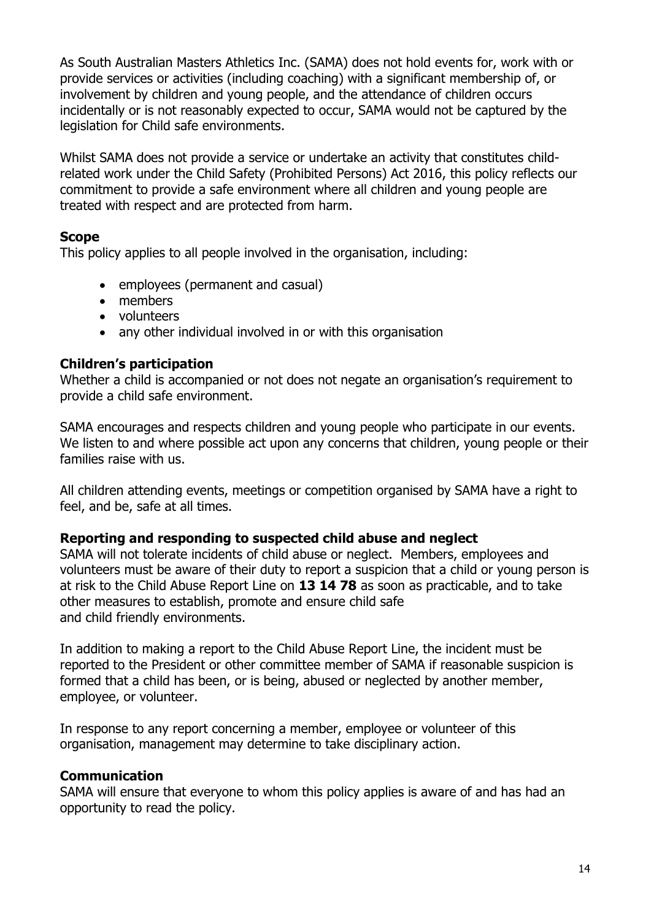As South Australian Masters Athletics Inc. (SAMA) does not hold events for, work with or provide services or activities (including coaching) with a significant membership of, or involvement by children and young people, and the attendance of children occurs incidentally or is not reasonably expected to occur, SAMA would not be captured by the legislation for Child safe environments.

Whilst SAMA does not provide a service or undertake an activity that constitutes child-related work under the Child Safety (Prohibited Persons) Act 2016, this policy reflects our commitment to provide a safe environment where all children and young people are treated with respect and are protected from harm.

### Scope

This policy applies to all people involved in the organisation, including:

- employees (permanent and casual)
- members
- volunteers
- any other individual involved in or with this organisation

### Children's participation

Whether a child is accompanied or not does not negate an organisation's requirement to provide a child safe environment.

SAMA encourages and respects children and young people who participate in our events. We listen to and where possible act upon any concerns that children, young people or their families raise with us.

All children attending events, meetings or competition organised by SAMA have a right to feel, and be, safe at all times.

### Reporting and responding to suspected child abuse and neglect

SAMA will not tolerate incidents of child abuse or neglect. Members, employees and volunteers must be aware of their duty to report a suspicion that a child or young person is at risk to the Child Abuse Report Line on **13 14 78** as soon as practicable, and to take other measures to establish, promote and ensure child safe and child friendly environments.

In addition to making a report to the Child Abuse Report Line, the incident must be reported to the President or other committee member of SAMA if reasonable suspicion is formed that a child has been, or is being, abused or neglected by another member, employee, or volunteer.

In response to any report concerning a member, employee or volunteer of this organisation, management may determine to take disciplinary action.

### Communication

SAMA will ensure that everyone to whom this policy applies is aware of and has had an opportunity to read the policy.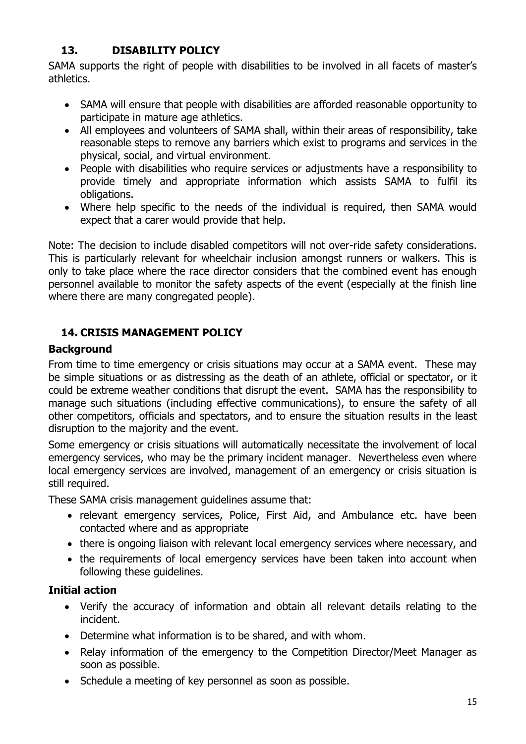## 13. DISABILITY POLICY

SAMA supports the right of people with disabilities to be involved in all facets of master's athletics.

- SAMA will ensure that people with disabilities are afforded reasonable opportunity to participate in mature age athletics.
- All employees and volunteers of SAMA shall, within their areas of responsibility, take reasonable steps to remove any barriers which exist to programs and services in the physical, social, and virtual environment.
- People with disabilities who require services or adjustments have a responsibility to provide timely and appropriate information which assists SAMA to fulfil its obligations.
- Where help specific to the needs of the individual is required, then SAMA would expect that a carer would provide that help.

Note: The decision to include disabled competitors will not over-ride safety considerations. This is particularly relevant for wheelchair inclusion amongst runners or walkers. This is only to take place where the race director considers that the combined event has enough personnel available to monitor the safety aspects of the event (especially at the finish line where there are many congregated people).

## 14. CRISIS MANAGEMENT POLICY

### Background

From time to time emergency or crisis situations may occur at a SAMA event. These may be simple situations or as distressing as the death of an athlete, official or spectator, or it could be extreme weather conditions that disrupt the event. SAMA has the responsibility to manage such situations (including effective communications), to ensure the safety of all other competitors, officials and spectators, and to ensure the situation results in the least disruption to the majority and the event.

Some emergency or crisis situations will automatically necessitate the involvement of local emergency services, who may be the primary incident manager. Nevertheless even where local emergency services are involved, management of an emergency or crisis situation is still required.

These SAMA crisis management guidelines assume that:

- relevant emergency services, Police, First Aid, and Ambulance etc. have been contacted where and as appropriate
- there is ongoing liaison with relevant local emergency services where necessary, and
- the requirements of local emergency services have been taken into account when following these guidelines.

### Initial action

- Verify the accuracy of information and obtain all relevant details relating to the incident.
- Determine what information is to be shared, and with whom.
- Relay information of the emergency to the Competition Director/Meet Manager as soon as possible.
- Schedule a meeting of key personnel as soon as possible.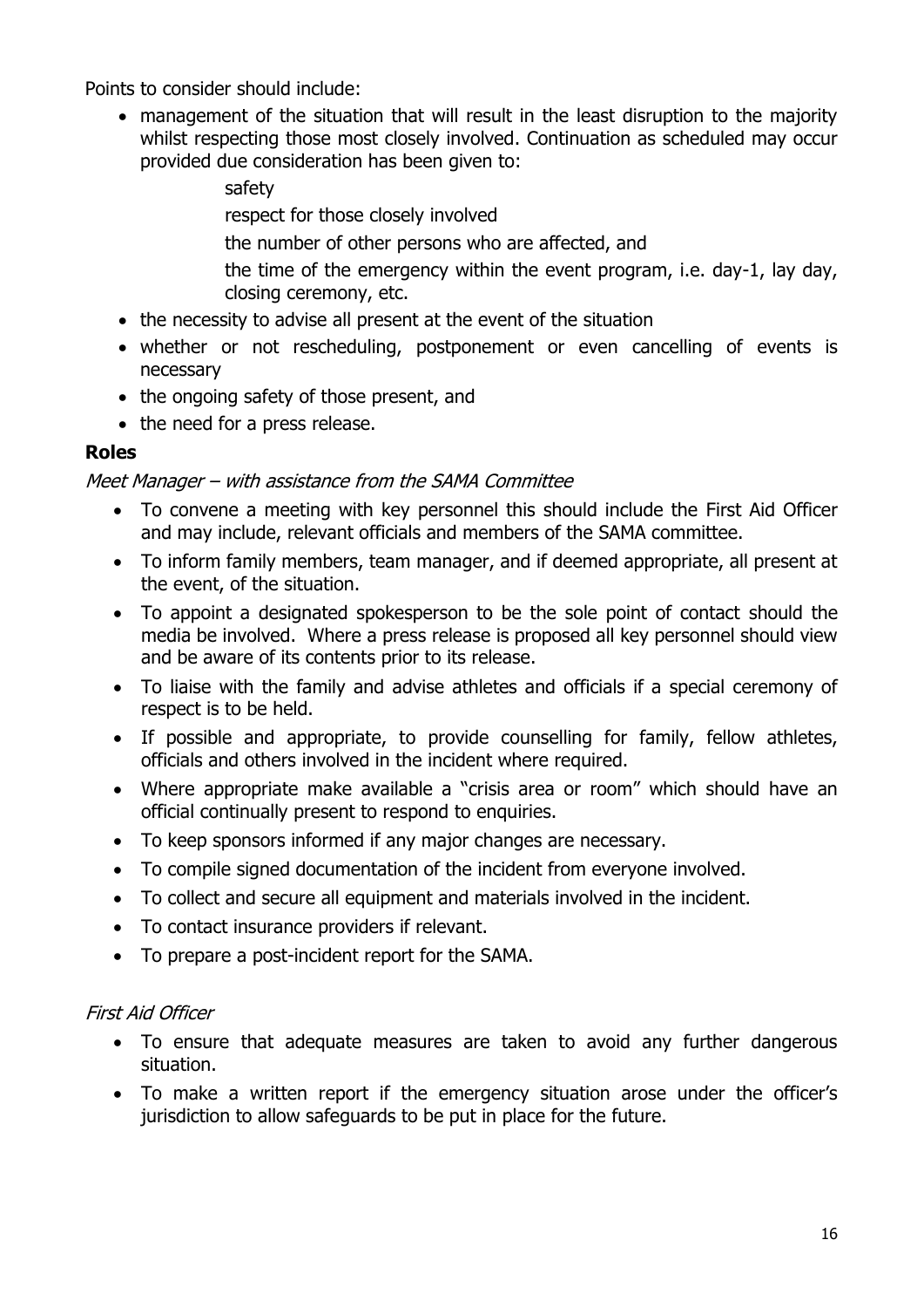Points to consider should include:

- management of the situation that will result in the least disruption to the majority whilst respecting those most closely involved. Continuation as scheduled may occur provided due consideration has been given to:
  - safety
  - respect for those closely involved
  - the number of other persons who are affected, and
  - the time of the emergency within the event program, i.e. day-1, lay day, closing ceremony, etc.
- the necessity to advise all present at the event of the situation
- whether or not rescheduling, postponement or even cancelling of events is necessary
- the ongoing safety of those present, and
- the need for a press release.

**Roles**

*Meet Manager – with assistance from the SAMA Committee*

- To convene a meeting with key personnel this should include the First Aid Officer and may include, relevant officials and members of the SAMA committee.
- To inform family members, team manager, and if deemed appropriate, all present at the event, of the situation.
- To appoint a designated spokesperson to be the sole point of contact should the media be involved. Where a press release is proposed all key personnel should view and be aware of its contents prior to its release.
- To liaise with the family and advise athletes and officials if a special ceremony of respect is to be held.
- If possible and appropriate, to provide counselling for family, fellow athletes, officials and others involved in the incident where required.
- Where appropriate make available a "crisis area or room" which should have an official continually present to respond to enquiries.
- To keep sponsors informed if any major changes are necessary.
- To compile signed documentation of the incident from everyone involved.
- To collect and secure all equipment and materials involved in the incident.
- To contact insurance providers if relevant.
- To prepare a post-incident report for the SAMA.

*First Aid Officer*

- To ensure that adequate measures are taken to avoid any further dangerous situation.
- To make a written report if the emergency situation arose under the officer's jurisdiction to allow safeguards to be put in place for the future.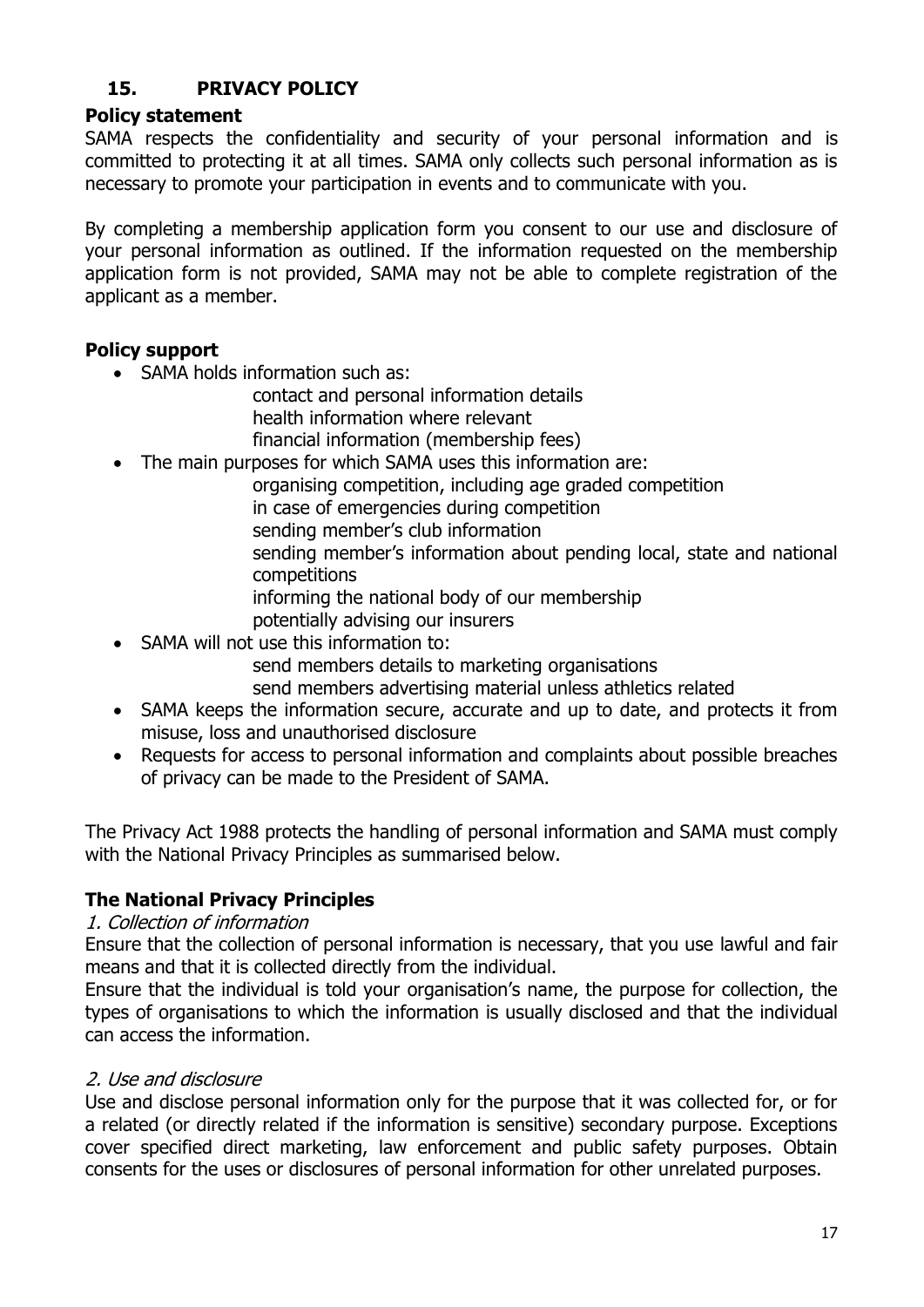## 15. PRIVACY POLICY

### Policy statement

SAMA respects the confidentiality and security of your personal information and is committed to protecting it at all times. SAMA only collects such personal information as is necessary to promote your participation in events and to communicate with you.

By completing a membership application form you consent to our use and disclosure of your personal information as outlined. If the information requested on the membership application form is not provided, SAMA may not be able to complete registration of the applicant as a member.

### Policy support

- SAMA holds information such as:
  - contact and personal information details
  - health information where relevant
  - financial information (membership fees)
- The main purposes for which SAMA uses this information are:
  - organising competition, including age graded competition
  - in case of emergencies during competition
  - sending member's club information
  - sending member's information about pending local, state and national competitions
  - informing the national body of our membership
  - potentially advising our insurers
- SAMA will not use this information to:
  - send members details to marketing organisations
  - send members advertising material unless athletics related
- SAMA keeps the information secure, accurate and up to date, and protects it from misuse, loss and unauthorised disclosure
- Requests for access to personal information and complaints about possible breaches of privacy can be made to the President of SAMA.

The Privacy Act 1988 protects the handling of personal information and SAMA must comply with the National Privacy Principles as summarised below.

### The National Privacy Principles

*1. Collection of information*

Ensure that the collection of personal information is necessary, that you use lawful and fair means and that it is collected directly from the individual.

Ensure that the individual is told your organisation's name, the purpose for collection, the types of organisations to which the information is usually disclosed and that the individual can access the information.

*2. Use and disclosure*

Use and disclose personal information only for the purpose that it was collected for, or for a related (or directly related if the information is sensitive) secondary purpose. Exceptions cover specified direct marketing, law enforcement and public safety purposes. Obtain consents for the uses or disclosures of personal information for other unrelated purposes.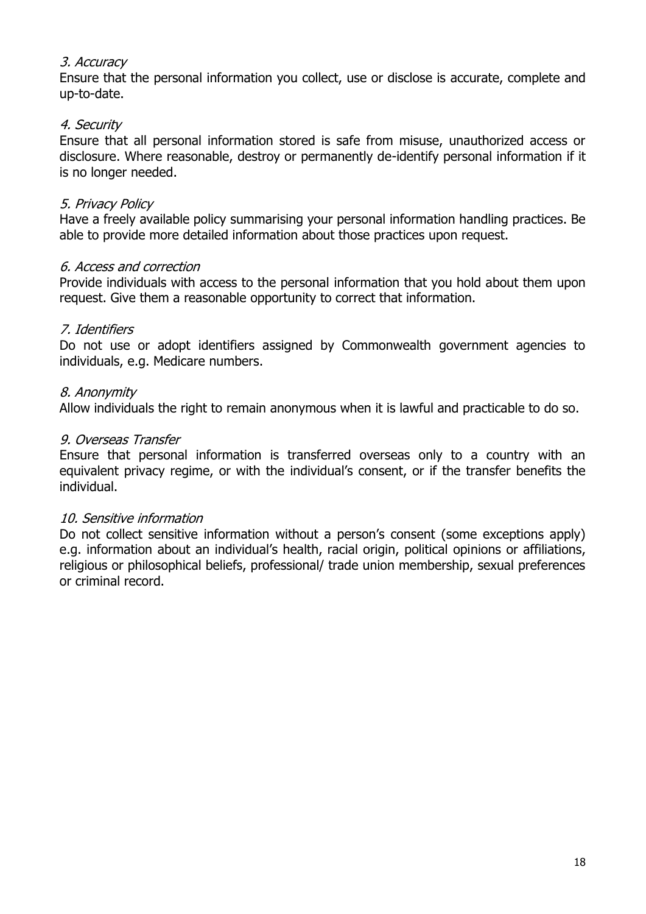*3. Accuracy*

Ensure that the personal information you collect, use or disclose is accurate, complete and up-to-date.

*4. Security*

Ensure that all personal information stored is safe from misuse, unauthorized access or disclosure. Where reasonable, destroy or permanently de-identify personal information if it is no longer needed.

*5. Privacy Policy*

Have a freely available policy summarising your personal information handling practices. Be able to provide more detailed information about those practices upon request.

*6. Access and correction*

Provide individuals with access to the personal information that you hold about them upon request. Give them a reasonable opportunity to correct that information.

*7. Identifiers*

Do not use or adopt identifiers assigned by Commonwealth government agencies to individuals, e.g. Medicare numbers.

*8. Anonymity*

Allow individuals the right to remain anonymous when it is lawful and practicable to do so.

*9. Overseas Transfer*

Ensure that personal information is transferred overseas only to a country with an equivalent privacy regime, or with the individual's consent, or if the transfer benefits the individual.

*10. Sensitive information*

Do not collect sensitive information without a person's consent (some exceptions apply) e.g. information about an individual's health, racial origin, political opinions or affiliations, religious or philosophical beliefs, professional/ trade union membership, sexual preferences or criminal record.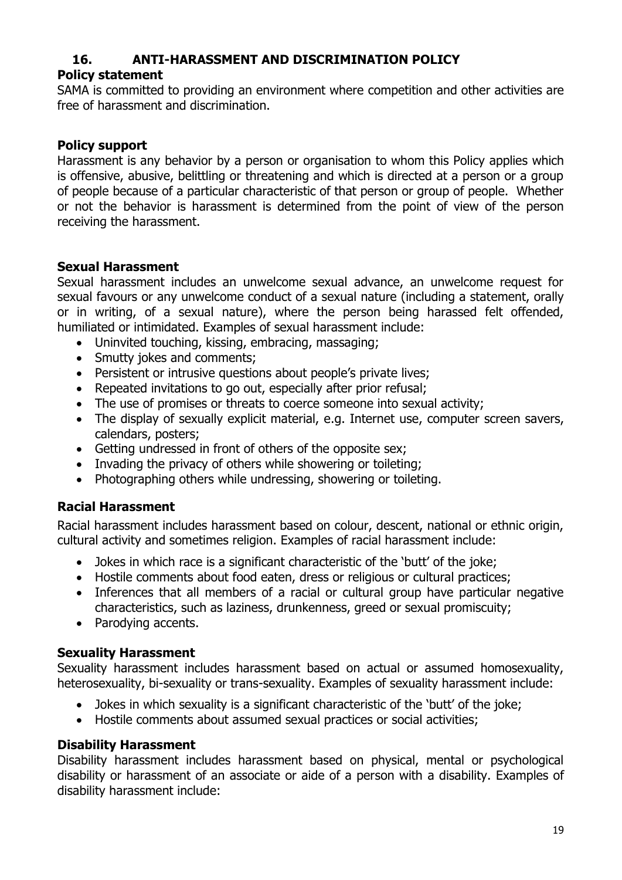## 16. ANTI-HARASSMENT AND DISCRIMINATION POLICY

### Policy statement

SAMA is committed to providing an environment where competition and other activities are free of harassment and discrimination.

### Policy support

Harassment is any behavior by a person or organisation to whom this Policy applies which is offensive, abusive, belittling or threatening and which is directed at a person or a group of people because of a particular characteristic of that person or group of people. Whether or not the behavior is harassment is determined from the point of view of the person receiving the harassment.

### Sexual Harassment

Sexual harassment includes an unwelcome sexual advance, an unwelcome request for sexual favours or any unwelcome conduct of a sexual nature (including a statement, orally or in writing, of a sexual nature), where the person being harassed felt offended, humiliated or intimidated. Examples of sexual harassment include:

- Uninvited touching, kissing, embracing, massaging;
- Smutty jokes and comments;
- Persistent or intrusive questions about people's private lives;
- Repeated invitations to go out, especially after prior refusal;
- The use of promises or threats to coerce someone into sexual activity;
- The display of sexually explicit material, e.g. Internet use, computer screen savers, calendars, posters;
- Getting undressed in front of others of the opposite sex;
- Invading the privacy of others while showering or toileting;
- Photographing others while undressing, showering or toileting.

### Racial Harassment

Racial harassment includes harassment based on colour, descent, national or ethnic origin, cultural activity and sometimes religion. Examples of racial harassment include:

- Jokes in which race is a significant characteristic of the 'butt' of the joke;
- Hostile comments about food eaten, dress or religious or cultural practices;
- Inferences that all members of a racial or cultural group have particular negative characteristics, such as laziness, drunkenness, greed or sexual promiscuity;
- Parodying accents.

### Sexuality Harassment

Sexuality harassment includes harassment based on actual or assumed homosexuality, heterosexuality, bi-sexuality or trans-sexuality. Examples of sexuality harassment include:

- Jokes in which sexuality is a significant characteristic of the 'butt' of the joke;
- Hostile comments about assumed sexual practices or social activities;

### Disability Harassment

Disability harassment includes harassment based on physical, mental or psychological disability or harassment of an associate or aide of a person with a disability. Examples of disability harassment include: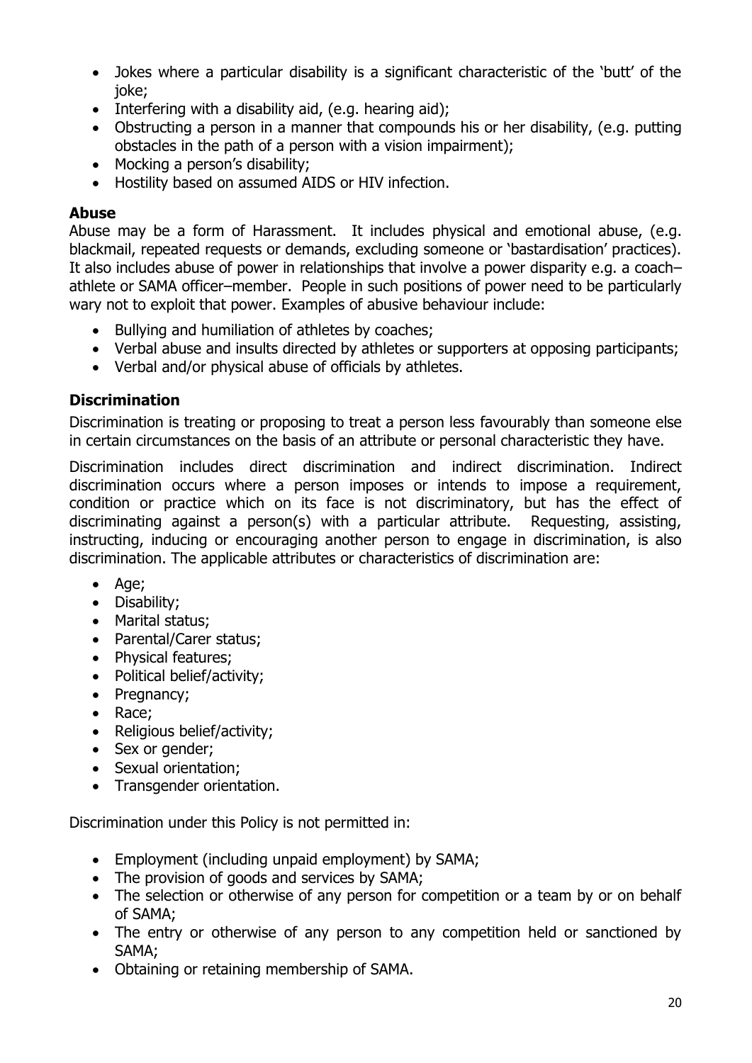- Jokes where a particular disability is a significant characteristic of the 'butt' of the joke;
- Interfering with a disability aid, (e.g. hearing aid);
- Obstructing a person in a manner that compounds his or her disability, (e.g. putting obstacles in the path of a person with a vision impairment);
- Mocking a person's disability;
- Hostility based on assumed AIDS or HIV infection.

**Abuse**

Abuse may be a form of Harassment. It includes physical and emotional abuse, (e.g. blackmail, repeated requests or demands, excluding someone or 'bastardisation' practices). It also includes abuse of power in relationships that involve a power disparity e.g. a coach–athlete or SAMA officer–member. People in such positions of power need to be particularly wary not to exploit that power. Examples of abusive behaviour include:

- Bullying and humiliation of athletes by coaches;
- Verbal abuse and insults directed by athletes or supporters at opposing participants;
- Verbal and/or physical abuse of officials by athletes.

### Discrimination

Discrimination is treating or proposing to treat a person less favourably than someone else in certain circumstances on the basis of an attribute or personal characteristic they have.

Discrimination includes direct discrimination and indirect discrimination. Indirect discrimination occurs where a person imposes or intends to impose a requirement, condition or practice which on its face is not discriminatory, but has the effect of discriminating against a person(s) with a particular attribute. Requesting, assisting, instructing, inducing or encouraging another person to engage in discrimination, is also discrimination. The applicable attributes or characteristics of discrimination are:

- Age;
- Disability;
- Marital status;
- Parental/Carer status;
- Physical features;
- Political belief/activity;
- Pregnancy;
- Race;
- Religious belief/activity;
- Sex or gender;
- Sexual orientation;
- Transgender orientation.

Discrimination under this Policy is not permitted in:

- Employment (including unpaid employment) by SAMA;
- The provision of goods and services by SAMA;
- The selection or otherwise of any person for competition or a team by or on behalf of SAMA;
- The entry or otherwise of any person to any competition held or sanctioned by SAMA;
- Obtaining or retaining membership of SAMA.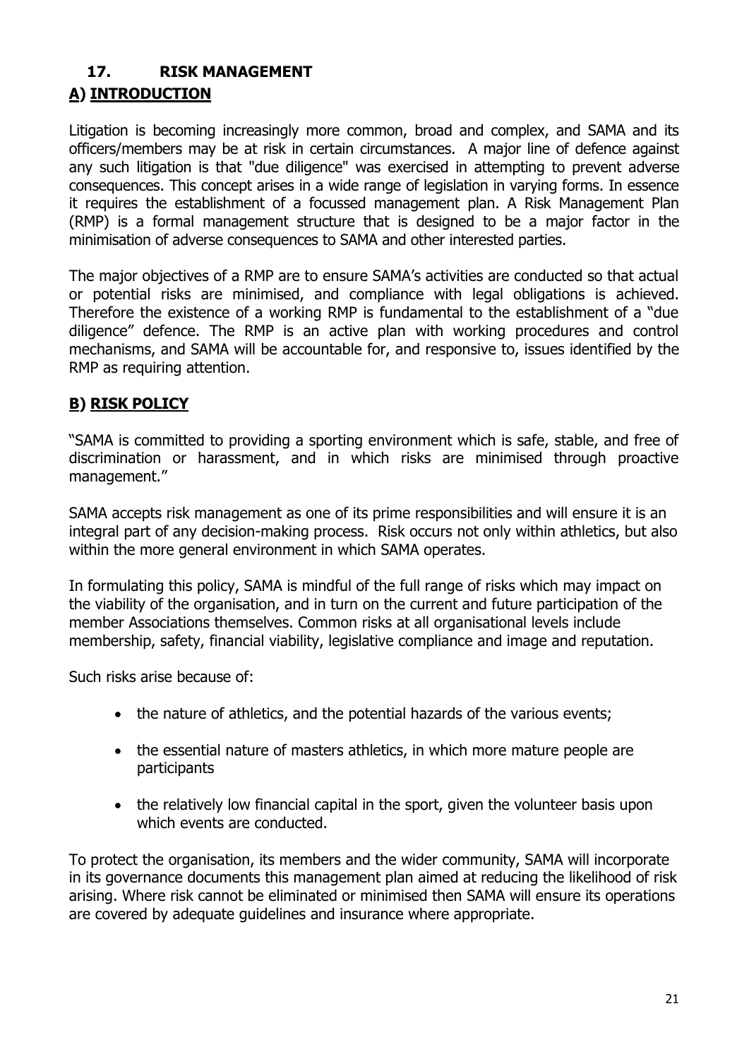## 17. RISK MANAGEMENT

### A) INTRODUCTION

Litigation is becoming increasingly more common, broad and complex, and SAMA and its officers/members may be at risk in certain circumstances. A major line of defence against any such litigation is that "due diligence" was exercised in attempting to prevent adverse consequences. This concept arises in a wide range of legislation in varying forms. In essence it requires the establishment of a focussed management plan. A Risk Management Plan (RMP) is a formal management structure that is designed to be a major factor in the minimisation of adverse consequences to SAMA and other interested parties.

The major objectives of a RMP are to ensure SAMA's activities are conducted so that actual or potential risks are minimised, and compliance with legal obligations is achieved. Therefore the existence of a working RMP is fundamental to the establishment of a "due diligence" defence. The RMP is an active plan with working procedures and control mechanisms, and SAMA will be accountable for, and responsive to, issues identified by the RMP as requiring attention.

### B) RISK POLICY

"SAMA is committed to providing a sporting environment which is safe, stable, and free of discrimination or harassment, and in which risks are minimised through proactive management."

SAMA accepts risk management as one of its prime responsibilities and will ensure it is an integral part of any decision-making process. Risk occurs not only within athletics, but also within the more general environment in which SAMA operates.

In formulating this policy, SAMA is mindful of the full range of risks which may impact on the viability of the organisation, and in turn on the current and future participation of the member Associations themselves. Common risks at all organisational levels include membership, safety, financial viability, legislative compliance and image and reputation.

Such risks arise because of:

- the nature of athletics, and the potential hazards of the various events;
- the essential nature of masters athletics, in which more mature people are participants
- the relatively low financial capital in the sport, given the volunteer basis upon which events are conducted.

To protect the organisation, its members and the wider community, SAMA will incorporate in its governance documents this management plan aimed at reducing the likelihood of risk arising. Where risk cannot be eliminated or minimised then SAMA will ensure its operations are covered by adequate guidelines and insurance where appropriate.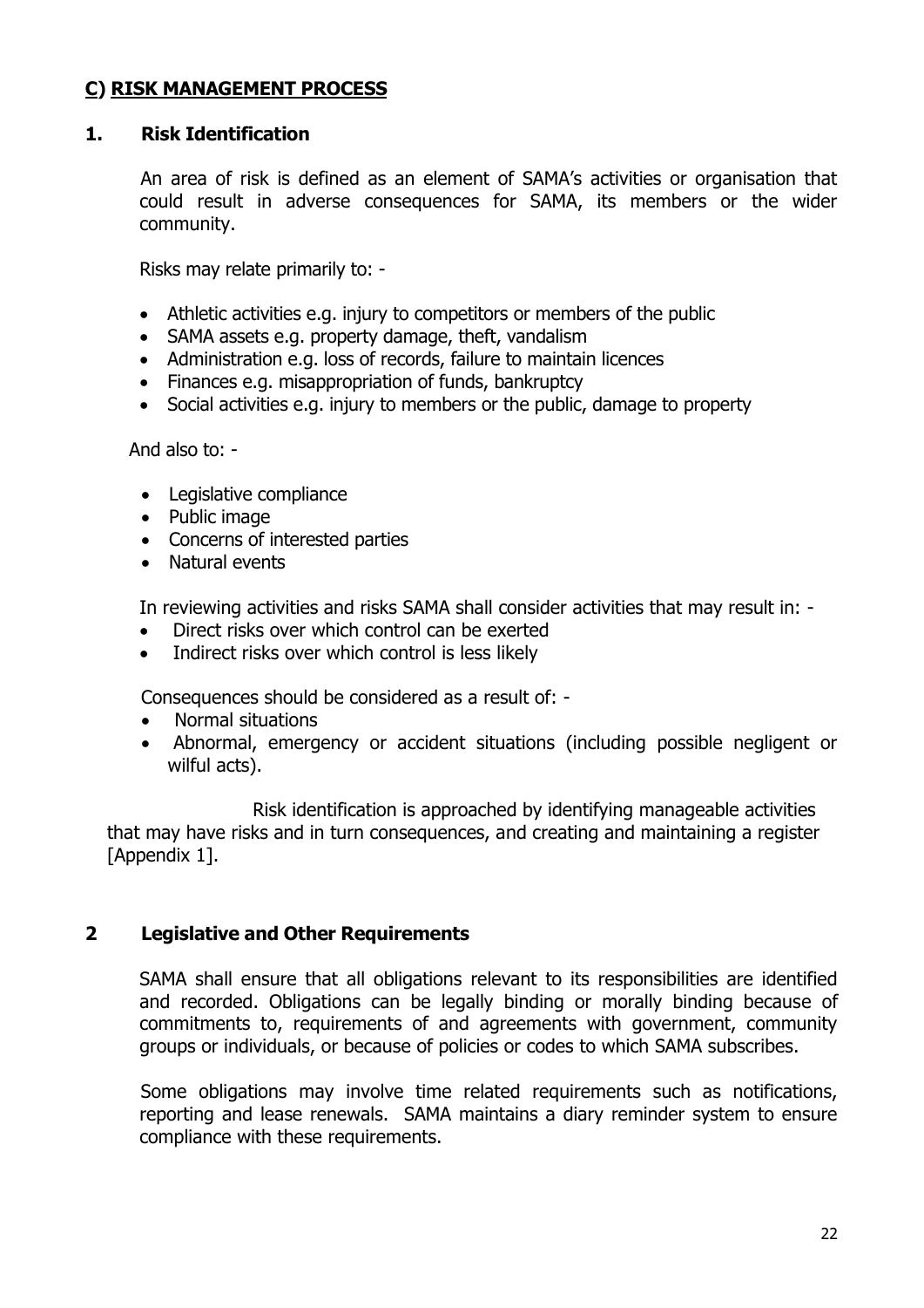## C) RISK MANAGEMENT PROCESS

### 1. Risk Identification

An area of risk is defined as an element of SAMA's activities or organisation that could result in adverse consequences for SAMA, its members or the wider community.

Risks may relate primarily to: -

- Athletic activities e.g. injury to competitors or members of the public
- SAMA assets e.g. property damage, theft, vandalism
- Administration e.g. loss of records, failure to maintain licences
- Finances e.g. misappropriation of funds, bankruptcy
- Social activities e.g. injury to members or the public, damage to property

And also to: -

- Legislative compliance
- Public image
- Concerns of interested parties
- Natural events

In reviewing activities and risks SAMA shall consider activities that may result in: -

- Direct risks over which control can be exerted
- Indirect risks over which control is less likely

Consequences should be considered as a result of: -

- Normal situations
- Abnormal, emergency or accident situations (including possible negligent or wilful acts).

Risk identification is approached by identifying manageable activities that may have risks and in turn consequences, and creating and maintaining a register [Appendix 1].

### 2 Legislative and Other Requirements

SAMA shall ensure that all obligations relevant to its responsibilities are identified and recorded. Obligations can be legally binding or morally binding because of commitments to, requirements of and agreements with government, community groups or individuals, or because of policies or codes to which SAMA subscribes.

Some obligations may involve time related requirements such as notifications, reporting and lease renewals. SAMA maintains a diary reminder system to ensure compliance with these requirements.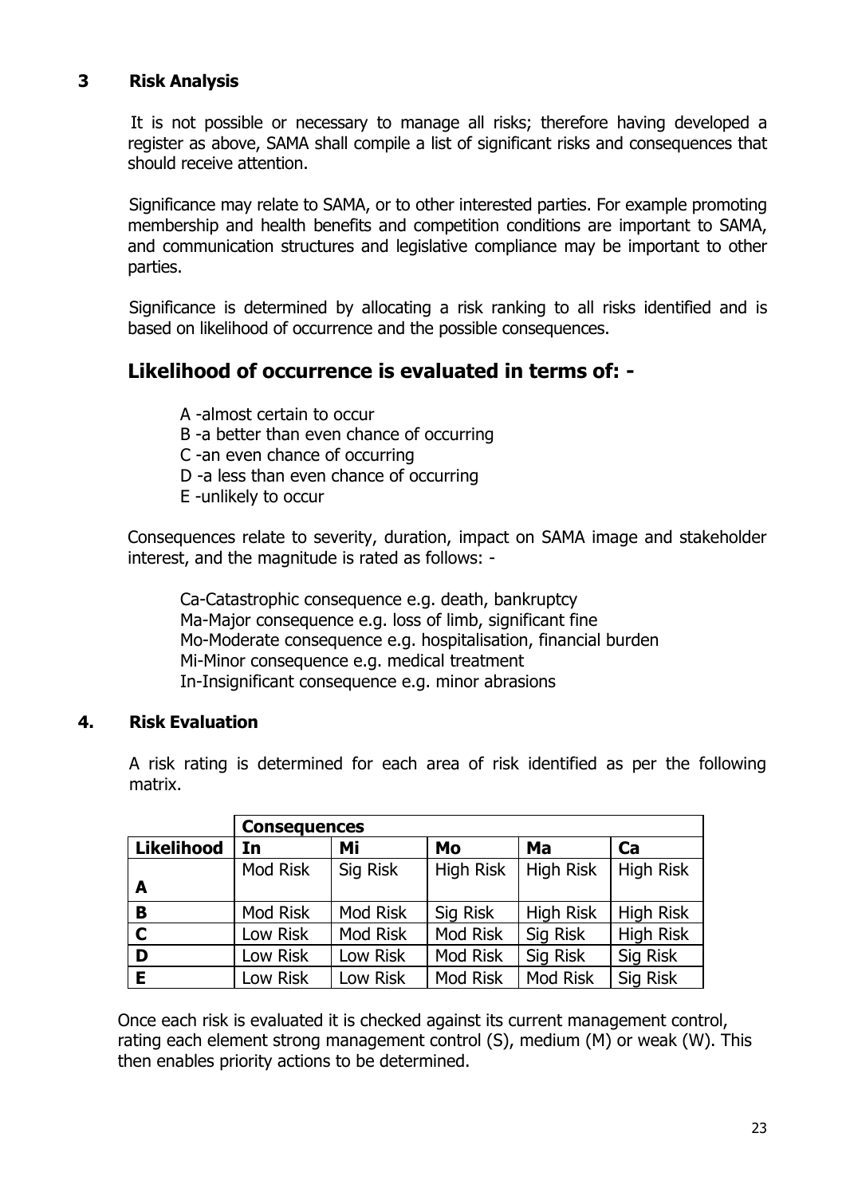## 3 Risk Analysis

It is not possible or necessary to manage all risks; therefore having developed a register as above, SAMA shall compile a list of significant risks and consequences that should receive attention.

Significance may relate to SAMA, or to other interested parties. For example promoting membership and health benefits and competition conditions are important to SAMA, and communication structures and legislative compliance may be important to other parties.

Significance is determined by allocating a risk ranking to all risks identified and is based on likelihood of occurrence and the possible consequences.

## Likelihood of occurrence is evaluated in terms of: -

A -almost certain to occur
B -a better than even chance of occurring
C -an even chance of occurring
D -a less than even chance of occurring
E -unlikely to occur

Consequences relate to severity, duration, impact on SAMA image and stakeholder interest, and the magnitude is rated as follows: -

Ca-Catastrophic consequence e.g. death, bankruptcy
Ma-Major consequence e.g. loss of limb, significant fine
Mo-Moderate consequence e.g. hospitalisation, financial burden
Mi-Minor consequence e.g. medical treatment
In-Insignificant consequence e.g. minor abrasions

## 4. Risk Evaluation

A risk rating is determined for each area of risk identified as per the following matrix.

| | **Consequences** | | | | |
|---|---|---|---|---|---|
| **Likelihood** | **In** | **Mi** | **Mo** | **Ma** | **Ca** |
| **A** | Mod Risk | Sig Risk | High Risk | High Risk | High Risk |
| **B** | Mod Risk | Mod Risk | Sig Risk | High Risk | High Risk |
| **C** | Low Risk | Mod Risk | Mod Risk | Sig Risk | High Risk |
| **D** | Low Risk | Low Risk | Mod Risk | Sig Risk | Sig Risk |
| **E** | Low Risk | Low Risk | Mod Risk | Mod Risk | Sig Risk |

Once each risk is evaluated it is checked against its current management control, rating each element strong management control (S), medium (M) or weak (W). This then enables priority actions to be determined.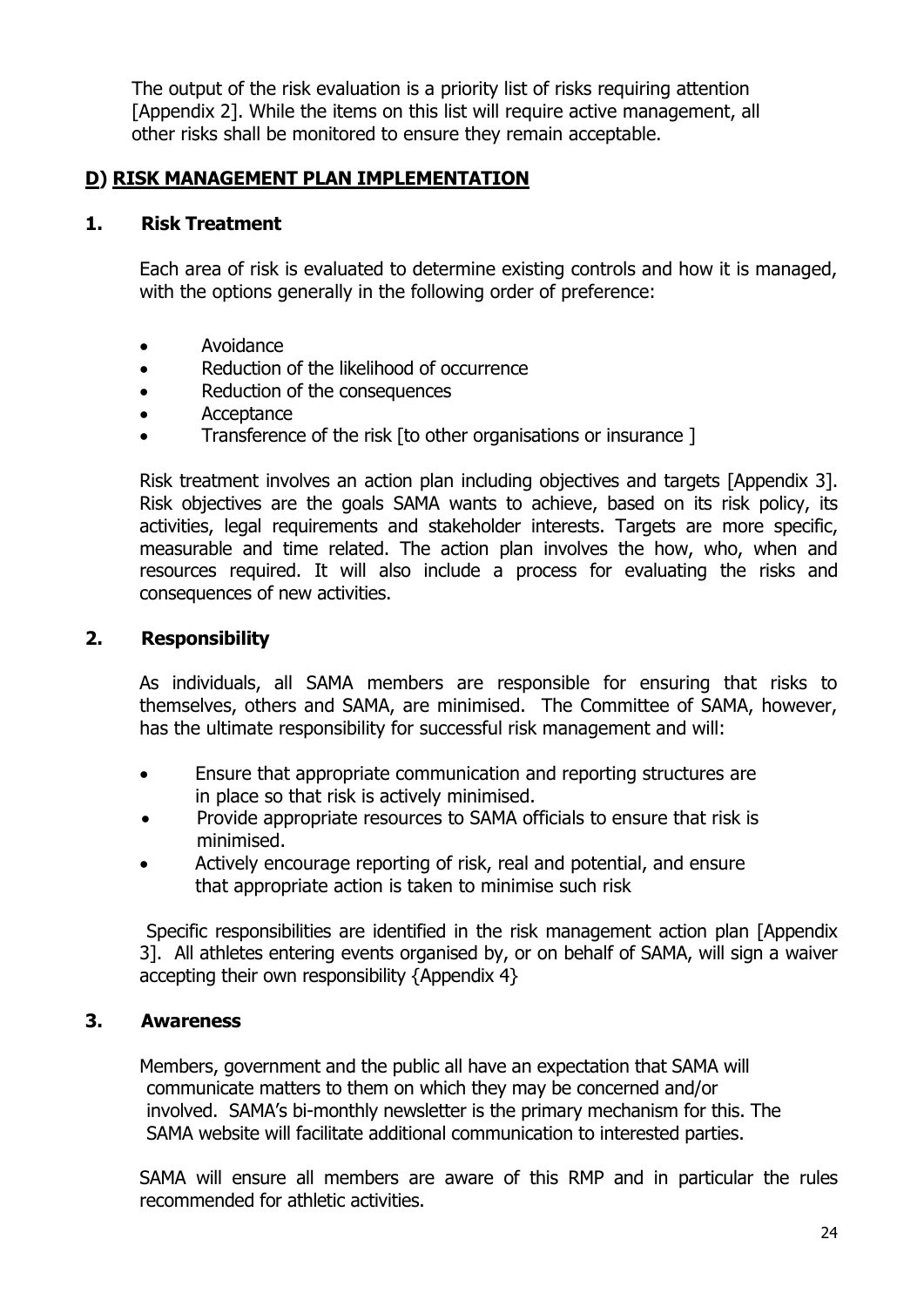The output of the risk evaluation is a priority list of risks requiring attention [Appendix 2]. While the items on this list will require active management, all other risks shall be monitored to ensure they remain acceptable.

## D) RISK MANAGEMENT PLAN IMPLEMENTATION

### 1. Risk Treatment

Each area of risk is evaluated to determine existing controls and how it is managed, with the options generally in the following order of preference:

- Avoidance
- Reduction of the likelihood of occurrence
- Reduction of the consequences
- Acceptance
- Transference of the risk [to other organisations or insurance ]

Risk treatment involves an action plan including objectives and targets [Appendix 3]. Risk objectives are the goals SAMA wants to achieve, based on its risk policy, its activities, legal requirements and stakeholder interests. Targets are more specific, measurable and time related. The action plan involves the how, who, when and resources required. It will also include a process for evaluating the risks and consequences of new activities.

### 2. Responsibility

As individuals, all SAMA members are responsible for ensuring that risks to themselves, others and SAMA, are minimised. The Committee of SAMA, however, has the ultimate responsibility for successful risk management and will:

- Ensure that appropriate communication and reporting structures are in place so that risk is actively minimised.
- Provide appropriate resources to SAMA officials to ensure that risk is minimised.
- Actively encourage reporting of risk, real and potential, and ensure that appropriate action is taken to minimise such risk

Specific responsibilities are identified in the risk management action plan [Appendix 3]. All athletes entering events organised by, or on behalf of SAMA, will sign a waiver accepting their own responsibility {Appendix 4}

### 3. Awareness

Members, government and the public all have an expectation that SAMA will communicate matters to them on which they may be concerned and/or involved. SAMA's bi-monthly newsletter is the primary mechanism for this. The SAMA website will facilitate additional communication to interested parties.

SAMA will ensure all members are aware of this RMP and in particular the rules recommended for athletic activities.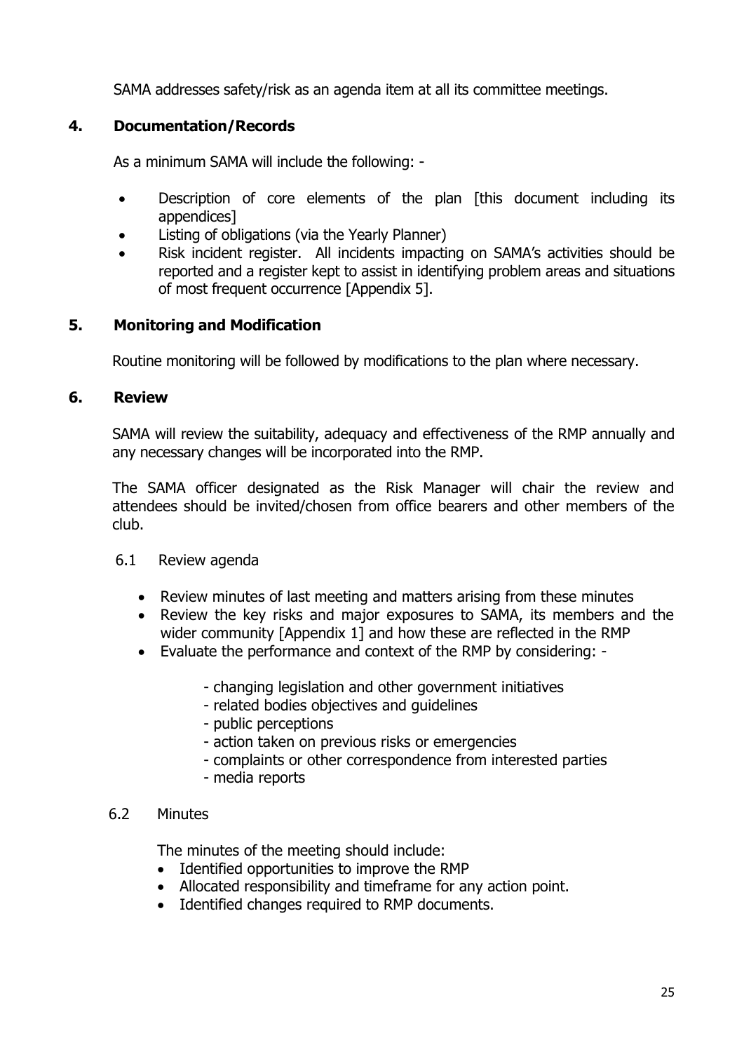SAMA addresses safety/risk as an agenda item at all its committee meetings.

## 4. Documentation/Records

As a minimum SAMA will include the following: -

- Description of core elements of the plan [this document including its appendices]
- Listing of obligations (via the Yearly Planner)
- Risk incident register. All incidents impacting on SAMA's activities should be reported and a register kept to assist in identifying problem areas and situations of most frequent occurrence [Appendix 5].

## 5. Monitoring and Modification

Routine monitoring will be followed by modifications to the plan where necessary.

## 6. Review

SAMA will review the suitability, adequacy and effectiveness of the RMP annually and any necessary changes will be incorporated into the RMP.

The SAMA officer designated as the Risk Manager will chair the review and attendees should be invited/chosen from office bearers and other members of the club.

### 6.1 Review agenda

- Review minutes of last meeting and matters arising from these minutes
- Review the key risks and major exposures to SAMA, its members and the wider community [Appendix 1] and how these are reflected in the RMP
- Evaluate the performance and context of the RMP by considering: -
  - changing legislation and other government initiatives
  - related bodies objectives and guidelines
  - public perceptions
  - action taken on previous risks or emergencies
  - complaints or other correspondence from interested parties
  - media reports

### 6.2 Minutes

The minutes of the meeting should include:

- Identified opportunities to improve the RMP
- Allocated responsibility and timeframe for any action point.
- Identified changes required to RMP documents.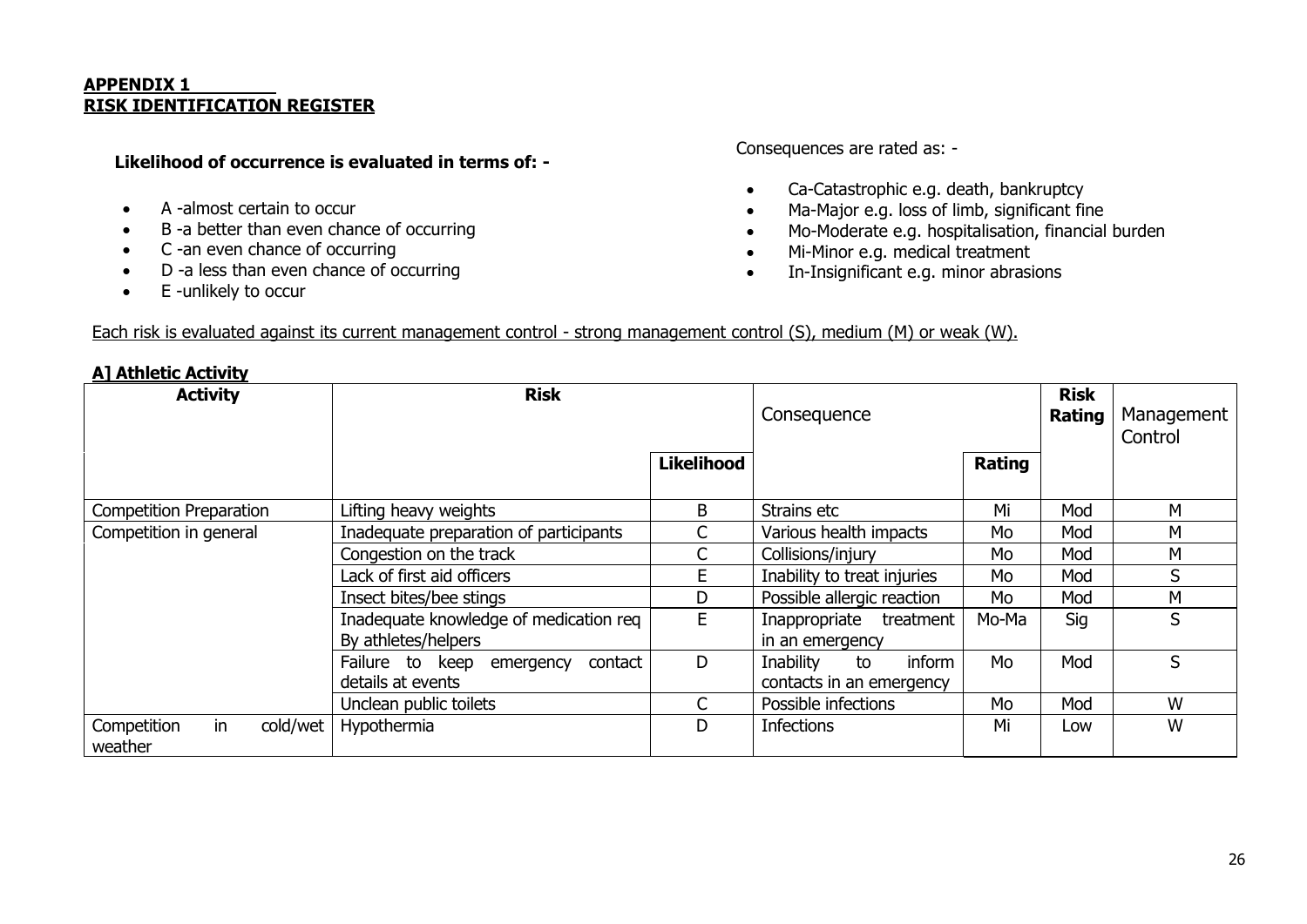**APPENDIX 1**
**RISK IDENTIFICATION REGISTER**

**Likelihood of occurrence is evaluated in terms of: -**

- A -almost certain to occur
- B -a better than even chance of occurring
- C -an even chance of occurring
- D -a less than even chance of occurring
- E -unlikely to occur

Consequences are rated as: -

- Ca-Catastrophic e.g. death, bankruptcy
- Ma-Major e.g. loss of limb, significant fine
- Mo-Moderate e.g. hospitalisation, financial burden
- Mi-Minor e.g. medical treatment
- In-Insignificant e.g. minor abrasions

Each risk is evaluated against its current management control - strong management control (S), medium (M) or weak (W).

**A] Athletic Activity**

| **Activity** | **Risk** | | Consequence | | **Risk Rating** | Management Control |
|---|---|---|---|---|---|---|
| | | **Likelihood** | | **Rating** | | |
| Competition Preparation | Lifting heavy weights | B | Strains etc | Mi | Mod | M |
| Competition in general | Inadequate preparation of participants | C | Various health impacts | Mo | Mod | M |
| | Congestion on the track | C | Collisions/injury | Mo | Mod | M |
| | Lack of first aid officers | E | Inability to treat injuries | Mo | Mod | S |
| | Insect bites/bee stings | D | Possible allergic reaction | Mo | Mod | M |
| | Inadequate knowledge of medication req By athletes/helpers | E | Inappropriate treatment in an emergency | Mo-Ma | Sig | S |
| | Failure to keep emergency contact details at events | D | Inability to inform contacts in an emergency | Mo | Mod | S |
| | Unclean public toilets | C | Possible infections | Mo | Mod | W |
| Competition in cold/wet weather | Hypothermia | D | Infections | Mi | Low | W |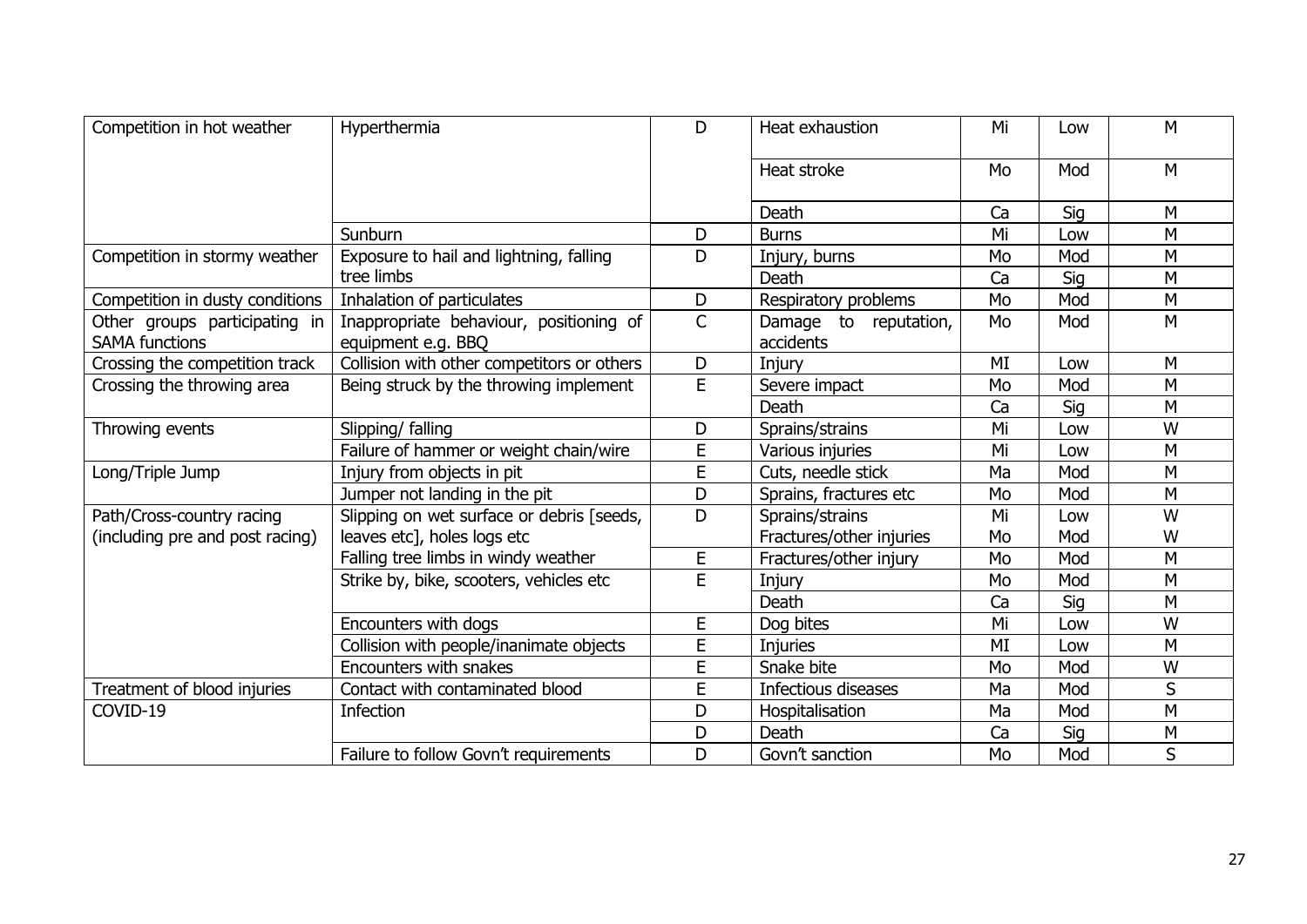| | | | | | | |
|---|---|---|---|---|---|---|
| Competition in hot weather | Hyperthermia | D | Heat exhaustion | Mi | Low | M |
| | | | Heat stroke | Mo | Mod | M |
| | | | Death | Ca | Sig | M |
| | Sunburn | D | Burns | Mi | Low | M |
| Competition in stormy weather | Exposure to hail and lightning, falling tree limbs | D | Injury, burns | Mo | Mod | M |
| | | | Death | Ca | Sig | M |
| Competition in dusty conditions | Inhalation of particulates | D | Respiratory problems | Mo | Mod | M |
| Other groups participating in SAMA functions | Inappropriate behaviour, positioning of equipment e.g. BBQ | C | Damage to reputation, accidents | Mo | Mod | M |
| Crossing the competition track | Collision with other competitors or others | D | Injury | MI | Low | M |
| Crossing the throwing area | Being struck by the throwing implement | E | Severe impact | Mo | Mod | M |
| | | | Death | Ca | Sig | M |
| Throwing events | Slipping/ falling | D | Sprains/strains | Mi | Low | W |
| | Failure of hammer or weight chain/wire | E | Various injuries | Mi | Low | M |
| Long/Triple Jump | Injury from objects in pit | E | Cuts, needle stick | Ma | Mod | M |
| | Jumper not landing in the pit | D | Sprains, fractures etc | Mo | Mod | M |
| Path/Cross-country racing (including pre and post racing) | Slipping on wet surface or debris [seeds, leaves etc], holes logs etc | D | Sprains/strains | Mi | Low | W |
| | | | Fractures/other injuries | Mo | Mod | W |
| | Falling tree limbs in windy weather | E | Fractures/other injury | Mo | Mod | M |
| | Strike by, bike, scooters, vehicles etc | E | Injury | Mo | Mod | M |
| | | | Death | Ca | Sig | M |
| | Encounters with dogs | E | Dog bites | Mi | Low | W |
| | Collision with people/inanimate objects | E | Injuries | MI | Low | M |
| | Encounters with snakes | E | Snake bite | Mo | Mod | W |
| Treatment of blood injuries | Contact with contaminated blood | E | Infectious diseases | Ma | Mod | S |
| COVID-19 | Infection | D | Hospitalisation | Ma | Mod | M |
| | | D | Death | Ca | Sig | M |
| | Failure to follow Govn't requirements | D | Govn't sanction | Mo | Mod | S |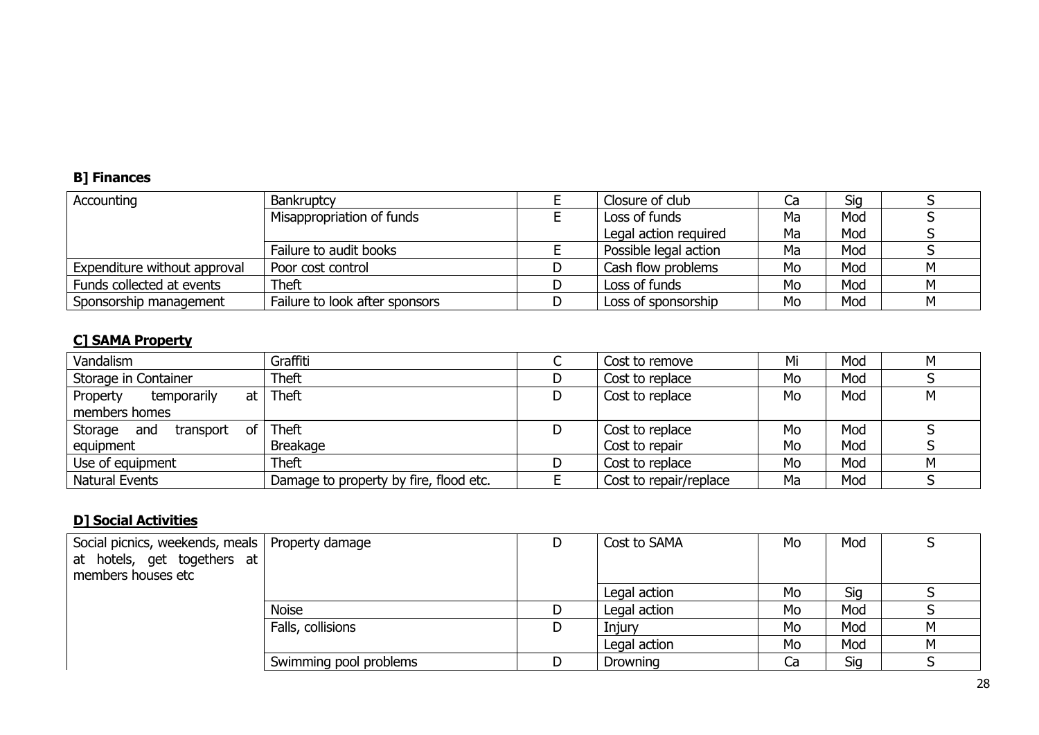### B] Finances

| | | | | | | |
|---|---|---|---|---|---|---|
| Accounting | Bankruptcy | E | Closure of club | Ca | Sig | S |
| | Misappropriation of funds | E | Loss of funds | Ma | Mod | S |
| | | | Legal action required | Ma | Mod | S |
| | Failure to audit books | E | Possible legal action | Ma | Mod | S |
| Expenditure without approval | Poor cost control | D | Cash flow problems | Mo | Mod | M |
| Funds collected at events | Theft | D | Loss of funds | Mo | Mod | M |
| Sponsorship management | Failure to look after sponsors | D | Loss of sponsorship | Mo | Mod | M |

### C] SAMA Property

| | | | | | | |
|---|---|---|---|---|---|---|
| Vandalism | Graffiti | C | Cost to remove | Mi | Mod | M |
| Storage in Container | Theft | D | Cost to replace | Mo | Mod | S |
| Property temporarily at members homes | Theft | D | Cost to replace | Mo | Mod | M |
| Storage and transport of equipment | Theft | D | Cost to replace | Mo | Mod | S |
| | Breakage | | Cost to repair | Mo | Mod | S |
| Use of equipment | Theft | D | Cost to replace | Mo | Mod | M |
| Natural Events | Damage to property by fire, flood etc. | E | Cost to repair/replace | Ma | Mod | S |

### D] Social Activities

| | | | | | | |
|---|---|---|---|---|---|---|
| Social picnics, weekends, meals at hotels, get togethers at members houses etc | Property damage | D | Cost to SAMA | Mo | Mod | S |
| | | | Legal action | Mo | Sig | S |
| | Noise | D | Legal action | Mo | Mod | S |
| | Falls, collisions | D | Injury | Mo | Mod | M |
| | | | Legal action | Mo | Mod | M |
| | Swimming pool problems | D | Drowning | Ca | Sig | S |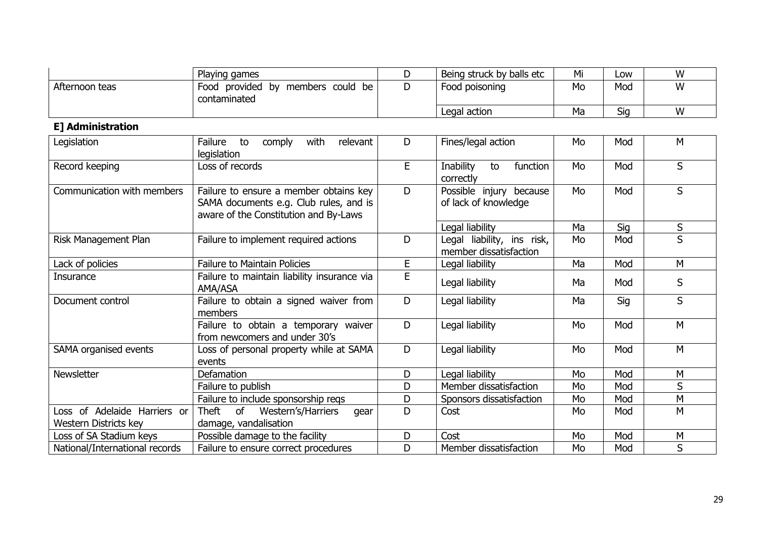| | | | | | | |
|---|---|---|---|---|---|---|
| | Playing games | D | Being struck by balls etc | Mi | Low | W |
| Afternoon teas | Food provided by members could be contaminated | D | Food poisoning | Mo | Mod | W |
| | | | Legal action | Ma | Sig | W |

**E] Administration**

| | | | | | | |
|---|---|---|---|---|---|---|
| Legislation | Failure to comply with relevant legislation | D | Fines/legal action | Mo | Mod | M |
| Record keeping | Loss of records | E | Inability to function correctly | Mo | Mod | S |
| Communication with members | Failure to ensure a member obtains key SAMA documents e.g. Club rules, and is aware of the Constitution and By-Laws | D | Possible injury because of lack of knowledge | Mo | Mod | S |
| | | | Legal liability | Ma | Sig | S |
| Risk Management Plan | Failure to implement required actions | D | Legal liability, ins risk, member dissatisfaction | Mo | Mod | S |
| Lack of policies | Failure to Maintain Policies | E | Legal liability | Ma | Mod | M |
| Insurance | Failure to maintain liability insurance via AMA/ASA | E | Legal liability | Ma | Mod | S |
| Document control | Failure to obtain a signed waiver from members | D | Legal liability | Ma | Sig | S |
| | Failure to obtain a temporary waiver from newcomers and under 30's | D | Legal liability | Mo | Mod | M |
| SAMA organised events | Loss of personal property while at SAMA events | D | Legal liability | Mo | Mod | M |
| Newsletter | Defamation | D | Legal liability | Mo | Mod | M |
| | Failure to publish | D | Member dissatisfaction | Mo | Mod | S |
| | Failure to include sponsorship reqs | D | Sponsors dissatisfaction | Mo | Mod | M |
| Loss of Adelaide Harriers or Western Districts key | Theft of Western's/Harriers gear damage, vandalisation | D | Cost | Mo | Mod | M |
| Loss of SA Stadium keys | Possible damage to the facility | D | Cost | Mo | Mod | M |
| National/International records | Failure to ensure correct procedures | D | Member dissatisfaction | Mo | Mod | S |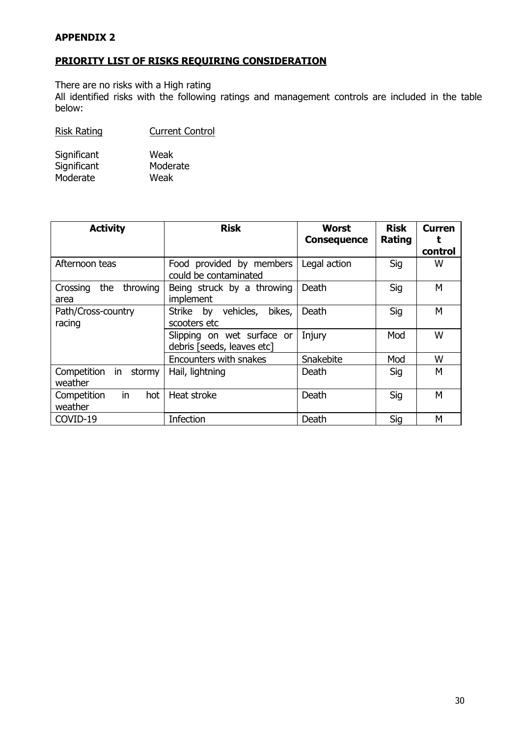**APPENDIX 2**

**PRIORITY LIST OF RISKS REQUIRING CONSIDERATION**

There are no risks with a High rating
All identified risks with the following ratings and management controls are included in the table below:

| Risk Rating | Current Control |
|---|---|
| Significant | Weak |
| Significant | Moderate |
| Moderate | Weak |

| Activity | Risk | Worst Consequence | Risk Rating | Current control |
|---|---|---|---|---|
| Afternoon teas | Food provided by members could be contaminated | Legal action | Sig | W |
| Crossing the throwing area | Being struck by a throwing implement | Death | Sig | M |
| Path/Cross-country racing | Strike by vehicles, bikes, scooters etc | Death | Sig | M |
| | Slipping on wet surface or debris [seeds, leaves etc] | Injury | Mod | W |
| | Encounters with snakes | Snakebite | Mod | W |
| Competition in stormy weather | Hail, lightning | Death | Sig | M |
| Competition in hot weather | Heat stroke | Death | Sig | M |
| COVID-19 | Infection | Death | Sig | M |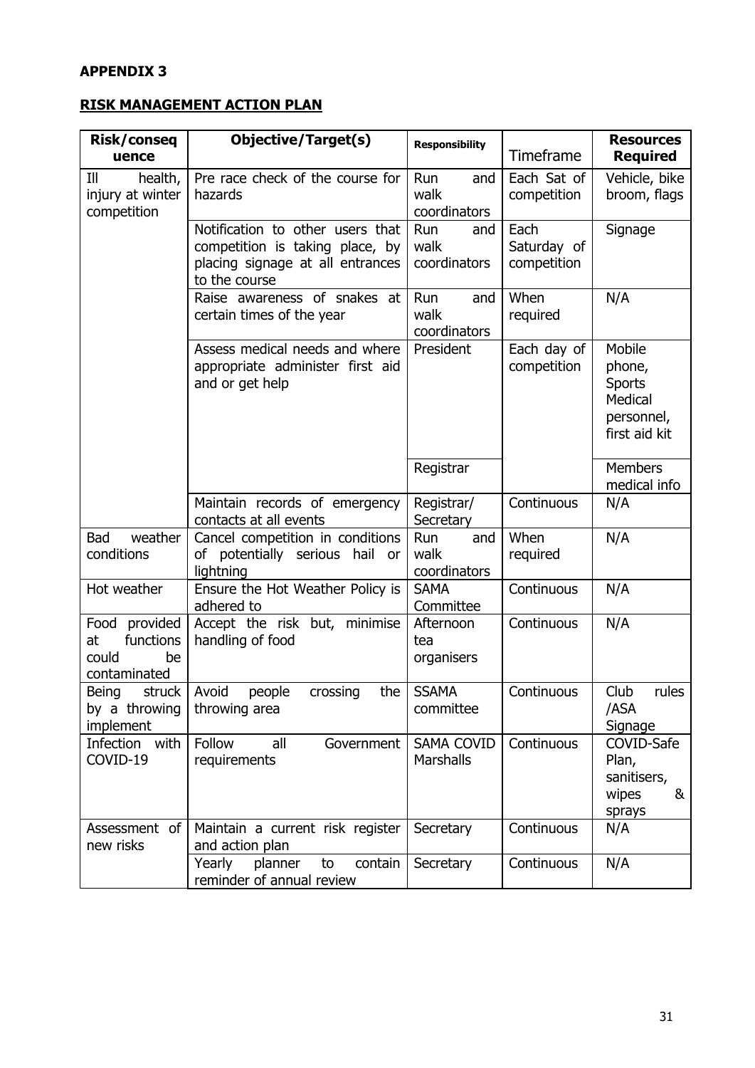**APPENDIX 3**

**RISK MANAGEMENT ACTION PLAN**

| Risk/consequence | Objective/Target(s) | Responsibility | Timeframe | Resources Required |
|---|---|---|---|---|
| Ill health, injury at winter competition | Pre race check of the course for hazards | Run and walk coordinators | Each Sat of competition | Vehicle, bike broom, flags |
| | Notification to other users that competition is taking place, by placing signage at all entrances to the course | Run and walk coordinators | Each Saturday of competition | Signage |
| | Raise awareness of snakes at certain times of the year | Run and walk coordinators | When required | N/A |
| | Assess medical needs and where appropriate administer first aid and or get help | President | Each day of competition | Mobile phone, Sports Medical personnel, first aid kit |
| | | Registrar | | Members medical info |
| | Maintain records of emergency contacts at all events | Registrar/ Secretary | Continuous | N/A |
| Bad weather conditions | Cancel competition in conditions of potentially serious hail or lightning | Run and walk coordinators | When required | N/A |
| Hot weather | Ensure the Hot Weather Policy is adhered to | SAMA Committee | Continuous | N/A |
| Food provided at functions could be contaminated | Accept the risk but, minimise handling of food | Afternoon tea organisers | Continuous | N/A |
| Being struck by a throwing implement | Avoid people crossing the throwing area | SSAMA committee | Continuous | Club rules /ASA Signage |
| Infection with COVID-19 | Follow all Government requirements | SAMA COVID Marshalls | Continuous | COVID-Safe Plan, sanitisers, wipes & sprays |
| Assessment of new risks | Maintain a current risk register and action plan | Secretary | Continuous | N/A |
| | Yearly planner to contain reminder of annual review | Secretary | Continuous | N/A |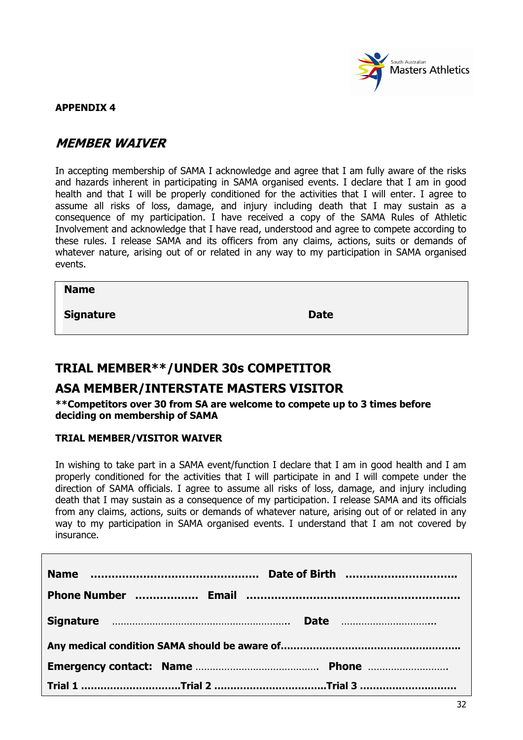**APPENDIX 4**

## *MEMBER WAIVER*

In accepting membership of SAMA I acknowledge and agree that I am fully aware of the risks and hazards inherent in participating in SAMA organised events. I declare that I am in good health and that I will be properly conditioned for the activities that I will enter. I agree to assume all risks of loss, damage, and injury including death that I may sustain as a consequence of my participation. I have received a copy of the SAMA Rules of Athletic Involvement and acknowledge that I have read, understood and agree to compete according to these rules. I release SAMA and its officers from any claims, actions, suits or demands of whatever nature, arising out of or related in any way to my participation in SAMA organised events.

| **Name** | |
|---|---|
| **Signature** | **Date** |

## TRIAL MEMBER**/UNDER 30s COMPETITOR

## ASA MEMBER/INTERSTATE MASTERS VISITOR

****Competitors over 30 from SA are welcome to compete up to 3 times before deciding on membership of SAMA**

**TRIAL MEMBER/VISITOR WAIVER**

In wishing to take part in a SAMA event/function I declare that I am in good health and I am properly conditioned for the activities that I will participate in and I will compete under the direction of SAMA officials. I agree to assume all risks of loss, damage, and injury including death that I may sustain as a consequence of my participation. I release SAMA and its officials from any claims, actions, suits or demands of whatever nature, arising out of or related in any way to my participation in SAMA organised events. I understand that I am not covered by insurance.

**Name** ............................................... **Date of Birth** ..............................

**Phone Number** ................. **Email** ..........................................................

**Signature** ........................................................... **Date** ...............................

**Any medical condition SAMA should be aware of**....................................................

**Emergency contact: Name** .......................................... **Phone** ..........................

**Trial 1** ..............................**Trial 2** .................................**Trial 3** ............................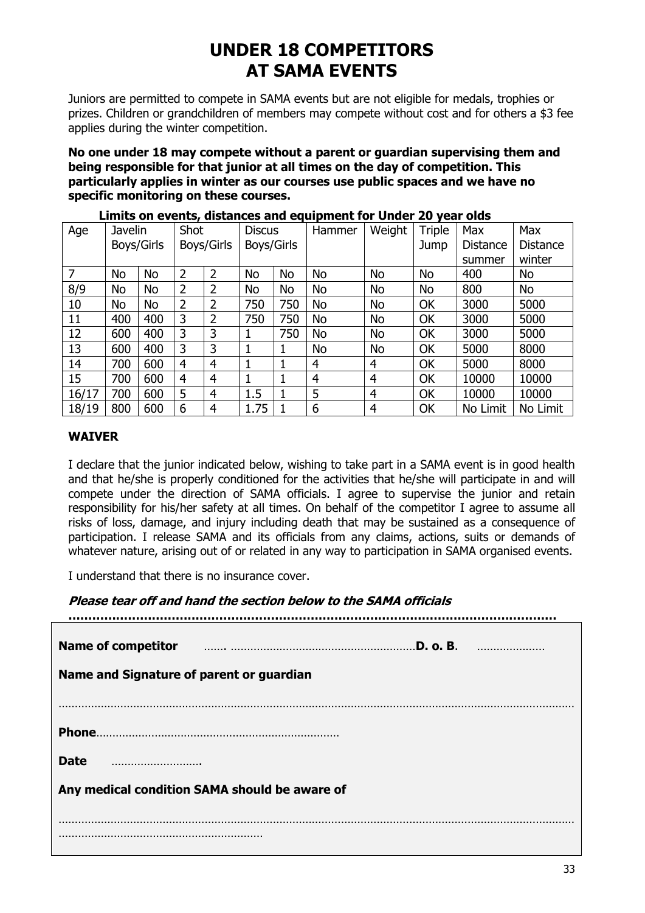// UNDER 18 COMPETITORS
AT SAMA EVENTS

Juniors are permitted to compete in SAMA events but are not eligible for medals, trophies or prizes. Children or grandchildren of members may compete without cost and for others a $3 fee applies during the winter competition.

**No one under 18 may compete without a parent or guardian supervising them and being responsible for that junior at all times on the day of competition. This particularly applies in winter as our courses use public spaces and we have no specific monitoring on these courses.**

**Limits on events, distances and equipment for Under 20 year olds**

| Age | Javelin Boys/Girls | | Shot Boys/Girls | | Discus Boys/Girls | | Hammer | Weight | Triple Jump | Max Distance summer | Max Distance winter |
|---|---|---|---|---|---|---|---|---|---|---|---|
| 7 | No | No | 2 | 2 | No | No | No | No | No | 400 | No |
| 8/9 | No | No | 2 | 2 | No | No | No | No | No | 800 | No |
| 10 | No | No | 2 | 2 | 750 | 750 | No | No | OK | 3000 | 5000 |
| 11 | 400 | 400 | 3 | 2 | 750 | 750 | No | No | OK | 3000 | 5000 |
| 12 | 600 | 400 | 3 | 3 | 1 | 750 | No | No | OK | 3000 | 5000 |
| 13 | 600 | 400 | 3 | 3 | 1 | 1 | No | No | OK | 5000 | 8000 |
| 14 | 700 | 600 | 4 | 4 | 1 | 1 | 4 | 4 | OK | 5000 | 8000 |
| 15 | 700 | 600 | 4 | 4 | 1 | 1 | 4 | 4 | OK | 10000 | 10000 |
| 16/17 | 700 | 600 | 5 | 4 | 1.5 | 1 | 5 | 4 | OK | 10000 | 10000 |
| 18/19 | 800 | 600 | 6 | 4 | 1.75 | 1 | 6 | 4 | OK | No Limit | No Limit |

## WAIVER

I declare that the junior indicated below, wishing to take part in a SAMA event is in good health and that he/she is properly conditioned for the activities that he/she will participate in and will compete under the direction of SAMA officials. I agree to supervise the junior and retain responsibility for his/her safety at all times. On behalf of the competitor I agree to assume all risks of loss, damage, and injury including death that may be sustained as a consequence of participation. I release SAMA and its officials from any claims, actions, suits or demands of whatever nature, arising out of or related in any way to participation in SAMA organised events.

I understand that there is no insurance cover.

***Please tear off and hand the section below to the SAMA officials***

……………………………………………………………………………………………………………

**Name of competitor** ……. …………………………………………………**D. o. B**. …………………

**Name and Signature of parent or guardian**

……………………………………………………………………………………………………………………………………………

**Phone**…………………………………………………………………

**Date** ……………………….

**Any medical condition SAMA should be aware of**

……………………………………………………………………………………………………………………………………………
……………………………………………………….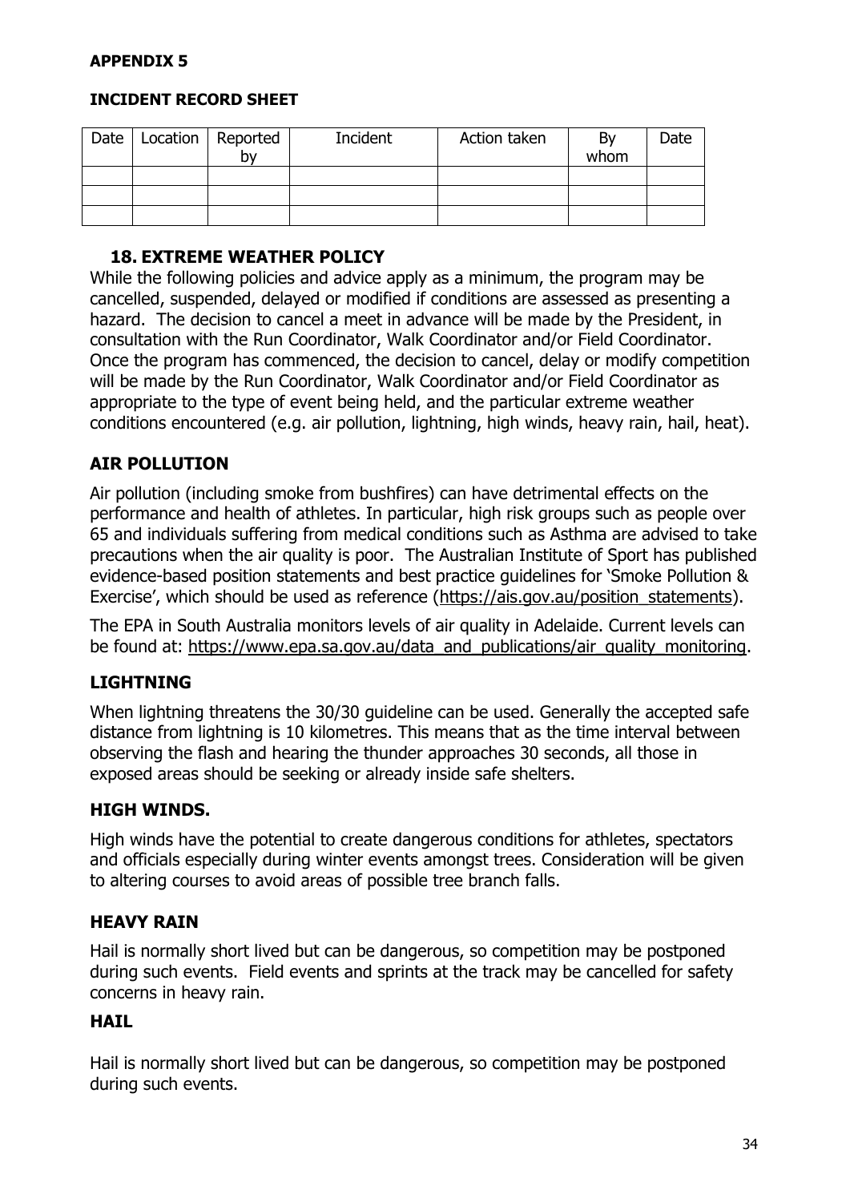**APPENDIX 5**

**INCIDENT RECORD SHEET**

| Date | Location | Reported by | Incident | Action taken | By whom | Date |
|---|---|---|---|---|---|---|
| | | | | | | |
| | | | | | | |
| | | | | | | |

## 18. EXTREME WEATHER POLICY

While the following policies and advice apply as a minimum, the program may be cancelled, suspended, delayed or modified if conditions are assessed as presenting a hazard. The decision to cancel a meet in advance will be made by the President, in consultation with the Run Coordinator, Walk Coordinator and/or Field Coordinator. Once the program has commenced, the decision to cancel, delay or modify competition will be made by the Run Coordinator, Walk Coordinator and/or Field Coordinator as appropriate to the type of event being held, and the particular extreme weather conditions encountered (e.g. air pollution, lightning, high winds, heavy rain, hail, heat).

### AIR POLLUTION

Air pollution (including smoke from bushfires) can have detrimental effects on the performance and health of athletes. In particular, high risk groups such as people over 65 and individuals suffering from medical conditions such as Asthma are advised to take precautions when the air quality is poor. The Australian Institute of Sport has published evidence-based position statements and best practice guidelines for 'Smoke Pollution & Exercise', which should be used as reference (https://ais.gov.au/position_statements).

The EPA in South Australia monitors levels of air quality in Adelaide. Current levels can be found at: https://www.epa.sa.gov.au/data_and_publications/air_quality_monitoring.

### LIGHTNING

When lightning threatens the 30/30 guideline can be used. Generally the accepted safe distance from lightning is 10 kilometres. This means that as the time interval between observing the flash and hearing the thunder approaches 30 seconds, all those in exposed areas should be seeking or already inside safe shelters.

### HIGH WINDS.

High winds have the potential to create dangerous conditions for athletes, spectators and officials especially during winter events amongst trees. Consideration will be given to altering courses to avoid areas of possible tree branch falls.

### HEAVY RAIN

Hail is normally short lived but can be dangerous, so competition may be postponed during such events. Field events and sprints at the track may be cancelled for safety concerns in heavy rain.

### HAIL

Hail is normally short lived but can be dangerous, so competition may be postponed during such events.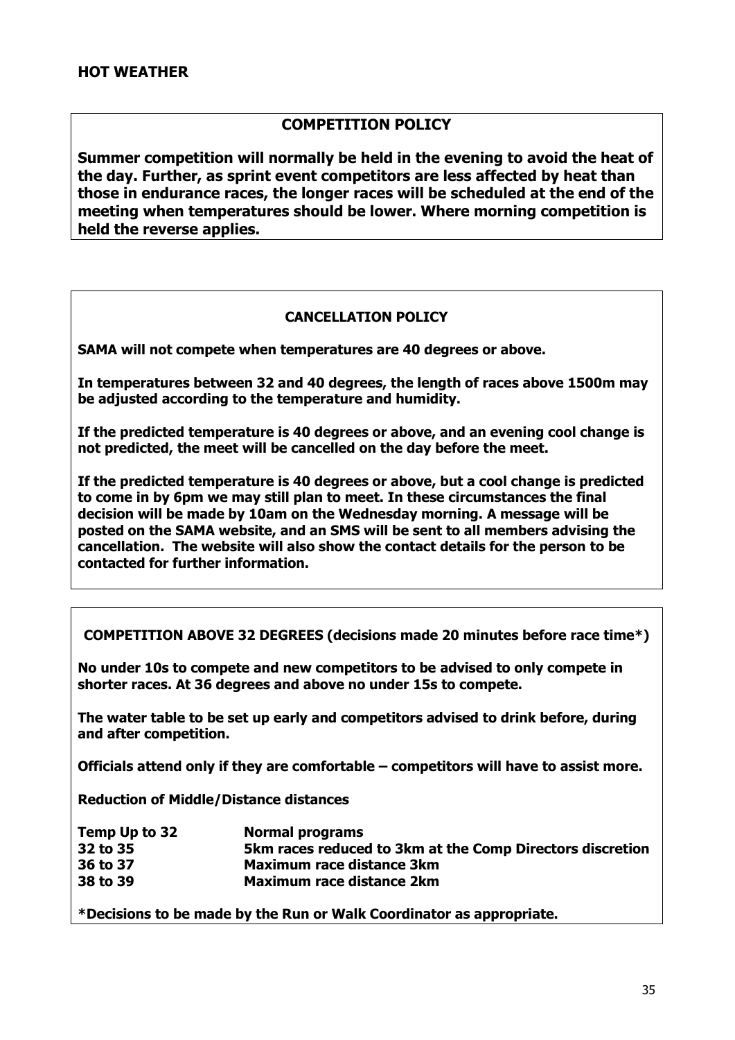## HOT WEATHER

### COMPETITION POLICY

**Summer competition will normally be held in the evening to avoid the heat of the day. Further, as sprint event competitors are less affected by heat than those in endurance races, the longer races will be scheduled at the end of the meeting when temperatures should be lower. Where morning competition is held the reverse applies.**

### CANCELLATION POLICY

**SAMA will not compete when temperatures are 40 degrees or above.**

**In temperatures between 32 and 40 degrees, the length of races above 1500m may be adjusted according to the temperature and humidity.**

**If the predicted temperature is 40 degrees or above, and an evening cool change is not predicted, the meet will be cancelled on the day before the meet.**

**If the predicted temperature is 40 degrees or above, but a cool change is predicted to come in by 6pm we may still plan to meet. In these circumstances the final decision will be made by 10am on the Wednesday morning. A message will be posted on the SAMA website, and an SMS will be sent to all members advising the cancellation. The website will also show the contact details for the person to be contacted for further information.**

### COMPETITION ABOVE 32 DEGREES (decisions made 20 minutes before race time*)

**No under 10s to compete and new competitors to be advised to only compete in shorter races. At 36 degrees and above no under 15s to compete.**

**The water table to be set up early and competitors advised to drink before, during and after competition.**

**Officials attend only if they are comfortable – competitors will have to assist more.**

**Reduction of Middle/Distance distances**

| Temp Up to 32 | Normal programs |
|---|---|
| 32 to 35 | 5km races reduced to 3km at the Comp Directors discretion |
| 36 to 37 | Maximum race distance 3km |
| 38 to 39 | Maximum race distance 2km |

**\*Decisions to be made by the Run or Walk Coordinator as appropriate.**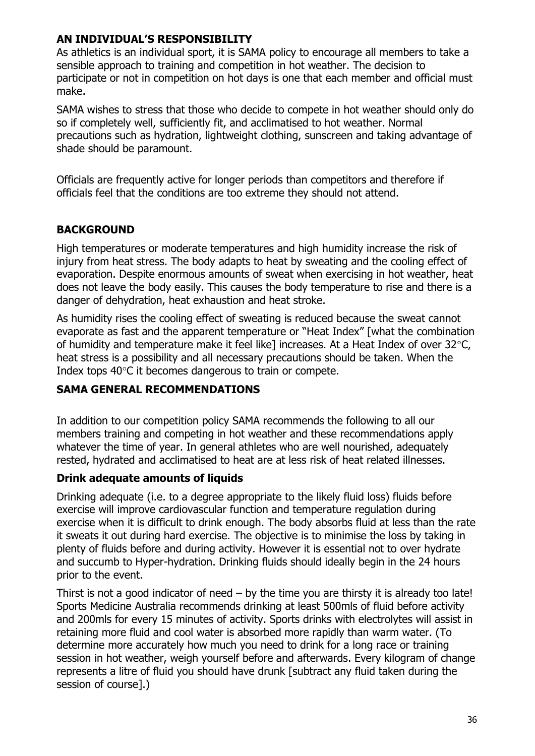## AN INDIVIDUAL'S RESPONSIBILITY

As athletics is an individual sport, it is SAMA policy to encourage all members to take a sensible approach to training and competition in hot weather. The decision to participate or not in competition on hot days is one that each member and official must make.

SAMA wishes to stress that those who decide to compete in hot weather should only do so if completely well, sufficiently fit, and acclimatised to hot weather. Normal precautions such as hydration, lightweight clothing, sunscreen and taking advantage of shade should be paramount.

Officials are frequently active for longer periods than competitors and therefore if officials feel that the conditions are too extreme they should not attend.

## BACKGROUND

High temperatures or moderate temperatures and high humidity increase the risk of injury from heat stress. The body adapts to heat by sweating and the cooling effect of evaporation. Despite enormous amounts of sweat when exercising in hot weather, heat does not leave the body easily. This causes the body temperature to rise and there is a danger of dehydration, heat exhaustion and heat stroke.

As humidity rises the cooling effect of sweating is reduced because the sweat cannot evaporate as fast and the apparent temperature or "Heat Index" [what the combination of humidity and temperature make it feel like] increases. At a Heat Index of over 32°C, heat stress is a possibility and all necessary precautions should be taken. When the Index tops 40°C it becomes dangerous to train or compete.

## SAMA GENERAL RECOMMENDATIONS

In addition to our competition policy SAMA recommends the following to all our members training and competing in hot weather and these recommendations apply whatever the time of year. In general athletes who are well nourished, adequately rested, hydrated and acclimatised to heat are at less risk of heat related illnesses.

### Drink adequate amounts of liquids

Drinking adequate (i.e. to a degree appropriate to the likely fluid loss) fluids before exercise will improve cardiovascular function and temperature regulation during exercise when it is difficult to drink enough. The body absorbs fluid at less than the rate it sweats it out during hard exercise. The objective is to minimise the loss by taking in plenty of fluids before and during activity. However it is essential not to over hydrate and succumb to Hyper-hydration. Drinking fluids should ideally begin in the 24 hours prior to the event.

Thirst is not a good indicator of need – by the time you are thirsty it is already too late! Sports Medicine Australia recommends drinking at least 500mls of fluid before activity and 200mls for every 15 minutes of activity. Sports drinks with electrolytes will assist in retaining more fluid and cool water is absorbed more rapidly than warm water. (To determine more accurately how much you need to drink for a long race or training session in hot weather, weigh yourself before and afterwards. Every kilogram of change represents a litre of fluid you should have drunk [subtract any fluid taken during the session of course].)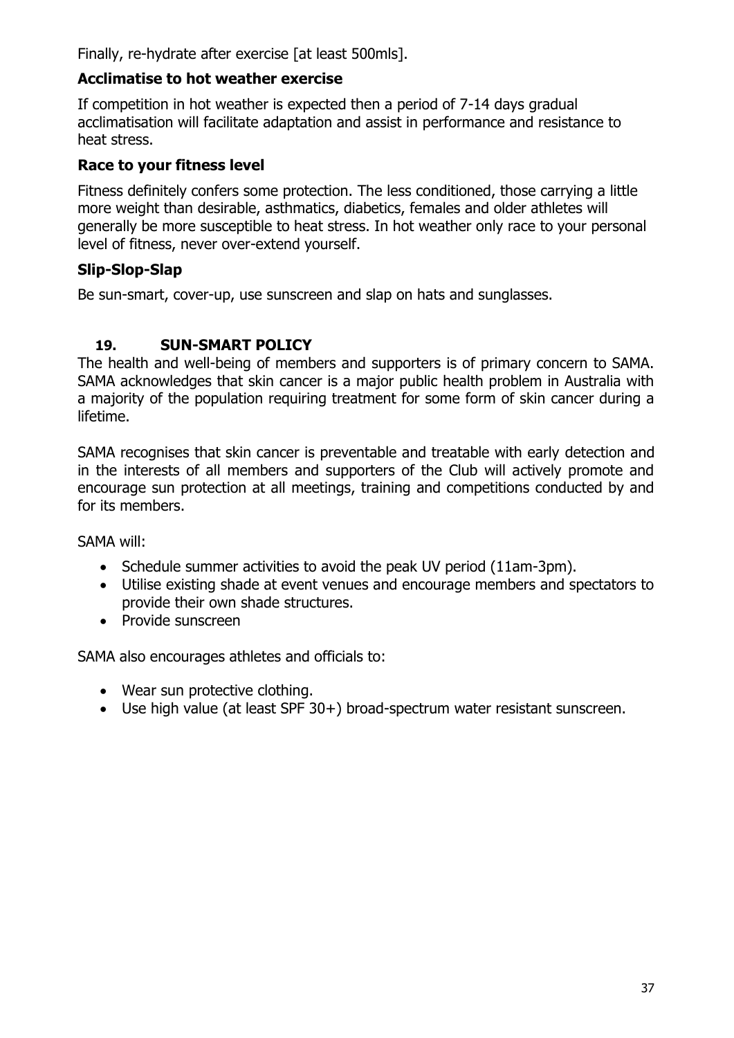Finally, re-hydrate after exercise [at least 500mls].

### Acclimatise to hot weather exercise

If competition in hot weather is expected then a period of 7-14 days gradual acclimatisation will facilitate adaptation and assist in performance and resistance to heat stress.

### Race to your fitness level

Fitness definitely confers some protection. The less conditioned, those carrying a little more weight than desirable, asthmatics, diabetics, females and older athletes will generally be more susceptible to heat stress. In hot weather only race to your personal level of fitness, never over-extend yourself.

### Slip-Slop-Slap

Be sun-smart, cover-up, use sunscreen and slap on hats and sunglasses.

## 19. SUN-SMART POLICY

The health and well-being of members and supporters is of primary concern to SAMA. SAMA acknowledges that skin cancer is a major public health problem in Australia with a majority of the population requiring treatment for some form of skin cancer during a lifetime.

SAMA recognises that skin cancer is preventable and treatable with early detection and in the interests of all members and supporters of the Club will actively promote and encourage sun protection at all meetings, training and competitions conducted by and for its members.

SAMA will:

- Schedule summer activities to avoid the peak UV period (11am-3pm).
- Utilise existing shade at event venues and encourage members and spectators to provide their own shade structures.
- Provide sunscreen

SAMA also encourages athletes and officials to:

- Wear sun protective clothing.
- Use high value (at least SPF 30+) broad-spectrum water resistant sunscreen.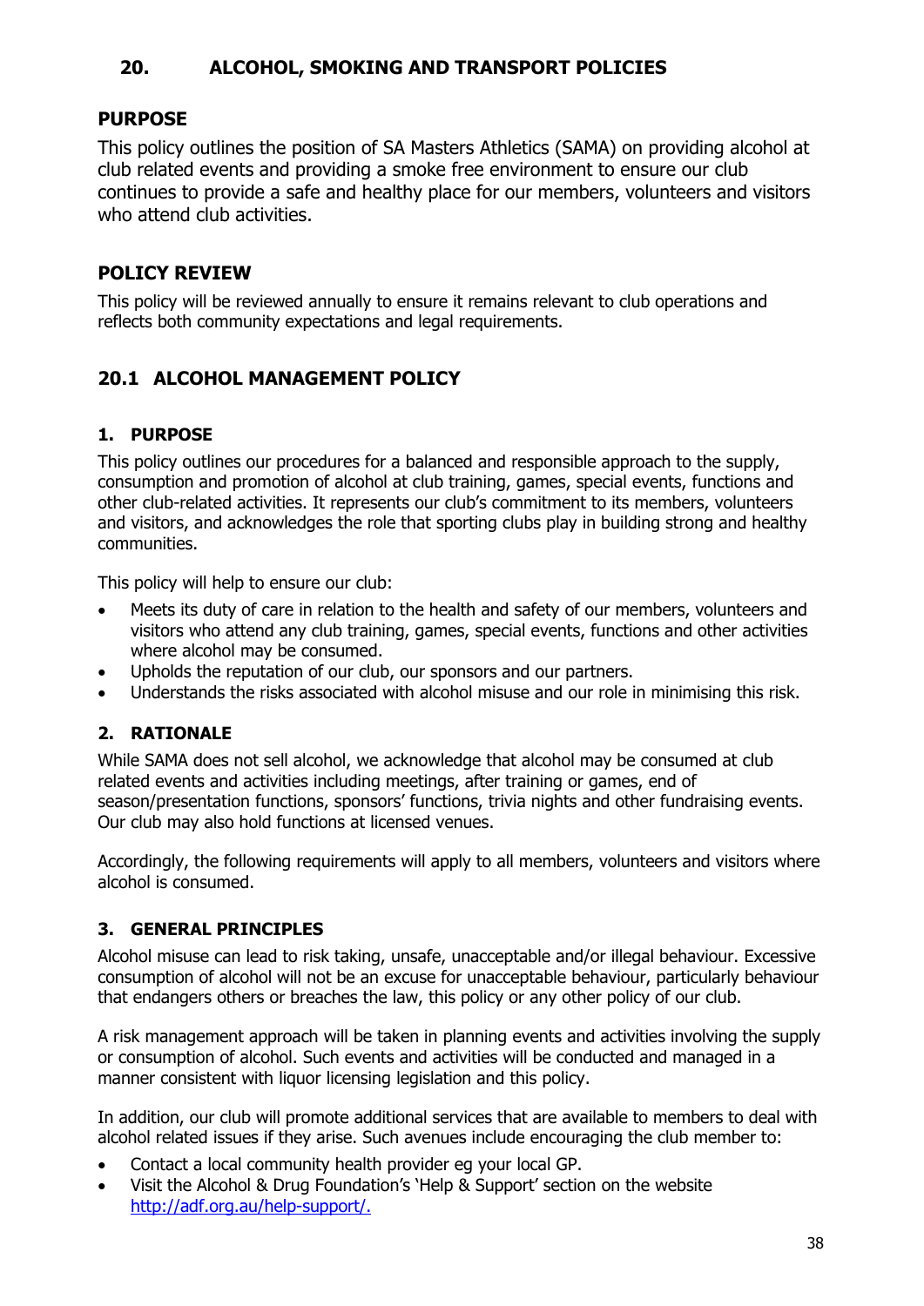## 20. ALCOHOL, SMOKING AND TRANSPORT POLICIES

### PURPOSE

This policy outlines the position of SA Masters Athletics (SAMA) on providing alcohol at club related events and providing a smoke free environment to ensure our club continues to provide a safe and healthy place for our members, volunteers and visitors who attend club activities.

### POLICY REVIEW

This policy will be reviewed annually to ensure it remains relevant to club operations and reflects both community expectations and legal requirements.

### 20.1 ALCOHOL MANAGEMENT POLICY

#### 1. PURPOSE

This policy outlines our procedures for a balanced and responsible approach to the supply, consumption and promotion of alcohol at club training, games, special events, functions and other club-related activities. It represents our club's commitment to its members, volunteers and visitors, and acknowledges the role that sporting clubs play in building strong and healthy communities.

This policy will help to ensure our club:

- Meets its duty of care in relation to the health and safety of our members, volunteers and visitors who attend any club training, games, special events, functions and other activities where alcohol may be consumed.
- Upholds the reputation of our club, our sponsors and our partners.
- Understands the risks associated with alcohol misuse and our role in minimising this risk.

#### 2. RATIONALE

While SAMA does not sell alcohol, we acknowledge that alcohol may be consumed at club related events and activities including meetings, after training or games, end of season/presentation functions, sponsors' functions, trivia nights and other fundraising events. Our club may also hold functions at licensed venues.

Accordingly, the following requirements will apply to all members, volunteers and visitors where alcohol is consumed.

#### 3. GENERAL PRINCIPLES

Alcohol misuse can lead to risk taking, unsafe, unacceptable and/or illegal behaviour. Excessive consumption of alcohol will not be an excuse for unacceptable behaviour, particularly behaviour that endangers others or breaches the law, this policy or any other policy of our club.

A risk management approach will be taken in planning events and activities involving the supply or consumption of alcohol. Such events and activities will be conducted and managed in a manner consistent with liquor licensing legislation and this policy.

In addition, our club will promote additional services that are available to members to deal with alcohol related issues if they arise. Such avenues include encouraging the club member to:

- Contact a local community health provider eg your local GP.
- Visit the Alcohol & Drug Foundation's 'Help & Support' section on the website http://adf.org.au/help-support/.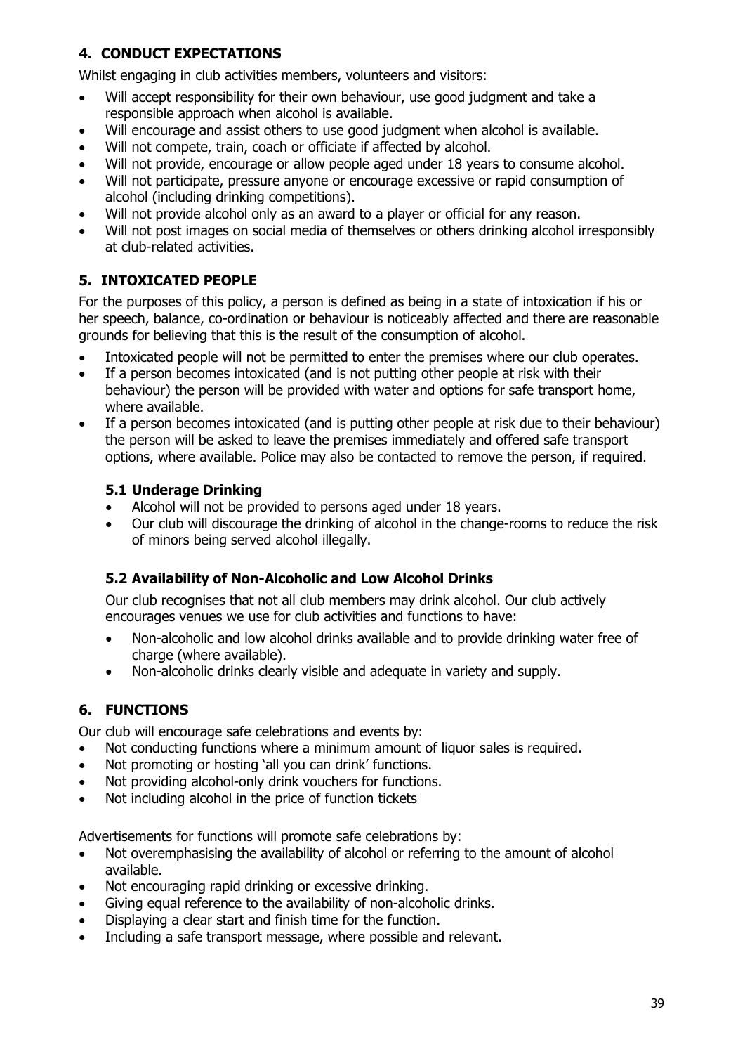## 4. CONDUCT EXPECTATIONS

Whilst engaging in club activities members, volunteers and visitors:

- Will accept responsibility for their own behaviour, use good judgment and take a responsible approach when alcohol is available.
- Will encourage and assist others to use good judgment when alcohol is available.
- Will not compete, train, coach or officiate if affected by alcohol.
- Will not provide, encourage or allow people aged under 18 years to consume alcohol.
- Will not participate, pressure anyone or encourage excessive or rapid consumption of alcohol (including drinking competitions).
- Will not provide alcohol only as an award to a player or official for any reason.
- Will not post images on social media of themselves or others drinking alcohol irresponsibly at club-related activities.

## 5. INTOXICATED PEOPLE

For the purposes of this policy, a person is defined as being in a state of intoxication if his or her speech, balance, co-ordination or behaviour is noticeably affected and there are reasonable grounds for believing that this is the result of the consumption of alcohol.

- Intoxicated people will not be permitted to enter the premises where our club operates.
- If a person becomes intoxicated (and is not putting other people at risk with their behaviour) the person will be provided with water and options for safe transport home, where available.
- If a person becomes intoxicated (and is putting other people at risk due to their behaviour) the person will be asked to leave the premises immediately and offered safe transport options, where available. Police may also be contacted to remove the person, if required.

### 5.1 Underage Drinking

- Alcohol will not be provided to persons aged under 18 years.
- Our club will discourage the drinking of alcohol in the change-rooms to reduce the risk of minors being served alcohol illegally.

### 5.2 Availability of Non-Alcoholic and Low Alcohol Drinks

Our club recognises that not all club members may drink alcohol. Our club actively encourages venues we use for club activities and functions to have:

- Non-alcoholic and low alcohol drinks available and to provide drinking water free of charge (where available).
- Non-alcoholic drinks clearly visible and adequate in variety and supply.

## 6. FUNCTIONS

Our club will encourage safe celebrations and events by:

- Not conducting functions where a minimum amount of liquor sales is required.
- Not promoting or hosting 'all you can drink' functions.
- Not providing alcohol-only drink vouchers for functions.
- Not including alcohol in the price of function tickets

Advertisements for functions will promote safe celebrations by:

- Not overemphasising the availability of alcohol or referring to the amount of alcohol available.
- Not encouraging rapid drinking or excessive drinking.
- Giving equal reference to the availability of non-alcoholic drinks.
- Displaying a clear start and finish time for the function.
- Including a safe transport message, where possible and relevant.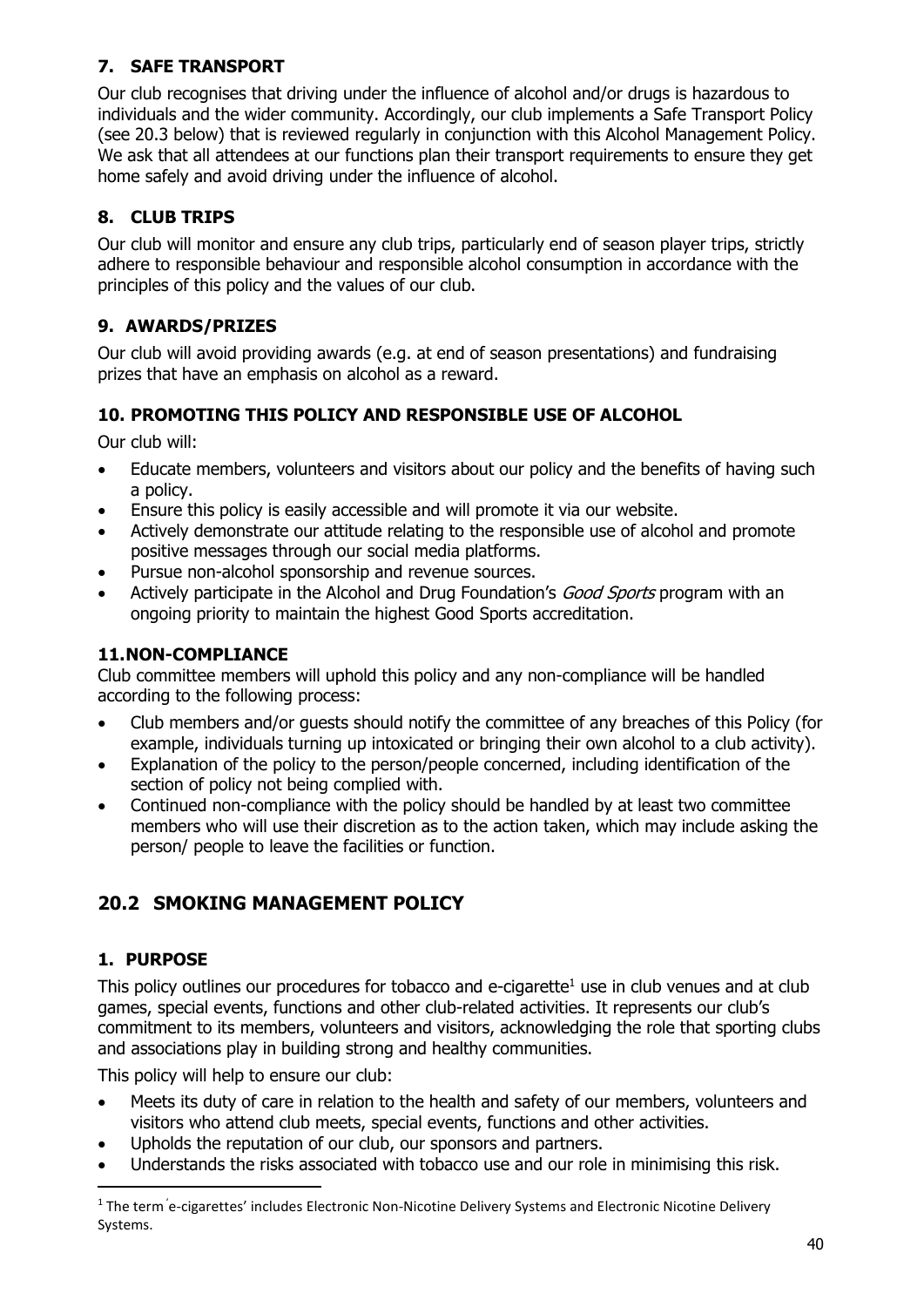### 7. SAFE TRANSPORT

Our club recognises that driving under the influence of alcohol and/or drugs is hazardous to individuals and the wider community. Accordingly, our club implements a Safe Transport Policy (see 20.3 below) that is reviewed regularly in conjunction with this Alcohol Management Policy. We ask that all attendees at our functions plan their transport requirements to ensure they get home safely and avoid driving under the influence of alcohol.

### 8. CLUB TRIPS

Our club will monitor and ensure any club trips, particularly end of season player trips, strictly adhere to responsible behaviour and responsible alcohol consumption in accordance with the principles of this policy and the values of our club.

### 9. AWARDS/PRIZES

Our club will avoid providing awards (e.g. at end of season presentations) and fundraising prizes that have an emphasis on alcohol as a reward.

### 10. PROMOTING THIS POLICY AND RESPONSIBLE USE OF ALCOHOL

Our club will:

- Educate members, volunteers and visitors about our policy and the benefits of having such a policy.
- Ensure this policy is easily accessible and will promote it via our website.
- Actively demonstrate our attitude relating to the responsible use of alcohol and promote positive messages through our social media platforms.
- Pursue non-alcohol sponsorship and revenue sources.
- Actively participate in the Alcohol and Drug Foundation's *Good Sports* program with an ongoing priority to maintain the highest Good Sports accreditation.

### 11. NON-COMPLIANCE

Club committee members will uphold this policy and any non-compliance will be handled according to the following process:

- Club members and/or guests should notify the committee of any breaches of this Policy (for example, individuals turning up intoxicated or bringing their own alcohol to a club activity).
- Explanation of the policy to the person/people concerned, including identification of the section of policy not being complied with.
- Continued non-compliance with the policy should be handled by at least two committee members who will use their discretion as to the action taken, which may include asking the person/ people to leave the facilities or function.

## 20.2 SMOKING MANAGEMENT POLICY

### 1. PURPOSE

This policy outlines our procedures for tobacco and e-cigarette[1] use in club venues and at club games, special events, functions and other club-related activities. It represents our club's commitment to its members, volunteers and visitors, acknowledging the role that sporting clubs and associations play in building strong and healthy communities.

This policy will help to ensure our club:

- Meets its duty of care in relation to the health and safety of our members, volunteers and visitors who attend club meets, special events, functions and other activities.
- Upholds the reputation of our club, our sponsors and partners.
- Understands the risks associated with tobacco use and our role in minimising this risk.

[1] The term 'e-cigarettes' includes Electronic Non-Nicotine Delivery Systems and Electronic Nicotine Delivery Systems.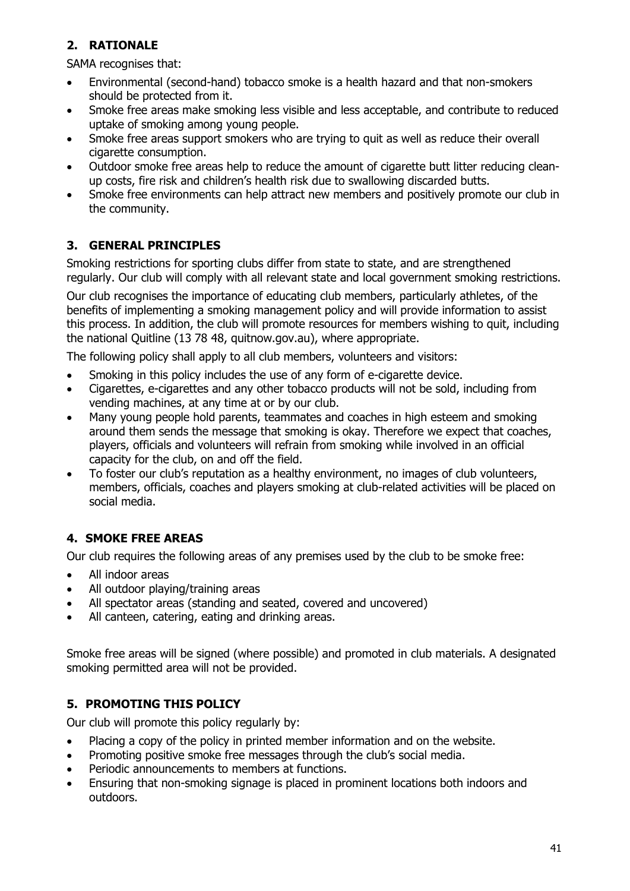## 2. RATIONALE

SAMA recognises that:

- Environmental (second-hand) tobacco smoke is a health hazard and that non-smokers should be protected from it.
- Smoke free areas make smoking less visible and less acceptable, and contribute to reduced uptake of smoking among young people.
- Smoke free areas support smokers who are trying to quit as well as reduce their overall cigarette consumption.
- Outdoor smoke free areas help to reduce the amount of cigarette butt litter reducing clean-up costs, fire risk and children's health risk due to swallowing discarded butts.
- Smoke free environments can help attract new members and positively promote our club in the community.

## 3. GENERAL PRINCIPLES

Smoking restrictions for sporting clubs differ from state to state, and are strengthened regularly. Our club will comply with all relevant state and local government smoking restrictions.

Our club recognises the importance of educating club members, particularly athletes, of the benefits of implementing a smoking management policy and will provide information to assist this process. In addition, the club will promote resources for members wishing to quit, including the national Quitline (13 78 48, quitnow.gov.au), where appropriate.

The following policy shall apply to all club members, volunteers and visitors:

- Smoking in this policy includes the use of any form of e-cigarette device.
- Cigarettes, e-cigarettes and any other tobacco products will not be sold, including from vending machines, at any time at or by our club.
- Many young people hold parents, teammates and coaches in high esteem and smoking around them sends the message that smoking is okay. Therefore we expect that coaches, players, officials and volunteers will refrain from smoking while involved in an official capacity for the club, on and off the field.
- To foster our club's reputation as a healthy environment, no images of club volunteers, members, officials, coaches and players smoking at club-related activities will be placed on social media.

## 4. SMOKE FREE AREAS

Our club requires the following areas of any premises used by the club to be smoke free:

- All indoor areas
- All outdoor playing/training areas
- All spectator areas (standing and seated, covered and uncovered)
- All canteen, catering, eating and drinking areas.

Smoke free areas will be signed (where possible) and promoted in club materials. A designated smoking permitted area will not be provided.

## 5. PROMOTING THIS POLICY

Our club will promote this policy regularly by:

- Placing a copy of the policy in printed member information and on the website.
- Promoting positive smoke free messages through the club's social media.
- Periodic announcements to members at functions.
- Ensuring that non-smoking signage is placed in prominent locations both indoors and outdoors.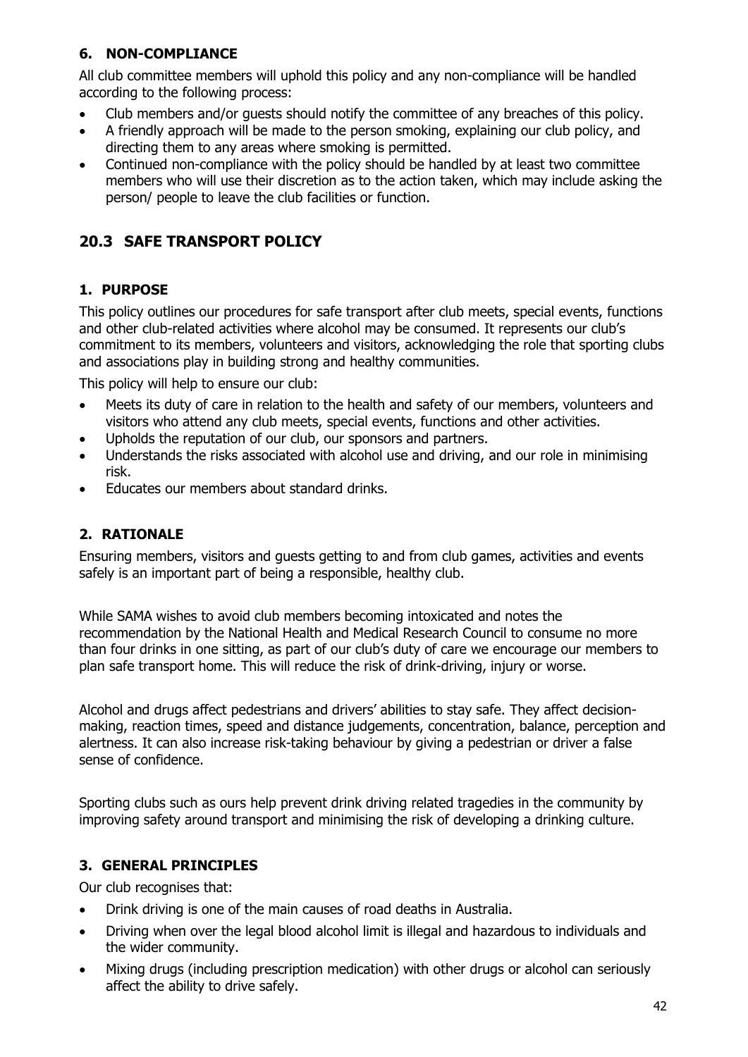### 6. NON-COMPLIANCE

All club committee members will uphold this policy and any non-compliance will be handled according to the following process:

- Club members and/or guests should notify the committee of any breaches of this policy.
- A friendly approach will be made to the person smoking, explaining our club policy, and directing them to any areas where smoking is permitted.
- Continued non-compliance with the policy should be handled by at least two committee members who will use their discretion as to the action taken, which may include asking the person/ people to leave the club facilities or function.

## 20.3 SAFE TRANSPORT POLICY

### 1. PURPOSE

This policy outlines our procedures for safe transport after club meets, special events, functions and other club-related activities where alcohol may be consumed. It represents our club's commitment to its members, volunteers and visitors, acknowledging the role that sporting clubs and associations play in building strong and healthy communities.

This policy will help to ensure our club:

- Meets its duty of care in relation to the health and safety of our members, volunteers and visitors who attend any club meets, special events, functions and other activities.
- Upholds the reputation of our club, our sponsors and partners.
- Understands the risks associated with alcohol use and driving, and our role in minimising risk.
- Educates our members about standard drinks.

### 2. RATIONALE

Ensuring members, visitors and guests getting to and from club games, activities and events safely is an important part of being a responsible, healthy club.

While SAMA wishes to avoid club members becoming intoxicated and notes the recommendation by the National Health and Medical Research Council to consume no more than four drinks in one sitting, as part of our club's duty of care we encourage our members to plan safe transport home. This will reduce the risk of drink-driving, injury or worse.

Alcohol and drugs affect pedestrians and drivers' abilities to stay safe. They affect decision-making, reaction times, speed and distance judgements, concentration, balance, perception and alertness. It can also increase risk-taking behaviour by giving a pedestrian or driver a false sense of confidence.

Sporting clubs such as ours help prevent drink driving related tragedies in the community by improving safety around transport and minimising the risk of developing a drinking culture.

### 3. GENERAL PRINCIPLES

Our club recognises that:

- Drink driving is one of the main causes of road deaths in Australia.
- Driving when over the legal blood alcohol limit is illegal and hazardous to individuals and the wider community.
- Mixing drugs (including prescription medication) with other drugs or alcohol can seriously affect the ability to drive safely.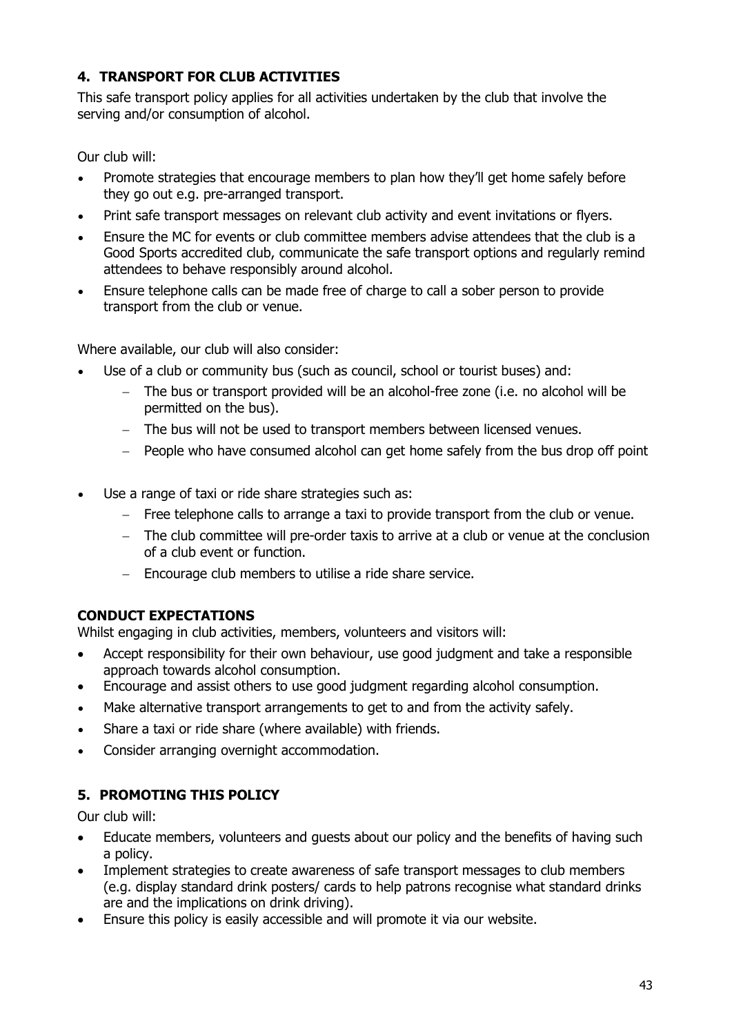## 4. TRANSPORT FOR CLUB ACTIVITIES

This safe transport policy applies for all activities undertaken by the club that involve the serving and/or consumption of alcohol.

Our club will:

- Promote strategies that encourage members to plan how they'll get home safely before they go out e.g. pre-arranged transport.
- Print safe transport messages on relevant club activity and event invitations or flyers.
- Ensure the MC for events or club committee members advise attendees that the club is a Good Sports accredited club, communicate the safe transport options and regularly remind attendees to behave responsibly around alcohol.
- Ensure telephone calls can be made free of charge to call a sober person to provide transport from the club or venue.

Where available, our club will also consider:

- Use of a club or community bus (such as council, school or tourist buses) and:
  - The bus or transport provided will be an alcohol-free zone (i.e. no alcohol will be permitted on the bus).
  - The bus will not be used to transport members between licensed venues.
  - People who have consumed alcohol can get home safely from the bus drop off point
- Use a range of taxi or ride share strategies such as:
  - Free telephone calls to arrange a taxi to provide transport from the club or venue.
  - The club committee will pre-order taxis to arrive at a club or venue at the conclusion of a club event or function.
  - Encourage club members to utilise a ride share service.

### CONDUCT EXPECTATIONS

Whilst engaging in club activities, members, volunteers and visitors will:

- Accept responsibility for their own behaviour, use good judgment and take a responsible approach towards alcohol consumption.
- Encourage and assist others to use good judgment regarding alcohol consumption.
- Make alternative transport arrangements to get to and from the activity safely.
- Share a taxi or ride share (where available) with friends.
- Consider arranging overnight accommodation.

## 5. PROMOTING THIS POLICY

Our club will:

- Educate members, volunteers and guests about our policy and the benefits of having such a policy.
- Implement strategies to create awareness of safe transport messages to club members (e.g. display standard drink posters/ cards to help patrons recognise what standard drinks are and the implications on drink driving).
- Ensure this policy is easily accessible and will promote it via our website.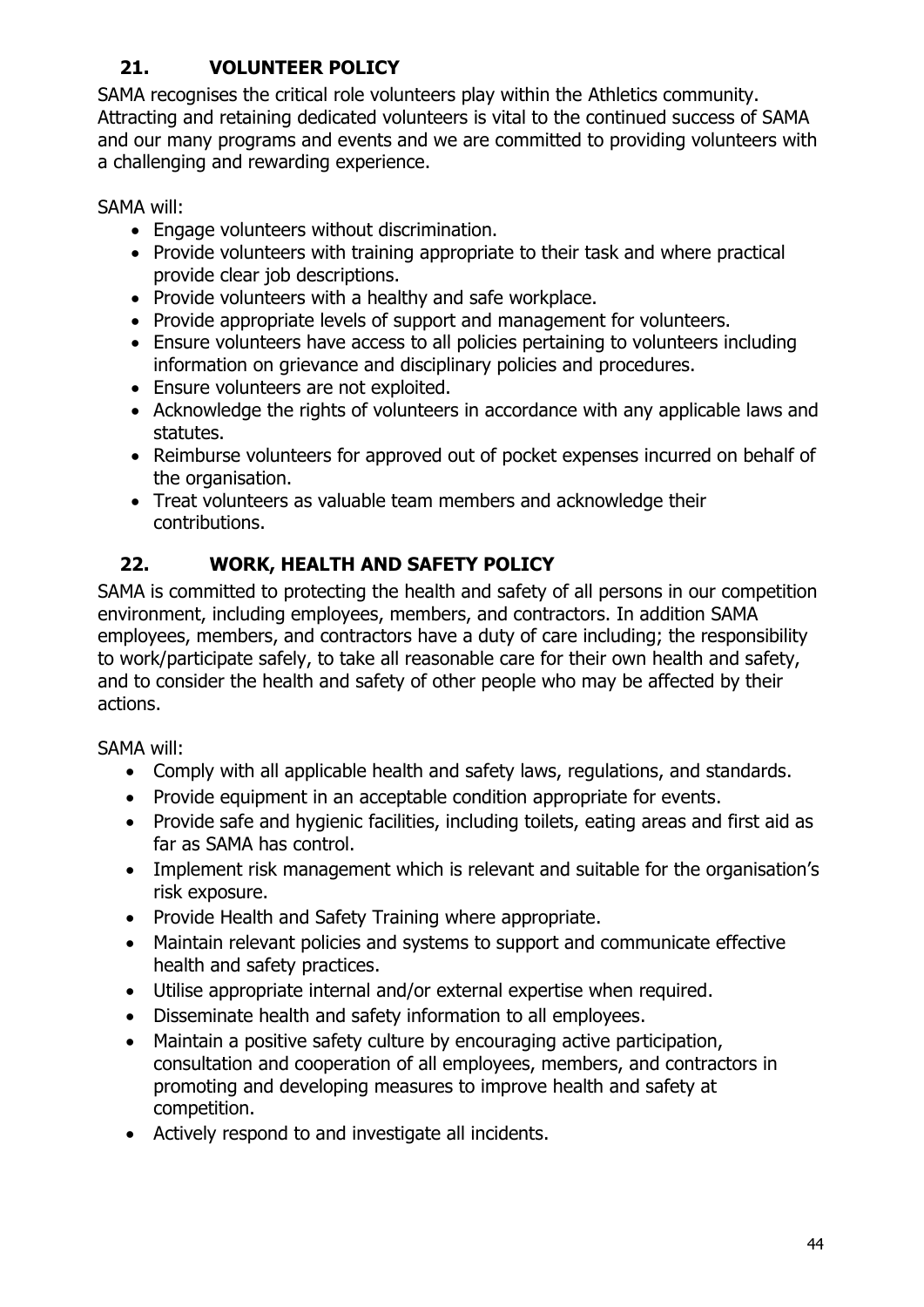## 21. VOLUNTEER POLICY

SAMA recognises the critical role volunteers play within the Athletics community. Attracting and retaining dedicated volunteers is vital to the continued success of SAMA and our many programs and events and we are committed to providing volunteers with a challenging and rewarding experience.

SAMA will:

- Engage volunteers without discrimination.
- Provide volunteers with training appropriate to their task and where practical provide clear job descriptions.
- Provide volunteers with a healthy and safe workplace.
- Provide appropriate levels of support and management for volunteers.
- Ensure volunteers have access to all policies pertaining to volunteers including information on grievance and disciplinary policies and procedures.
- Ensure volunteers are not exploited.
- Acknowledge the rights of volunteers in accordance with any applicable laws and statutes.
- Reimburse volunteers for approved out of pocket expenses incurred on behalf of the organisation.
- Treat volunteers as valuable team members and acknowledge their contributions.

## 22. WORK, HEALTH AND SAFETY POLICY

SAMA is committed to protecting the health and safety of all persons in our competition environment, including employees, members, and contractors. In addition SAMA employees, members, and contractors have a duty of care including; the responsibility to work/participate safely, to take all reasonable care for their own health and safety, and to consider the health and safety of other people who may be affected by their actions.

SAMA will:

- Comply with all applicable health and safety laws, regulations, and standards.
- Provide equipment in an acceptable condition appropriate for events.
- Provide safe and hygienic facilities, including toilets, eating areas and first aid as far as SAMA has control.
- Implement risk management which is relevant and suitable for the organisation's risk exposure.
- Provide Health and Safety Training where appropriate.
- Maintain relevant policies and systems to support and communicate effective health and safety practices.
- Utilise appropriate internal and/or external expertise when required.
- Disseminate health and safety information to all employees.
- Maintain a positive safety culture by encouraging active participation, consultation and cooperation of all employees, members, and contractors in promoting and developing measures to improve health and safety at competition.
- Actively respond to and investigate all incidents.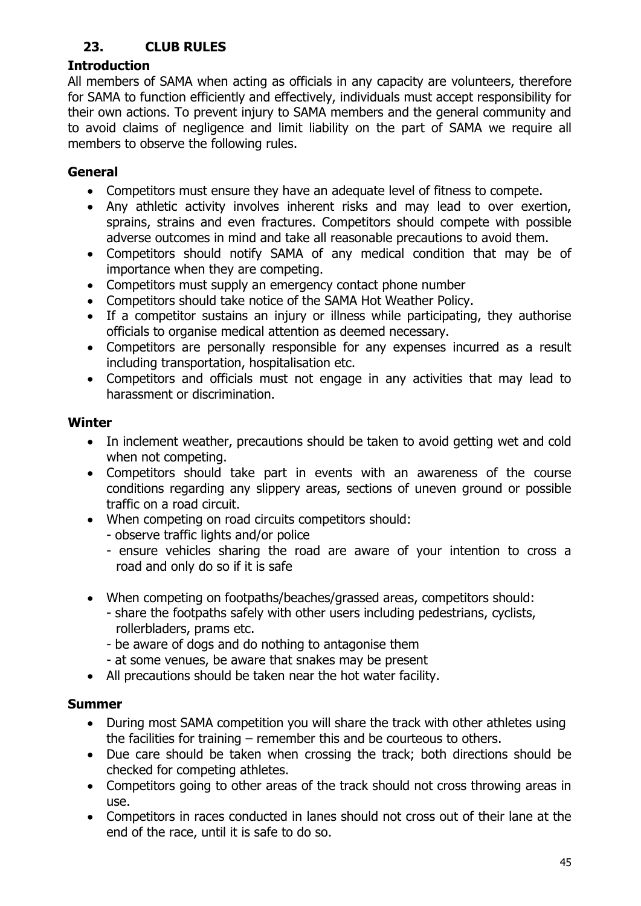## 23. CLUB RULES

### Introduction

All members of SAMA when acting as officials in any capacity are volunteers, therefore for SAMA to function efficiently and effectively, individuals must accept responsibility for their own actions. To prevent injury to SAMA members and the general community and to avoid claims of negligence and limit liability on the part of SAMA we require all members to observe the following rules.

### General

- Competitors must ensure they have an adequate level of fitness to compete.
- Any athletic activity involves inherent risks and may lead to over exertion, sprains, strains and even fractures. Competitors should compete with possible adverse outcomes in mind and take all reasonable precautions to avoid them.
- Competitors should notify SAMA of any medical condition that may be of importance when they are competing.
- Competitors must supply an emergency contact phone number
- Competitors should take notice of the SAMA Hot Weather Policy.
- If a competitor sustains an injury or illness while participating, they authorise officials to organise medical attention as deemed necessary.
- Competitors are personally responsible for any expenses incurred as a result including transportation, hospitalisation etc.
- Competitors and officials must not engage in any activities that may lead to harassment or discrimination.

### Winter

- In inclement weather, precautions should be taken to avoid getting wet and cold when not competing.
- Competitors should take part in events with an awareness of the course conditions regarding any slippery areas, sections of uneven ground or possible traffic on a road circuit.
- When competing on road circuits competitors should:
  - observe traffic lights and/or police
  - ensure vehicles sharing the road are aware of your intention to cross a road and only do so if it is safe
- When competing on footpaths/beaches/grassed areas, competitors should:
  - share the footpaths safely with other users including pedestrians, cyclists, rollerbladers, prams etc.
  - be aware of dogs and do nothing to antagonise them
  - at some venues, be aware that snakes may be present
- All precautions should be taken near the hot water facility.

### Summer

- During most SAMA competition you will share the track with other athletes using the facilities for training – remember this and be courteous to others.
- Due care should be taken when crossing the track; both directions should be checked for competing athletes.
- Competitors going to other areas of the track should not cross throwing areas in use.
- Competitors in races conducted in lanes should not cross out of their lane at the end of the race, until it is safe to do so.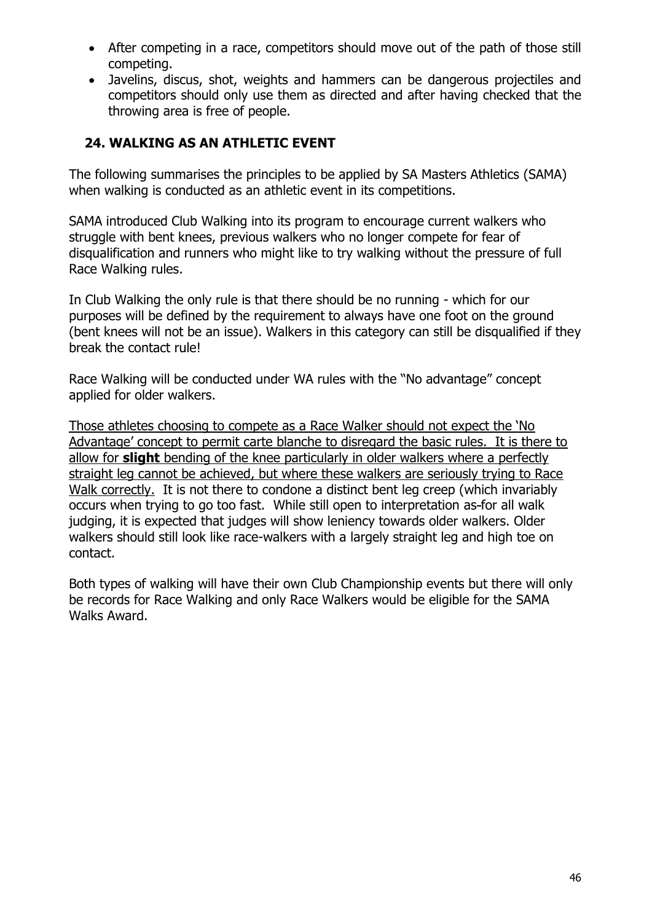- After competing in a race, competitors should move out of the path of those still competing.
- Javelins, discus, shot, weights and hammers can be dangerous projectiles and competitors should only use them as directed and after having checked that the throwing area is free of people.

## 24. WALKING AS AN ATHLETIC EVENT

The following summarises the principles to be applied by SA Masters Athletics (SAMA) when walking is conducted as an athletic event in its competitions.

SAMA introduced Club Walking into its program to encourage current walkers who struggle with bent knees, previous walkers who no longer compete for fear of disqualification and runners who might like to try walking without the pressure of full Race Walking rules.

In Club Walking the only rule is that there should be no running - which for our purposes will be defined by the requirement to always have one foot on the ground (bent knees will not be an issue). Walkers in this category can still be disqualified if they break the contact rule!

Race Walking will be conducted under WA rules with the "No advantage" concept applied for older walkers.

<u>Those athletes choosing to compete as a Race Walker should not expect the 'No Advantage' concept to permit carte blanche to disregard the basic rules. It is there to allow for **slight** bending of the knee particularly in older walkers where a perfectly straight leg cannot be achieved, but where these walkers are seriously trying to Race Walk correctly.</u> It is not there to condone a distinct bent leg creep (which invariably occurs when trying to go too fast. While still open to interpretation as for all walk judging, it is expected that judges will show leniency towards older walkers. Older walkers should still look like race-walkers with a largely straight leg and high toe on contact.

Both types of walking will have their own Club Championship events but there will only be records for Race Walking and only Race Walkers would be eligible for the SAMA Walks Award.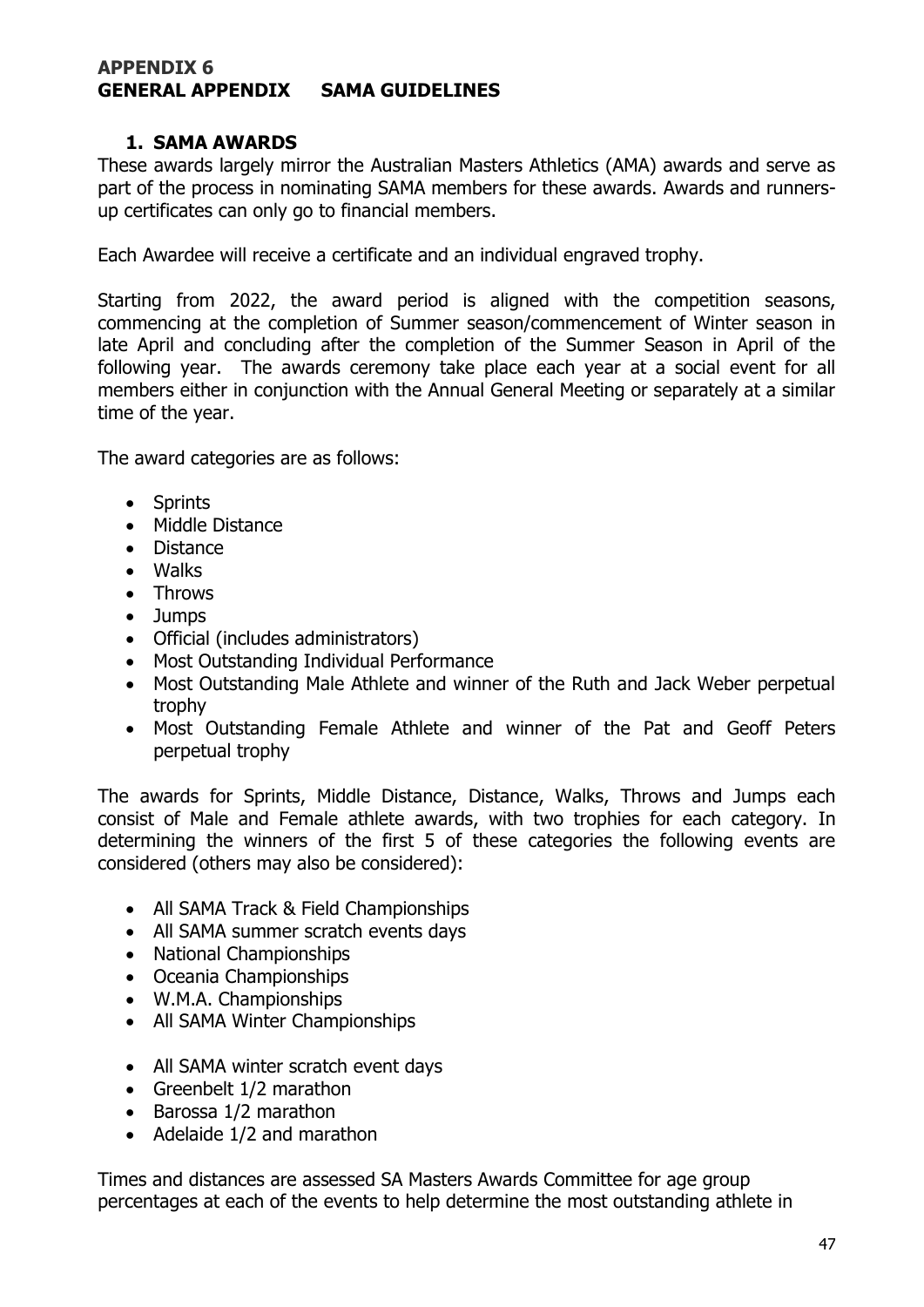**APPENDIX 6**
**GENERAL APPENDIX SAMA GUIDELINES**

## 1. SAMA AWARDS

These awards largely mirror the Australian Masters Athletics (AMA) awards and serve as part of the process in nominating SAMA members for these awards. Awards and runners-up certificates can only go to financial members.

Each Awardee will receive a certificate and an individual engraved trophy.

Starting from 2022, the award period is aligned with the competition seasons, commencing at the completion of Summer season/commencement of Winter season in late April and concluding after the completion of the Summer Season in April of the following year. The awards ceremony take place each year at a social event for all members either in conjunction with the Annual General Meeting or separately at a similar time of the year.

The award categories are as follows:

- Sprints
- Middle Distance
- Distance
- Walks
- Throws
- Jumps
- Official (includes administrators)
- Most Outstanding Individual Performance
- Most Outstanding Male Athlete and winner of the Ruth and Jack Weber perpetual trophy
- Most Outstanding Female Athlete and winner of the Pat and Geoff Peters perpetual trophy

The awards for Sprints, Middle Distance, Distance, Walks, Throws and Jumps each consist of Male and Female athlete awards, with two trophies for each category. In determining the winners of the first 5 of these categories the following events are considered (others may also be considered):

- All SAMA Track & Field Championships
- All SAMA summer scratch events days
- National Championships
- Oceania Championships
- W.M.A. Championships
- All SAMA Winter Championships

- All SAMA winter scratch event days
- Greenbelt 1/2 marathon
- Barossa 1/2 marathon
- Adelaide 1/2 and marathon

Times and distances are assessed SA Masters Awards Committee for age group percentages at each of the events to help determine the most outstanding athlete in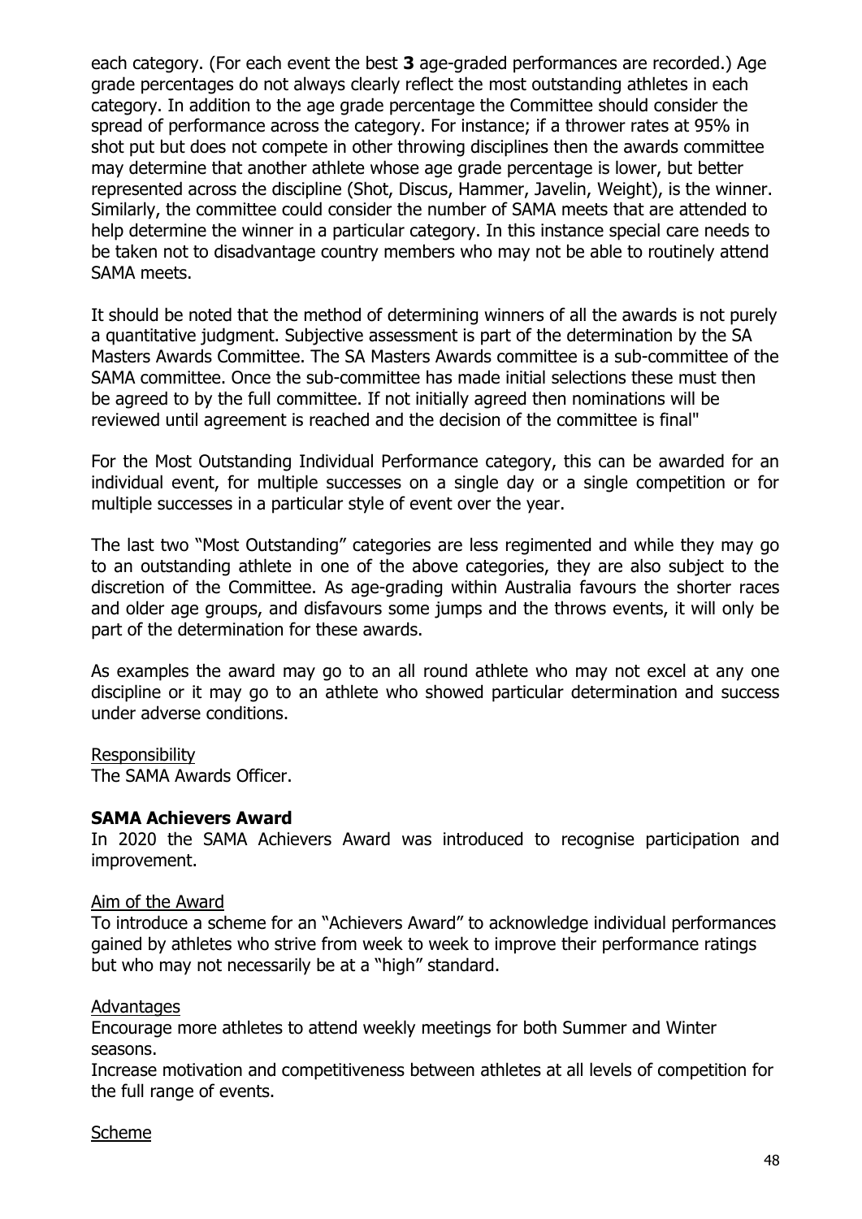each category. (For each event the best **3** age-graded performances are recorded.) Age grade percentages do not always clearly reflect the most outstanding athletes in each category. In addition to the age grade percentage the Committee should consider the spread of performance across the category. For instance; if a thrower rates at 95% in shot put but does not compete in other throwing disciplines then the awards committee may determine that another athlete whose age grade percentage is lower, but better represented across the discipline (Shot, Discus, Hammer, Javelin, Weight), is the winner. Similarly, the committee could consider the number of SAMA meets that are attended to help determine the winner in a particular category. In this instance special care needs to be taken not to disadvantage country members who may not be able to routinely attend SAMA meets.

It should be noted that the method of determining winners of all the awards is not purely a quantitative judgment. Subjective assessment is part of the determination by the SA Masters Awards Committee. The SA Masters Awards committee is a sub-committee of the SAMA committee. Once the sub-committee has made initial selections these must then be agreed to by the full committee. If not initially agreed then nominations will be reviewed until agreement is reached and the decision of the committee is final"

For the Most Outstanding Individual Performance category, this can be awarded for an individual event, for multiple successes on a single day or a single competition or for multiple successes in a particular style of event over the year.

The last two "Most Outstanding" categories are less regimented and while they may go to an outstanding athlete in one of the above categories, they are also subject to the discretion of the Committee. As age-grading within Australia favours the shorter races and older age groups, and disfavours some jumps and the throws events, it will only be part of the determination for these awards.

As examples the award may go to an all round athlete who may not excel at any one discipline or it may go to an athlete who showed particular determination and success under adverse conditions.

Responsibility
The SAMA Awards Officer.

**SAMA Achievers Award**

In 2020 the SAMA Achievers Award was introduced to recognise participation and improvement.

Aim of the Award

To introduce a scheme for an "Achievers Award" to acknowledge individual performances gained by athletes who strive from week to week to improve their performance ratings but who may not necessarily be at a "high" standard.

Advantages

Encourage more athletes to attend weekly meetings for both Summer and Winter seasons.

Increase motivation and competitiveness between athletes at all levels of competition for the full range of events.

Scheme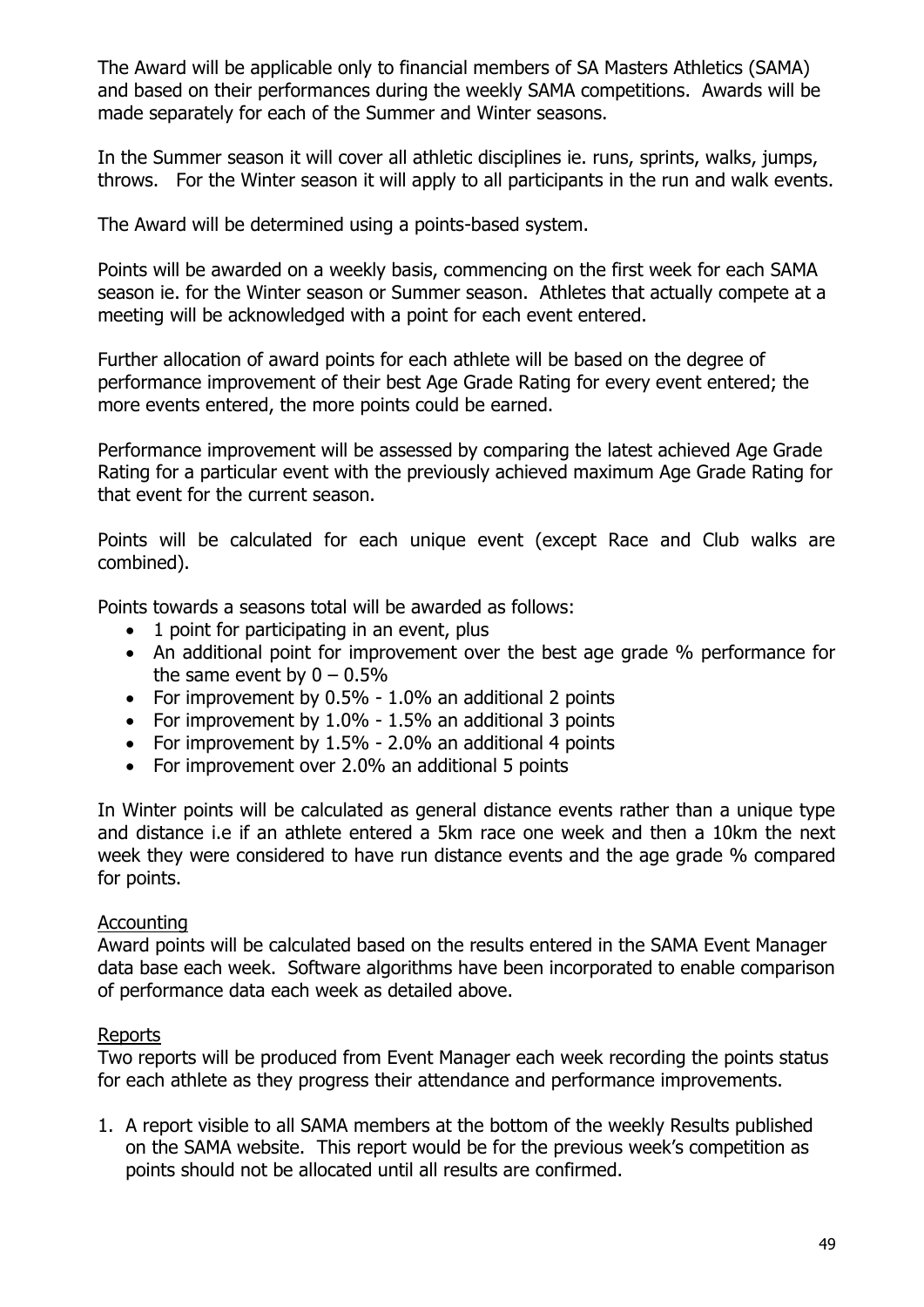The Award will be applicable only to financial members of SA Masters Athletics (SAMA) and based on their performances during the weekly SAMA competitions. Awards will be made separately for each of the Summer and Winter seasons.

In the Summer season it will cover all athletic disciplines ie. runs, sprints, walks, jumps, throws. For the Winter season it will apply to all participants in the run and walk events.

The Award will be determined using a points-based system.

Points will be awarded on a weekly basis, commencing on the first week for each SAMA season ie. for the Winter season or Summer season. Athletes that actually compete at a meeting will be acknowledged with a point for each event entered.

Further allocation of award points for each athlete will be based on the degree of performance improvement of their best Age Grade Rating for every event entered; the more events entered, the more points could be earned.

Performance improvement will be assessed by comparing the latest achieved Age Grade Rating for a particular event with the previously achieved maximum Age Grade Rating for that event for the current season.

Points will be calculated for each unique event (except Race and Club walks are combined).

Points towards a seasons total will be awarded as follows:

- 1 point for participating in an event, plus
- An additional point for improvement over the best age grade % performance for the same event by 0 – 0.5%
- For improvement by 0.5% - 1.0% an additional 2 points
- For improvement by 1.0% - 1.5% an additional 3 points
- For improvement by 1.5% - 2.0% an additional 4 points
- For improvement over 2.0% an additional 5 points

In Winter points will be calculated as general distance events rather than a unique type and distance i.e if an athlete entered a 5km race one week and then a 10km the next week they were considered to have run distance events and the age grade % compared for points.

<u>Accounting</u>

Award points will be calculated based on the results entered in the SAMA Event Manager data base each week. Software algorithms have been incorporated to enable comparison of performance data each week as detailed above.

<u>Reports</u>

Two reports will be produced from Event Manager each week recording the points status for each athlete as they progress their attendance and performance improvements.

1. A report visible to all SAMA members at the bottom of the weekly Results published on the SAMA website. This report would be for the previous week's competition as points should not be allocated until all results are confirmed.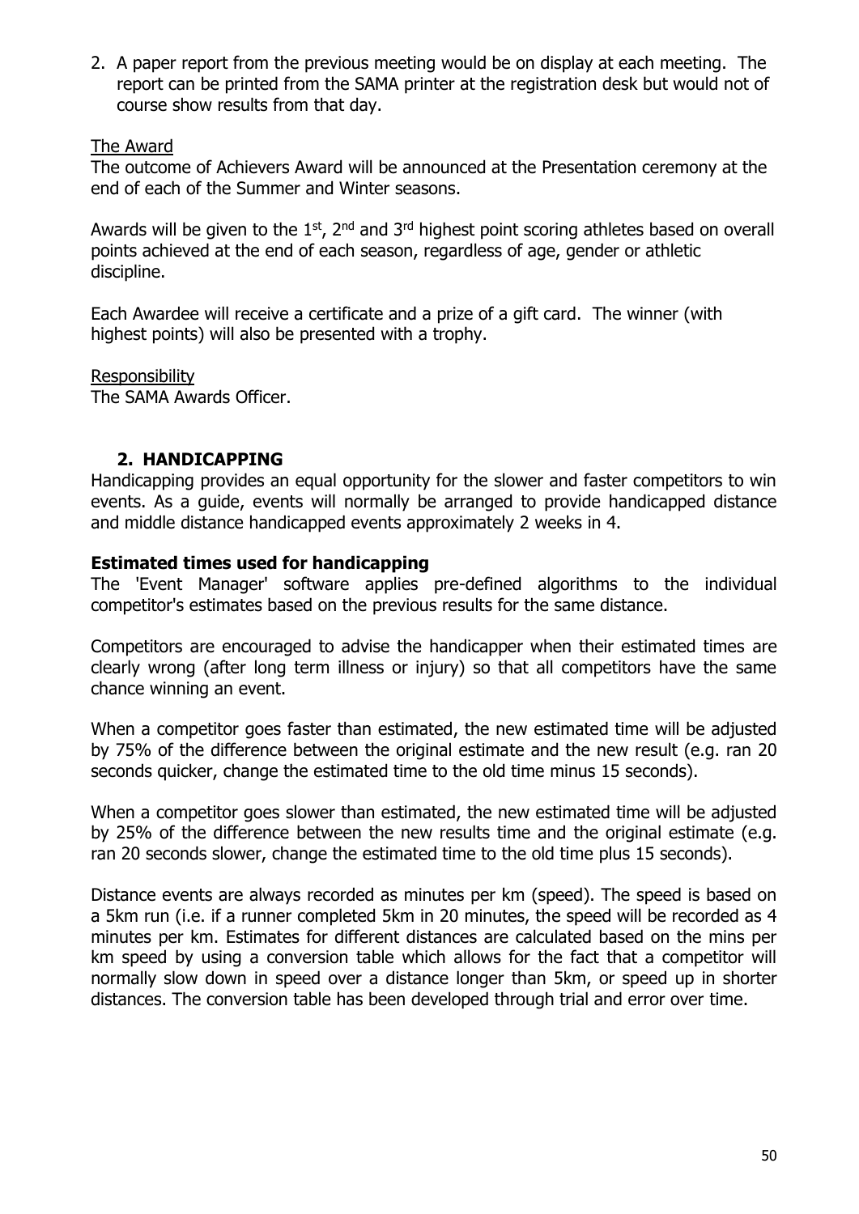2. A paper report from the previous meeting would be on display at each meeting. The report can be printed from the SAMA printer at the registration desk but would not of course show results from that day.

The Award

The outcome of Achievers Award will be announced at the Presentation ceremony at the end of each of the Summer and Winter seasons.

Awards will be given to the 1st, 2nd and 3rd highest point scoring athletes based on overall points achieved at the end of each season, regardless of age, gender or athletic discipline.

Each Awardee will receive a certificate and a prize of a gift card. The winner (with highest points) will also be presented with a trophy.

Responsibility

The SAMA Awards Officer.

## 2. HANDICAPPING

Handicapping provides an equal opportunity for the slower and faster competitors to win events. As a guide, events will normally be arranged to provide handicapped distance and middle distance handicapped events approximately 2 weeks in 4.

### Estimated times used for handicapping

The 'Event Manager' software applies pre-defined algorithms to the individual competitor's estimates based on the previous results for the same distance.

Competitors are encouraged to advise the handicapper when their estimated times are clearly wrong (after long term illness or injury) so that all competitors have the same chance winning an event.

When a competitor goes faster than estimated, the new estimated time will be adjusted by 75% of the difference between the original estimate and the new result (e.g. ran 20 seconds quicker, change the estimated time to the old time minus 15 seconds).

When a competitor goes slower than estimated, the new estimated time will be adjusted by 25% of the difference between the new results time and the original estimate (e.g. ran 20 seconds slower, change the estimated time to the old time plus 15 seconds).

Distance events are always recorded as minutes per km (speed). The speed is based on a 5km run (i.e. if a runner completed 5km in 20 minutes, the speed will be recorded as 4 minutes per km. Estimates for different distances are calculated based on the mins per km speed by using a conversion table which allows for the fact that a competitor will normally slow down in speed over a distance longer than 5km, or speed up in shorter distances. The conversion table has been developed through trial and error over time.